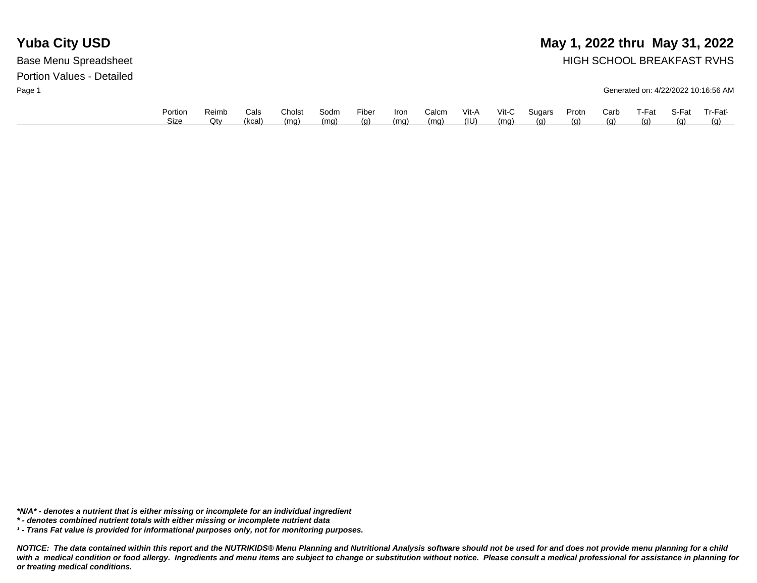# Yuba City USD

**May 1, 2022 thru May 31, 2022**

Base Menu Spreadsheet

HIGH SCHOOL BREAKFAST RVHS

Portion Values - Detailed

Generated on: 4/22/2022 10:16:56 AM

| | Portion Size | Reimb Qty | Cals (kcal) | Cholst (mg) | Sodm (mg) | Fiber (g) | Iron (mg) | Calcm (mg) | Vit-A (IU) | Vit-C (mg) | Sugars (g) | Protn (g) | Carb (g) | T-Fat (g) | S-Fat (g) | Tr-Fat[1] (g) |
|---|---|---|---|---|---|---|---|---|---|---|---|---|---|---|---|---|

***N/A* - denotes a nutrient that is either missing or incomplete for an individual ingredient**

***\* - denotes combined nutrient totals with either missing or incomplete nutrient data***

***[1] - Trans Fat value is provided for informational purposes only, not for monitoring purposes.***

***NOTICE: The data contained within this report and the NUTRIKIDS® Menu Planning and Nutritional Analysis software should not be used for and does not provide menu planning for a child with a medical condition or food allergy. Ingredients and menu items are subject to change or substitution without notice. Please consult a medical professional for assistance in planning for or treating medical conditions.***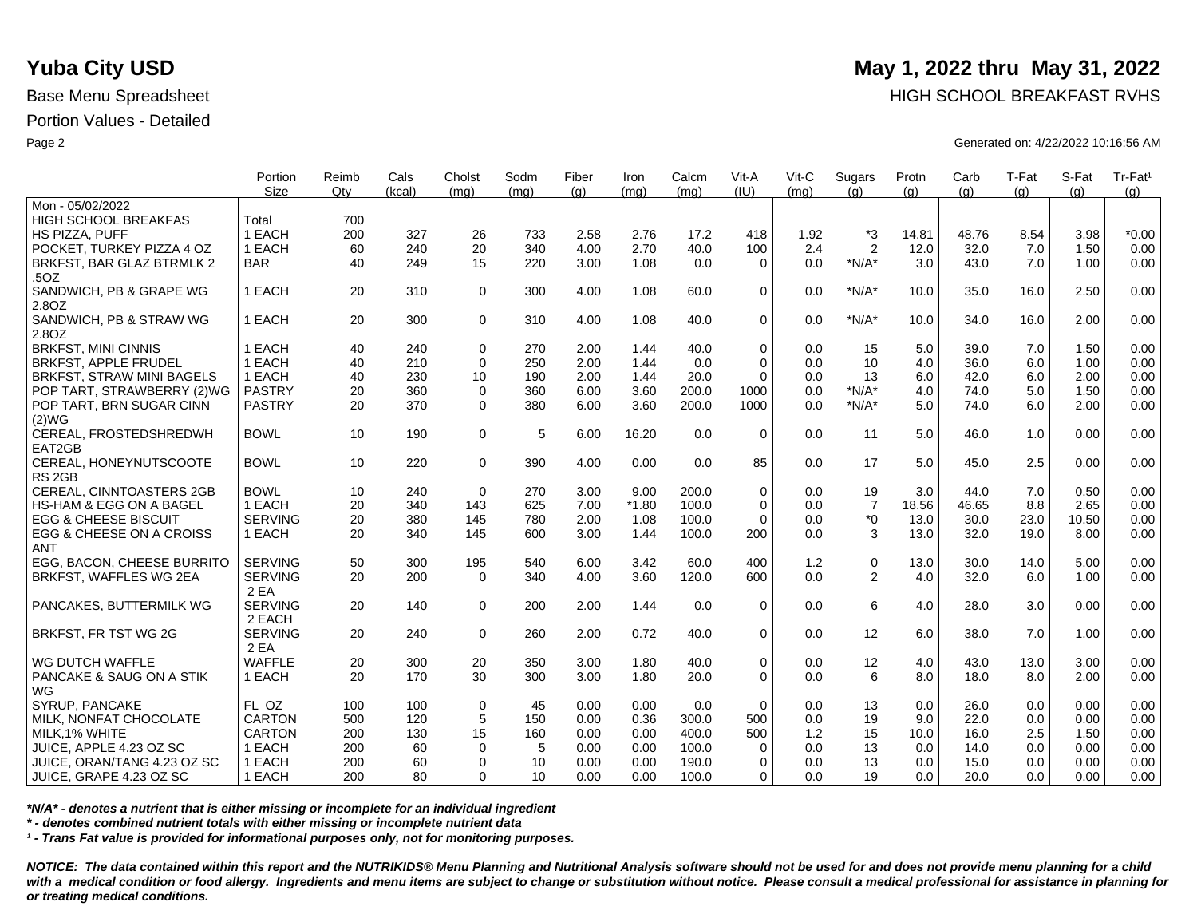# Yuba City USD

**May 1, 2022 thru May 31, 2022**

Base Menu Spreadsheet

HIGH SCHOOL BREAKFAST RVHS

Portion Values - Detailed

Generated on: 4/22/2022 10:16:56 AM

| | Portion Size | Reimb Qty | Cals (kcal) | Cholst (mg) | Sodm (mg) | Fiber (g) | Iron (mg) | Calcm (mg) | Vit-A (IU) | Vit-C (mg) | Sugars (g) | Protn (g) | Carb (g) | T-Fat (g) | S-Fat (g) | Tr-Fat¹ (g) |
|---|---|---|---|---|---|---|---|---|---|---|---|---|---|---|---|---|
| Mon - 05/02/2022 | | | | | | | | | | | | | | | | |
| HIGH SCHOOL BREAKFAS | Total | 700 | | | | | | | | | | | | | | |
| HS PIZZA, PUFF | 1 EACH | 200 | 327 | 26 | 733 | 2.58 | 2.76 | 17.2 | 418 | 1.92 | *3 | 14.81 | 48.76 | 8.54 | 3.98 | *0.00 |
| POCKET, TURKEY PIZZA 4 OZ | 1 EACH | 60 | 240 | 20 | 340 | 4.00 | 2.70 | 40.0 | 100 | 2.4 | 2 | 12.0 | 32.0 | 7.0 | 1.50 | 0.00 |
| BRKFST, BAR GLAZ BTRMLK 2 .5OZ | BAR | 40 | 249 | 15 | 220 | 3.00 | 1.08 | 0.0 | 0 | 0.0 | *N/A* | 3.0 | 43.0 | 7.0 | 1.00 | 0.00 |
| SANDWICH, PB & GRAPE WG 2.8OZ | 1 EACH | 20 | 310 | 0 | 300 | 4.00 | 1.08 | 60.0 | 0 | 0.0 | *N/A* | 10.0 | 35.0 | 16.0 | 2.50 | 0.00 |
| SANDWICH, PB & STRAW WG 2.8OZ | 1 EACH | 20 | 300 | 0 | 310 | 4.00 | 1.08 | 40.0 | 0 | 0.0 | *N/A* | 10.0 | 34.0 | 16.0 | 2.00 | 0.00 |
| BRKFST, MINI CINNIS | 1 EACH | 40 | 240 | 0 | 270 | 2.00 | 1.44 | 40.0 | 0 | 0.0 | 15 | 5.0 | 39.0 | 7.0 | 1.50 | 0.00 |
| BRKFST, APPLE FRUDEL | 1 EACH | 40 | 210 | 0 | 250 | 2.00 | 1.44 | 0.0 | 0 | 0.0 | 10 | 4.0 | 36.0 | 6.0 | 1.00 | 0.00 |
| BRKFST, STRAW MINI BAGELS | 1 EACH | 40 | 230 | 10 | 190 | 2.00 | 1.44 | 20.0 | 0 | 0.0 | 13 | 6.0 | 42.0 | 6.0 | 2.00 | 0.00 |
| POP TART, STRAWBERRY (2)WG | PASTRY | 20 | 360 | 0 | 360 | 6.00 | 3.60 | 200.0 | 1000 | 0.0 | *N/A* | 4.0 | 74.0 | 5.0 | 1.50 | 0.00 |
| POP TART, BRN SUGAR CINN (2)WG | PASTRY | 20 | 370 | 0 | 380 | 6.00 | 3.60 | 200.0 | 1000 | 0.0 | *N/A* | 5.0 | 74.0 | 6.0 | 2.00 | 0.00 |
| CEREAL, FROSTEDSHREDWH EAT2GB | BOWL | 10 | 190 | 0 | 5 | 6.00 | 16.20 | 0.0 | 0 | 0.0 | 11 | 5.0 | 46.0 | 1.0 | 0.00 | 0.00 |
| CEREAL, HONEYNUTSCOOTE RS 2GB | BOWL | 10 | 220 | 0 | 390 | 4.00 | 0.00 | 0.0 | 85 | 0.0 | 17 | 5.0 | 45.0 | 2.5 | 0.00 | 0.00 |
| CEREAL, CINNTOASTERS 2GB | BOWL | 10 | 240 | 0 | 270 | 3.00 | 9.00 | 200.0 | 0 | 0.0 | 19 | 3.0 | 44.0 | 7.0 | 0.50 | 0.00 |
| HS-HAM & EGG ON A BAGEL | 1 EACH | 20 | 340 | 143 | 625 | 7.00 | *1.80 | 100.0 | 0 | 0.0 | 7 | 18.56 | 46.65 | 8.8 | 2.65 | 0.00 |
| EGG & CHEESE BISCUIT | SERVING | 20 | 380 | 145 | 780 | 2.00 | 1.08 | 100.0 | 0 | 0.0 | *0 | 13.0 | 30.0 | 23.0 | 10.50 | 0.00 |
| EGG & CHEESE ON A CROISS ANT | 1 EACH | 20 | 340 | 145 | 600 | 3.00 | 1.44 | 100.0 | 200 | 0.0 | 3 | 13.0 | 32.0 | 19.0 | 8.00 | 0.00 |
| EGG, BACON, CHEESE BURRITO | SERVING | 50 | 300 | 195 | 540 | 6.00 | 3.42 | 60.0 | 400 | 1.2 | 0 | 13.0 | 30.0 | 14.0 | 5.00 | 0.00 |
| BRKFST, WAFFLES WG 2EA | SERVING 2 EA | 20 | 200 | 0 | 340 | 4.00 | 3.60 | 120.0 | 600 | 0.0 | 2 | 4.0 | 32.0 | 6.0 | 1.00 | 0.00 |
| PANCAKES, BUTTERMILK WG | SERVING 2 EACH | 20 | 140 | 0 | 200 | 2.00 | 1.44 | 0.0 | 0 | 0.0 | 6 | 4.0 | 28.0 | 3.0 | 0.00 | 0.00 |
| BRKFST, FR TST WG 2G | SERVING 2 EA | 20 | 240 | 0 | 260 | 2.00 | 0.72 | 40.0 | 0 | 0.0 | 12 | 6.0 | 38.0 | 7.0 | 1.00 | 0.00 |
| WG DUTCH WAFFLE | WAFFLE | 20 | 300 | 20 | 350 | 3.00 | 1.80 | 40.0 | 0 | 0.0 | 12 | 4.0 | 43.0 | 13.0 | 3.00 | 0.00 |
| PANCAKE & SAUG ON A STIK WG | 1 EACH | 20 | 170 | 30 | 300 | 3.00 | 1.80 | 20.0 | 0 | 0.0 | 6 | 8.0 | 18.0 | 8.0 | 2.00 | 0.00 |
| SYRUP, PANCAKE | FL OZ | 100 | 100 | 0 | 45 | 0.00 | 0.00 | 0.0 | 0 | 0.0 | 13 | 0.0 | 26.0 | 0.0 | 0.00 | 0.00 |
| MILK, NONFAT CHOCOLATE | CARTON | 500 | 120 | 5 | 150 | 0.00 | 0.36 | 300.0 | 500 | 0.0 | 19 | 9.0 | 22.0 | 0.0 | 0.00 | 0.00 |
| MILK,1% WHITE | CARTON | 200 | 130 | 15 | 160 | 0.00 | 0.00 | 400.0 | 500 | 1.2 | 15 | 10.0 | 16.0 | 2.5 | 1.50 | 0.00 |
| JUICE, APPLE 4.23 OZ SC | 1 EACH | 200 | 60 | 0 | 5 | 0.00 | 0.00 | 100.0 | 0 | 0.0 | 13 | 0.0 | 14.0 | 0.0 | 0.00 | 0.00 |
| JUICE, ORAN/TANG 4.23 OZ SC | 1 EACH | 200 | 60 | 0 | 10 | 0.00 | 0.00 | 190.0 | 0 | 0.0 | 13 | 0.0 | 15.0 | 0.0 | 0.00 | 0.00 |
| JUICE, GRAPE 4.23 OZ SC | 1 EACH | 200 | 80 | 0 | 10 | 0.00 | 0.00 | 100.0 | 0 | 0.0 | 19 | 0.0 | 20.0 | 0.0 | 0.00 | 0.00 |

***N/A* - denotes a nutrient that is either missing or incomplete for an individual ingredient***

***\* - denotes combined nutrient totals with either missing or incomplete nutrient data***

***¹ - Trans Fat value is provided for informational purposes only, not for monitoring purposes.***

***NOTICE: The data contained within this report and the NUTRIKIDS® Menu Planning and Nutritional Analysis software should not be used for and does not provide menu planning for a child with a medical condition or food allergy. Ingredients and menu items are subject to change or substitution without notice. Please consult a medical professional for assistance in planning for or treating medical conditions.***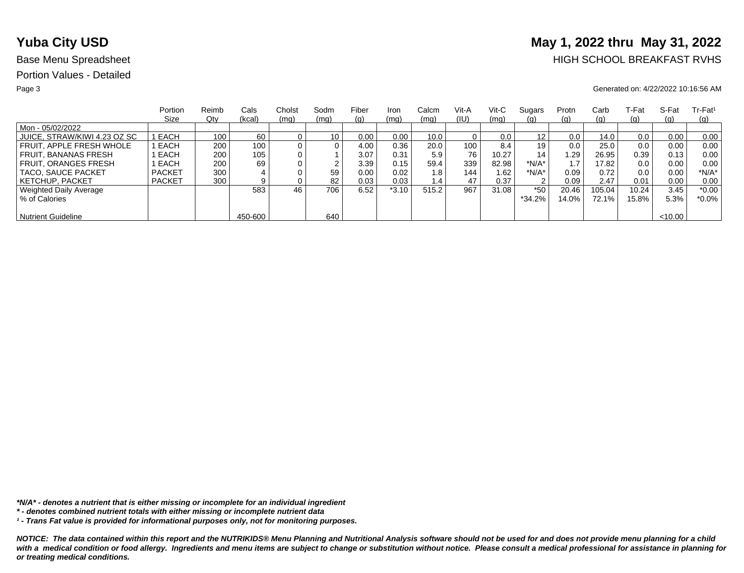# Yuba City USD

## May 1, 2022 thru May 31, 2022

Base Menu Spreadsheet

HIGH SCHOOL BREAKFAST RVHS

Portion Values - Detailed

Generated on: 4/22/2022 10:16:56 AM

| | Portion Size | Reimb Qty | Cals (kcal) | Cholst (mg) | Sodm (mg) | Fiber (g) | Iron (mg) | Calcm (mg) | Vit-A (IU) | Vit-C (mg) | Sugars (g) | Protn (g) | Carb (g) | T-Fat (g) | S-Fat (g) | Tr-Fat[1] (g) |
|---|---|---|---|---|---|---|---|---|---|---|---|---|---|---|---|---|
| Mon - 05/02/2022 | | | | | | | | | | | | | | | | |
| JUICE, STRAW/KIWI 4.23 OZ SC | 1 EACH | 100 | 60 | 0 | 10 | 0.00 | 0.00 | 10.0 | 0 | 0.0 | 12 | 0.0 | 14.0 | 0.0 | 0.00 | 0.00 |
| FRUIT, APPLE FRESH WHOLE | 1 EACH | 200 | 100 | 0 | 0 | 4.00 | 0.36 | 20.0 | 100 | 8.4 | 19 | 0.0 | 25.0 | 0.0 | 0.00 | 0.00 |
| FRUIT, BANANAS FRESH | 1 EACH | 200 | 105 | 0 | 1 | 3.07 | 0.31 | 5.9 | 76 | 10.27 | 14 | 1.29 | 26.95 | 0.39 | 0.13 | 0.00 |
| FRUIT, ORANGES FRESH | 1 EACH | 200 | 69 | 0 | 2 | 3.39 | 0.15 | 59.4 | 339 | 82.98 | *N/A* | 1.7 | 17.82 | 0.0 | 0.00 | 0.00 |
| TACO, SAUCE PACKET | PACKET | 300 | 4 | 0 | 59 | 0.00 | 0.02 | 1.8 | 144 | 1.62 | *N/A* | 0.09 | 0.72 | 0.0 | 0.00 | *N/A* |
| KETCHUP, PACKET | PACKET | 300 | 9 | 0 | 82 | 0.03 | 0.03 | 1.4 | 47 | 0.37 | 2 | 0.09 | 2.47 | 0.01 | 0.00 | 0.00 |
| Weighted Daily Average | | | 583 | 46 | 706 | 6.52 | *3.10 | 515.2 | 967 | 31.08 | *50 | 20.46 | 105.04 | 10.24 | 3.45 | *0.00 |
| % of Calories | | | | | | | | | | | *34.2% | 14.0% | 72.1% | 15.8% | 5.3% | *0.0% |
| Nutrient Guideline | | | 450-600 | | 640 | | | | | | | | | | <10.00 | |

***N/A* - denotes a nutrient that is either missing or incomplete for an individual ingredient***

***\* - denotes combined nutrient totals with either missing or incomplete nutrient data***

***[1] - Trans Fat value is provided for informational purposes only, not for monitoring purposes.***

***NOTICE: The data contained within this report and the NUTRIKIDS® Menu Planning and Nutritional Analysis software should not be used for and does not provide menu planning for a child with a medical condition or food allergy. Ingredients and menu items are subject to change or substitution without notice. Please consult a medical professional for assistance in planning for or treating medical conditions.***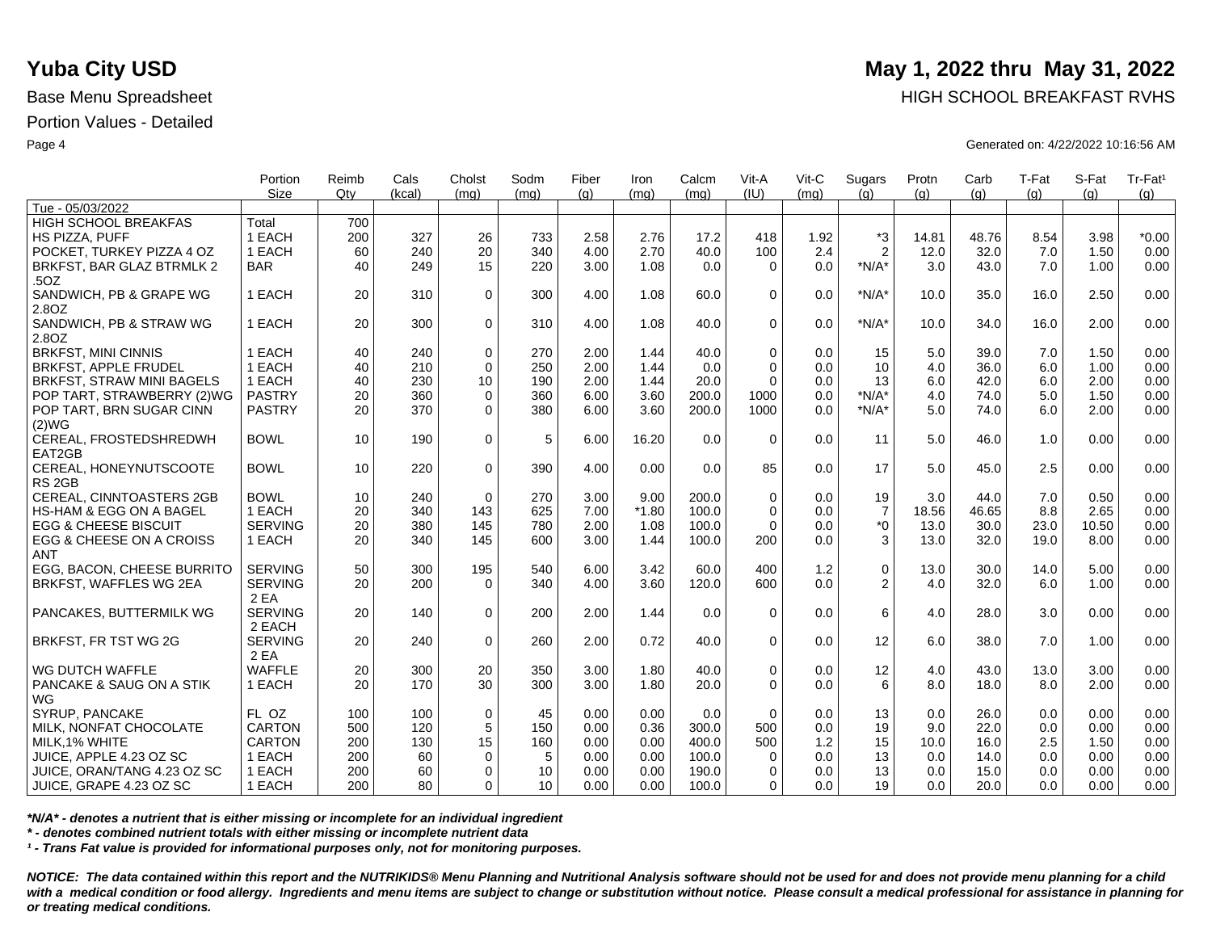# Yuba City USD

**May 1, 2022 thru May 31, 2022**

Base Menu Spreadsheet

HIGH SCHOOL BREAKFAST RVHS

Portion Values - Detailed

Generated on: 4/22/2022 10:16:56 AM

| | Portion Size | Reimb Qty | Cals (kcal) | Cholst (mg) | Sodm (mg) | Fiber (g) | Iron (mg) | Calcm (mg) | Vit-A (IU) | Vit-C (mg) | Sugars (g) | Protn (g) | Carb (g) | T-Fat (g) | S-Fat (g) | Tr-Fat¹ (g) |
|---|---|---|---|---|---|---|---|---|---|---|---|---|---|---|---|---|
| Tue - 05/03/2022 | | | | | | | | | | | | | | | | |
| HIGH SCHOOL BREAKFAS | Total | 700 | | | | | | | | | | | | | | |
| HS PIZZA, PUFF | 1 EACH | 200 | 327 | 26 | 733 | 2.58 | 2.76 | 17.2 | 418 | 1.92 | *3 | 14.81 | 48.76 | 8.54 | 3.98 | *0.00 |
| POCKET, TURKEY PIZZA 4 OZ | 1 EACH | 60 | 240 | 20 | 340 | 4.00 | 2.70 | 40.0 | 100 | 2.4 | 2 | 12.0 | 32.0 | 7.0 | 1.50 | 0.00 |
| BRKFST, BAR GLAZ BTRMLK 2 .5OZ | BAR | 40 | 249 | 15 | 220 | 3.00 | 1.08 | 0.0 | 0 | 0.0 | *N/A* | 3.0 | 43.0 | 7.0 | 1.00 | 0.00 |
| SANDWICH, PB & GRAPE WG 2.8OZ | 1 EACH | 20 | 310 | 0 | 300 | 4.00 | 1.08 | 60.0 | 0 | 0.0 | *N/A* | 10.0 | 35.0 | 16.0 | 2.50 | 0.00 |
| SANDWICH, PB & STRAW WG 2.8OZ | 1 EACH | 20 | 300 | 0 | 310 | 4.00 | 1.08 | 40.0 | 0 | 0.0 | *N/A* | 10.0 | 34.0 | 16.0 | 2.00 | 0.00 |
| BRKFST, MINI CINNIS | 1 EACH | 40 | 240 | 0 | 270 | 2.00 | 1.44 | 40.0 | 0 | 0.0 | 15 | 5.0 | 39.0 | 7.0 | 1.50 | 0.00 |
| BRKFST, APPLE FRUDEL | 1 EACH | 40 | 210 | 0 | 250 | 2.00 | 1.44 | 0.0 | 0 | 0.0 | 10 | 4.0 | 36.0 | 6.0 | 1.00 | 0.00 |
| BRKFST, STRAW MINI BAGELS | 1 EACH | 40 | 230 | 10 | 190 | 2.00 | 1.44 | 20.0 | 0 | 0.0 | 13 | 6.0 | 42.0 | 6.0 | 2.00 | 0.00 |
| POP TART, STRAWBERRY (2)WG | PASTRY | 20 | 360 | 0 | 360 | 6.00 | 3.60 | 200.0 | 1000 | 0.0 | *N/A* | 4.0 | 74.0 | 5.0 | 1.50 | 0.00 |
| POP TART, BRN SUGAR CINN (2)WG | PASTRY | 20 | 370 | 0 | 380 | 6.00 | 3.60 | 200.0 | 1000 | 0.0 | *N/A* | 5.0 | 74.0 | 6.0 | 2.00 | 0.00 |
| CEREAL, FROSTEDSHREDWH EAT2GB | BOWL | 10 | 190 | 0 | 5 | 6.00 | 16.20 | 0.0 | 0 | 0.0 | 11 | 5.0 | 46.0 | 1.0 | 0.00 | 0.00 |
| CEREAL, HONEYNUTSCOOTE RS 2GB | BOWL | 10 | 220 | 0 | 390 | 4.00 | 0.00 | 0.0 | 85 | 0.0 | 17 | 5.0 | 45.0 | 2.5 | 0.00 | 0.00 |
| CEREAL, CINNTOASTERS 2GB | BOWL | 10 | 240 | 0 | 270 | 3.00 | 9.00 | 200.0 | 0 | 0.0 | 19 | 3.0 | 44.0 | 7.0 | 0.50 | 0.00 |
| HS-HAM & EGG ON A BAGEL | 1 EACH | 20 | 340 | 143 | 625 | 7.00 | *1.80 | 100.0 | 0 | 0.0 | 7 | 18.56 | 46.65 | 8.8 | 2.65 | 0.00 |
| EGG & CHEESE BISCUIT | SERVING | 20 | 380 | 145 | 780 | 2.00 | 1.08 | 100.0 | 0 | 0.0 | *0 | 13.0 | 30.0 | 23.0 | 10.50 | 0.00 |
| EGG & CHEESE ON A CROISS ANT | 1 EACH | 20 | 340 | 145 | 600 | 3.00 | 1.44 | 100.0 | 200 | 0.0 | 3 | 13.0 | 32.0 | 19.0 | 8.00 | 0.00 |
| EGG, BACON, CHEESE BURRITO | SERVING | 50 | 300 | 195 | 540 | 6.00 | 3.42 | 60.0 | 400 | 1.2 | 0 | 13.0 | 30.0 | 14.0 | 5.00 | 0.00 |
| BRKFST, WAFFLES WG 2EA | SERVING 2 EA | 20 | 200 | 0 | 340 | 4.00 | 3.60 | 120.0 | 600 | 0.0 | 2 | 4.0 | 32.0 | 6.0 | 1.00 | 0.00 |
| PANCAKES, BUTTERMILK WG | SERVING 2 EACH | 20 | 140 | 0 | 200 | 2.00 | 1.44 | 0.0 | 0 | 0.0 | 6 | 4.0 | 28.0 | 3.0 | 0.00 | 0.00 |
| BRKFST, FR TST WG 2G | SERVING 2 EA | 20 | 240 | 0 | 260 | 2.00 | 0.72 | 40.0 | 0 | 0.0 | 12 | 6.0 | 38.0 | 7.0 | 1.00 | 0.00 |
| WG DUTCH WAFFLE | WAFFLE | 20 | 300 | 20 | 350 | 3.00 | 1.80 | 40.0 | 0 | 0.0 | 12 | 4.0 | 43.0 | 13.0 | 3.00 | 0.00 |
| PANCAKE & SAUG ON A STIK WG | 1 EACH | 20 | 170 | 30 | 300 | 3.00 | 1.80 | 20.0 | 0 | 0.0 | 6 | 8.0 | 18.0 | 8.0 | 2.00 | 0.00 |
| SYRUP, PANCAKE | FL OZ | 100 | 100 | 0 | 45 | 0.00 | 0.00 | 0.0 | 0 | 0.0 | 13 | 0.0 | 26.0 | 0.0 | 0.00 | 0.00 |
| MILK, NONFAT CHOCOLATE | CARTON | 500 | 120 | 5 | 150 | 0.00 | 0.36 | 300.0 | 500 | 0.0 | 19 | 9.0 | 22.0 | 0.0 | 0.00 | 0.00 |
| MILK,1% WHITE | CARTON | 200 | 130 | 15 | 160 | 0.00 | 0.00 | 400.0 | 500 | 1.2 | 15 | 10.0 | 16.0 | 2.5 | 1.50 | 0.00 |
| JUICE, APPLE 4.23 OZ SC | 1 EACH | 200 | 60 | 0 | 5 | 0.00 | 0.00 | 100.0 | 0 | 0.0 | 13 | 0.0 | 14.0 | 0.0 | 0.00 | 0.00 |
| JUICE, ORAN/TANG 4.23 OZ SC | 1 EACH | 200 | 60 | 0 | 10 | 0.00 | 0.00 | 190.0 | 0 | 0.0 | 13 | 0.0 | 15.0 | 0.0 | 0.00 | 0.00 |
| JUICE, GRAPE 4.23 OZ SC | 1 EACH | 200 | 80 | 0 | 10 | 0.00 | 0.00 | 100.0 | 0 | 0.0 | 19 | 0.0 | 20.0 | 0.0 | 0.00 | 0.00 |

***N/A* - denotes a nutrient that is either missing or incomplete for an individual ingredient**

*** - denotes combined nutrient totals with either missing or incomplete nutrient data**

***¹ - Trans Fat value is provided for informational purposes only, not for monitoring purposes.***

***NOTICE: The data contained within this report and the NUTRIKIDS® Menu Planning and Nutritional Analysis software should not be used for and does not provide menu planning for a child with a medical condition or food allergy. Ingredients and menu items are subject to change or substitution without notice. Please consult a medical professional for assistance in planning for or treating medical conditions.***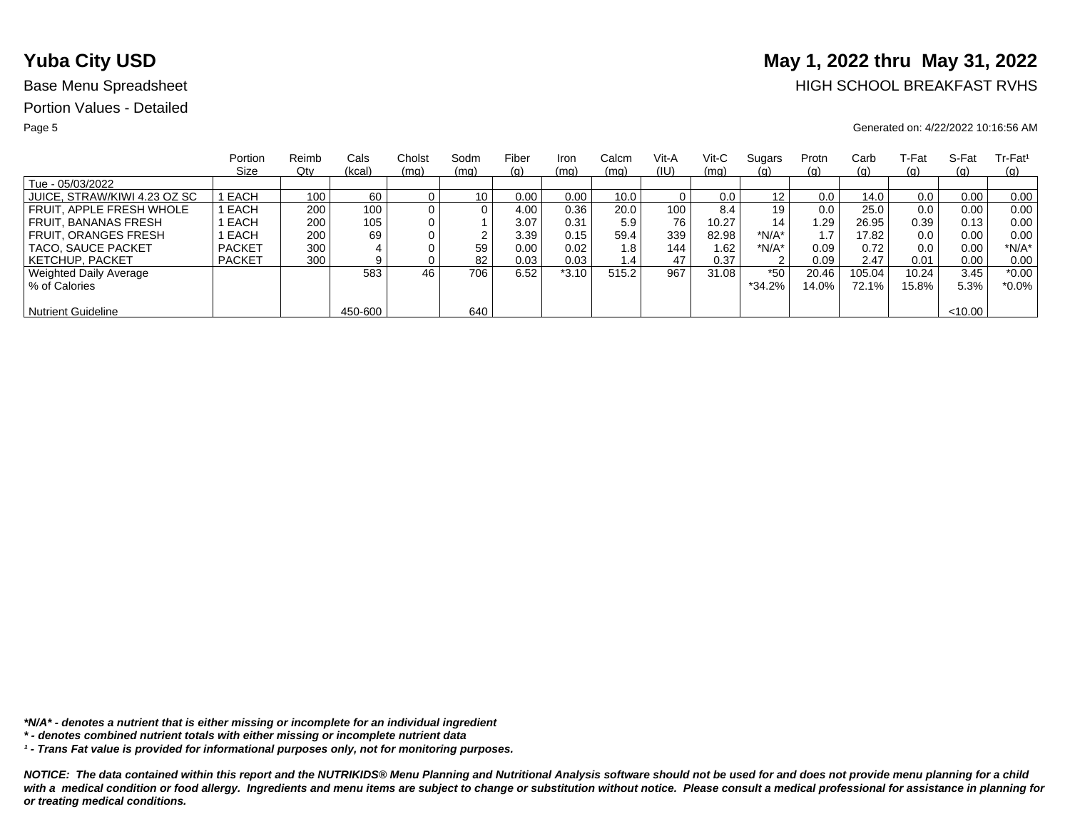# Yuba City USD

**May 1, 2022 thru May 31, 2022**

Base Menu Spreadsheet

HIGH SCHOOL BREAKFAST RVHS

Portion Values - Detailed

Generated on: 4/22/2022 10:16:56 AM

| | Portion Size | Reimb Qty | Cals (kcal) | Cholst (mg) | Sodm (mg) | Fiber (g) | Iron (mg) | Calcm (mg) | Vit-A (IU) | Vit-C (mg) | Sugars (g) | Protn (g) | Carb (g) | T-Fat (g) | S-Fat (g) | Tr-Fat[1] (g) |
|---|---|---|---|---|---|---|---|---|---|---|---|---|---|---|---|---|
| Tue - 05/03/2022 | | | | | | | | | | | | | | | | |
| JUICE, STRAW/KIWI 4.23 OZ SC | 1 EACH | 100 | 60 | 0 | 10 | 0.00 | 0.00 | 10.0 | 0 | 0.0 | 12 | 0.0 | 14.0 | 0.0 | 0.00 | 0.00 |
| FRUIT, APPLE FRESH WHOLE | 1 EACH | 200 | 100 | 0 | 0 | 4.00 | 0.36 | 20.0 | 100 | 8.4 | 19 | 0.0 | 25.0 | 0.0 | 0.00 | 0.00 |
| FRUIT, BANANAS FRESH | 1 EACH | 200 | 105 | 0 | 1 | 3.07 | 0.31 | 5.9 | 76 | 10.27 | 14 | 1.29 | 26.95 | 0.39 | 0.13 | 0.00 |
| FRUIT, ORANGES FRESH | 1 EACH | 200 | 69 | 0 | 2 | 3.39 | 0.15 | 59.4 | 339 | 82.98 | *N/A* | 1.7 | 17.82 | 0.0 | 0.00 | 0.00 |
| TACO, SAUCE PACKET | PACKET | 300 | 4 | 0 | 59 | 0.00 | 0.02 | 1.8 | 144 | 1.62 | *N/A* | 0.09 | 0.72 | 0.0 | 0.00 | *N/A* |
| KETCHUP, PACKET | PACKET | 300 | 9 | 0 | 82 | 0.03 | 0.03 | 1.4 | 47 | 0.37 | 2 | 0.09 | 2.47 | 0.01 | 0.00 | 0.00 |
| Weighted Daily Average | | | 583 | 46 | 706 | 6.52 | *3.10 | 515.2 | 967 | 31.08 | *50 | 20.46 | 105.04 | 10.24 | 3.45 | *0.00 |
| % of Calories | | | | | | | | | | | *34.2% | 14.0% | 72.1% | 15.8% | 5.3% | *0.0% |
| Nutrient Guideline | | | 450-600 | | 640 | | | | | | | | | | <10.00 | |

***N/A* - denotes a nutrient that is either missing or incomplete for an individual ingredient***

***\* - denotes combined nutrient totals with either missing or incomplete nutrient data***

***[1] - Trans Fat value is provided for informational purposes only, not for monitoring purposes.***

***NOTICE: The data contained within this report and the NUTRIKIDS® Menu Planning and Nutritional Analysis software should not be used for and does not provide menu planning for a child with a medical condition or food allergy. Ingredients and menu items are subject to change or substitution without notice. Please consult a medical professional for assistance in planning for or treating medical conditions.***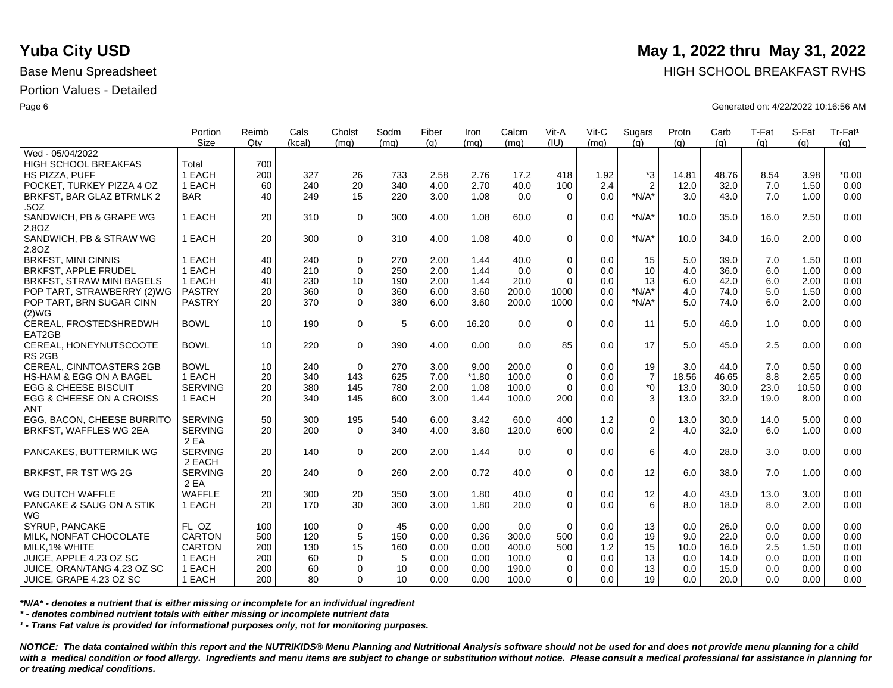# Yuba City USD

**May 1, 2022 thru May 31, 2022**

Base Menu Spreadsheet

HIGH SCHOOL BREAKFAST RVHS

Portion Values - Detailed

Generated on: 4/22/2022 10:16:56 AM

| | Portion Size | Reimb Qty | Cals (kcal) | Cholst (mg) | Sodm (mg) | Fiber (g) | Iron (mg) | Calcm (mg) | Vit-A (IU) | Vit-C (mg) | Sugars (g) | Protn (g) | Carb (g) | T-Fat (g) | S-Fat (g) | Tr-Fat¹ (g) |
|---|---|---|---|---|---|---|---|---|---|---|---|---|---|---|---|---|
| Wed - 05/04/2022 | | | | | | | | | | | | | | | | |
| HIGH SCHOOL BREAKFAS | Total | 700 | | | | | | | | | | | | | | |
| HS PIZZA, PUFF | 1 EACH | 200 | 327 | 26 | 733 | 2.58 | 2.76 | 17.2 | 418 | 1.92 | *3 | 14.81 | 48.76 | 8.54 | 3.98 | *0.00 |
| POCKET, TURKEY PIZZA 4 OZ | 1 EACH | 60 | 240 | 20 | 340 | 4.00 | 2.70 | 40.0 | 100 | 2.4 | 2 | 12.0 | 32.0 | 7.0 | 1.50 | 0.00 |
| BRKFST, BAR GLAZ BTRMLK 2 .5OZ | BAR | 40 | 249 | 15 | 220 | 3.00 | 1.08 | 0.0 | 0 | 0.0 | *N/A* | 3.0 | 43.0 | 7.0 | 1.00 | 0.00 |
| SANDWICH, PB & GRAPE WG 2.8OZ | 1 EACH | 20 | 310 | 0 | 300 | 4.00 | 1.08 | 60.0 | 0 | 0.0 | *N/A* | 10.0 | 35.0 | 16.0 | 2.50 | 0.00 |
| SANDWICH, PB & STRAW WG 2.8OZ | 1 EACH | 20 | 300 | 0 | 310 | 4.00 | 1.08 | 40.0 | 0 | 0.0 | *N/A* | 10.0 | 34.0 | 16.0 | 2.00 | 0.00 |
| BRKFST, MINI CINNIS | 1 EACH | 40 | 240 | 0 | 270 | 2.00 | 1.44 | 40.0 | 0 | 0.0 | 15 | 5.0 | 39.0 | 7.0 | 1.50 | 0.00 |
| BRKFST, APPLE FRUDEL | 1 EACH | 40 | 210 | 0 | 250 | 2.00 | 1.44 | 0.0 | 0 | 0.0 | 10 | 4.0 | 36.0 | 6.0 | 1.00 | 0.00 |
| BRKFST, STRAW MINI BAGELS | 1 EACH | 40 | 230 | 10 | 190 | 2.00 | 1.44 | 20.0 | 0 | 0.0 | 13 | 6.0 | 42.0 | 6.0 | 2.00 | 0.00 |
| POP TART, STRAWBERRY (2)WG | PASTRY | 20 | 360 | 0 | 360 | 6.00 | 3.60 | 200.0 | 1000 | 0.0 | *N/A* | 4.0 | 74.0 | 5.0 | 1.50 | 0.00 |
| POP TART, BRN SUGAR CINN (2)WG | PASTRY | 20 | 370 | 0 | 380 | 6.00 | 3.60 | 200.0 | 1000 | 0.0 | *N/A* | 5.0 | 74.0 | 6.0 | 2.00 | 0.00 |
| CEREAL, FROSTEDSHREDWH EAT2GB | BOWL | 10 | 190 | 0 | 5 | 6.00 | 16.20 | 0.0 | 0 | 0.0 | 11 | 5.0 | 46.0 | 1.0 | 0.00 | 0.00 |
| CEREAL, HONEYNUTSCOOTE RS 2GB | BOWL | 10 | 220 | 0 | 390 | 4.00 | 0.00 | 0.0 | 85 | 0.0 | 17 | 5.0 | 45.0 | 2.5 | 0.00 | 0.00 |
| CEREAL, CINNTOASTERS 2GB | BOWL | 10 | 240 | 0 | 270 | 3.00 | 9.00 | 200.0 | 0 | 0.0 | 19 | 3.0 | 44.0 | 7.0 | 0.50 | 0.00 |
| HS-HAM & EGG ON A BAGEL | 1 EACH | 20 | 340 | 143 | 625 | 7.00 | *1.80 | 100.0 | 0 | 0.0 | 7 | 18.56 | 46.65 | 8.8 | 2.65 | 0.00 |
| EGG & CHEESE BISCUIT | SERVING | 20 | 380 | 145 | 780 | 2.00 | 1.08 | 100.0 | 0 | 0.0 | *0 | 13.0 | 30.0 | 23.0 | 10.50 | 0.00 |
| EGG & CHEESE ON A CROISS ANT | 1 EACH | 20 | 340 | 145 | 600 | 3.00 | 1.44 | 100.0 | 200 | 0.0 | 3 | 13.0 | 32.0 | 19.0 | 8.00 | 0.00 |
| EGG, BACON, CHEESE BURRITO | SERVING | 50 | 300 | 195 | 540 | 6.00 | 3.42 | 60.0 | 400 | 1.2 | 0 | 13.0 | 30.0 | 14.0 | 5.00 | 0.00 |
| BRKFST, WAFFLES WG 2EA | SERVING 2 EA | 20 | 200 | 0 | 340 | 4.00 | 3.60 | 120.0 | 600 | 0.0 | 2 | 4.0 | 32.0 | 6.0 | 1.00 | 0.00 |
| PANCAKES, BUTTERMILK WG | SERVING 2 EACH | 20 | 140 | 0 | 200 | 2.00 | 1.44 | 0.0 | 0 | 0.0 | 6 | 4.0 | 28.0 | 3.0 | 0.00 | 0.00 |
| BRKFST, FR TST WG 2G | SERVING 2 EA | 20 | 240 | 0 | 260 | 2.00 | 0.72 | 40.0 | 0 | 0.0 | 12 | 6.0 | 38.0 | 7.0 | 1.00 | 0.00 |
| WG DUTCH WAFFLE | WAFFLE | 20 | 300 | 20 | 350 | 3.00 | 1.80 | 40.0 | 0 | 0.0 | 12 | 4.0 | 43.0 | 13.0 | 3.00 | 0.00 |
| PANCAKE & SAUG ON A STIK WG | 1 EACH | 20 | 170 | 30 | 300 | 3.00 | 1.80 | 20.0 | 0 | 0.0 | 6 | 8.0 | 18.0 | 8.0 | 2.00 | 0.00 |
| SYRUP, PANCAKE | FL OZ | 100 | 100 | 0 | 45 | 0.00 | 0.00 | 0.0 | 0 | 0.0 | 13 | 0.0 | 26.0 | 0.0 | 0.00 | 0.00 |
| MILK, NONFAT CHOCOLATE | CARTON | 500 | 120 | 5 | 150 | 0.00 | 0.36 | 300.0 | 500 | 0.0 | 19 | 9.0 | 22.0 | 0.0 | 0.00 | 0.00 |
| MILK,1% WHITE | CARTON | 200 | 130 | 15 | 160 | 0.00 | 0.00 | 400.0 | 500 | 1.2 | 15 | 10.0 | 16.0 | 2.5 | 1.50 | 0.00 |
| JUICE, APPLE 4.23 OZ SC | 1 EACH | 200 | 60 | 0 | 5 | 0.00 | 0.00 | 100.0 | 0 | 0.0 | 13 | 0.0 | 14.0 | 0.0 | 0.00 | 0.00 |
| JUICE, ORAN/TANG 4.23 OZ SC | 1 EACH | 200 | 60 | 0 | 10 | 0.00 | 0.00 | 190.0 | 0 | 0.0 | 13 | 0.0 | 15.0 | 0.0 | 0.00 | 0.00 |
| JUICE, GRAPE 4.23 OZ SC | 1 EACH | 200 | 80 | 0 | 10 | 0.00 | 0.00 | 100.0 | 0 | 0.0 | 19 | 0.0 | 20.0 | 0.0 | 0.00 | 0.00 |

***N/A* - denotes a nutrient that is either missing or incomplete for an individual ingredient**

*** - denotes combined nutrient totals with either missing or incomplete nutrient data**

***¹ - Trans Fat value is provided for informational purposes only, not for monitoring purposes.***

***NOTICE: The data contained within this report and the NUTRIKIDS® Menu Planning and Nutritional Analysis software should not be used for and does not provide menu planning for a child with a medical condition or food allergy. Ingredients and menu items are subject to change or substitution without notice. Please consult a medical professional for assistance in planning for or treating medical conditions.***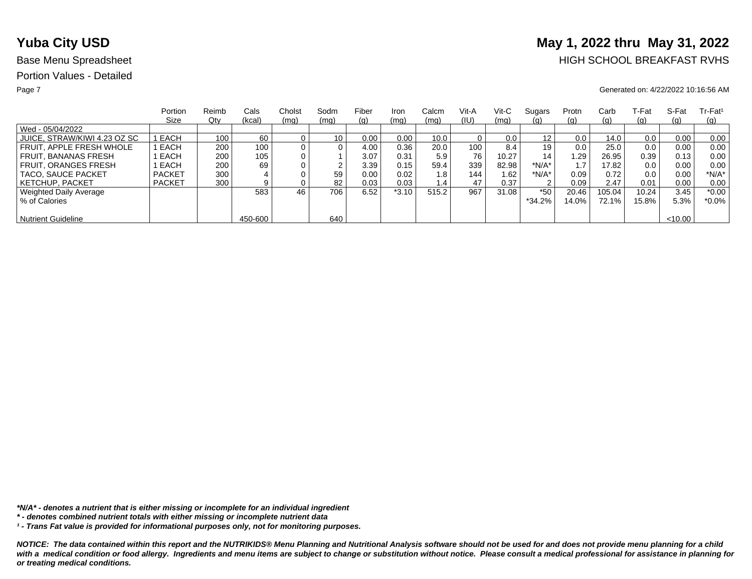# Yuba City USD

## May 1, 2022 thru May 31, 2022

Base Menu Spreadsheet

HIGH SCHOOL BREAKFAST RVHS

Portion Values - Detailed

Generated on: 4/22/2022 10:16:56 AM

| | Portion Size | Reimb Qty | Cals (kcal) | Cholst (mg) | Sodm (mg) | Fiber (g) | Iron (mg) | Calcm (mg) | Vit-A (IU) | Vit-C (mg) | Sugars (g) | Protn (g) | Carb (g) | T-Fat (g) | S-Fat (g) | Tr-Fat¹ (g) |
|---|---|---|---|---|---|---|---|---|---|---|---|---|---|---|---|---|
| Wed - 05/04/2022 | | | | | | | | | | | | | | | | |
| JUICE, STRAW/KIWI 4.23 OZ SC | 1 EACH | 100 | 60 | 0 | 10 | 0.00 | 0.00 | 10.0 | 0 | 0.0 | 12 | 0.0 | 14.0 | 0.0 | 0.00 | 0.00 |
| FRUIT, APPLE FRESH WHOLE | 1 EACH | 200 | 100 | 0 | 0 | 4.00 | 0.36 | 20.0 | 100 | 8.4 | 19 | 0.0 | 25.0 | 0.0 | 0.00 | 0.00 |
| FRUIT, BANANAS FRESH | 1 EACH | 200 | 105 | 0 | 1 | 3.07 | 0.31 | 5.9 | 76 | 10.27 | 14 | 1.29 | 26.95 | 0.39 | 0.13 | 0.00 |
| FRUIT, ORANGES FRESH | 1 EACH | 200 | 69 | 0 | 2 | 3.39 | 0.15 | 59.4 | 339 | 82.98 | *N/A* | 1.7 | 17.82 | 0.0 | 0.00 | 0.00 |
| TACO, SAUCE PACKET | PACKET | 300 | 4 | 0 | 59 | 0.00 | 0.02 | 1.8 | 144 | 1.62 | *N/A* | 0.09 | 0.72 | 0.0 | 0.00 | *N/A* |
| KETCHUP, PACKET | PACKET | 300 | 9 | 0 | 82 | 0.03 | 0.03 | 1.4 | 47 | 0.37 | 2 | 0.09 | 2.47 | 0.01 | 0.00 | 0.00 |
| Weighted Daily Average | | | 583 | 46 | 706 | 6.52 | *3.10 | 515.2 | 967 | 31.08 | *50 | 20.46 | 105.04 | 10.24 | 3.45 | *0.00 |
| % of Calories | | | | | | | | | | | *34.2% | 14.0% | 72.1% | 15.8% | 5.3% | *0.0% |
| Nutrient Guideline | | | 450-600 | | 640 | | | | | | | | | | <10.00 | |

***N/A* - denotes a nutrient that is either missing or incomplete for an individual ingredient***

***\* - denotes combined nutrient totals with either missing or incomplete nutrient data***

***¹ - Trans Fat value is provided for informational purposes only, not for monitoring purposes.***

***NOTICE: The data contained within this report and the NUTRIKIDS® Menu Planning and Nutritional Analysis software should not be used for and does not provide menu planning for a child with a medical condition or food allergy. Ingredients and menu items are subject to change or substitution without notice. Please consult a medical professional for assistance in planning for or treating medical conditions.***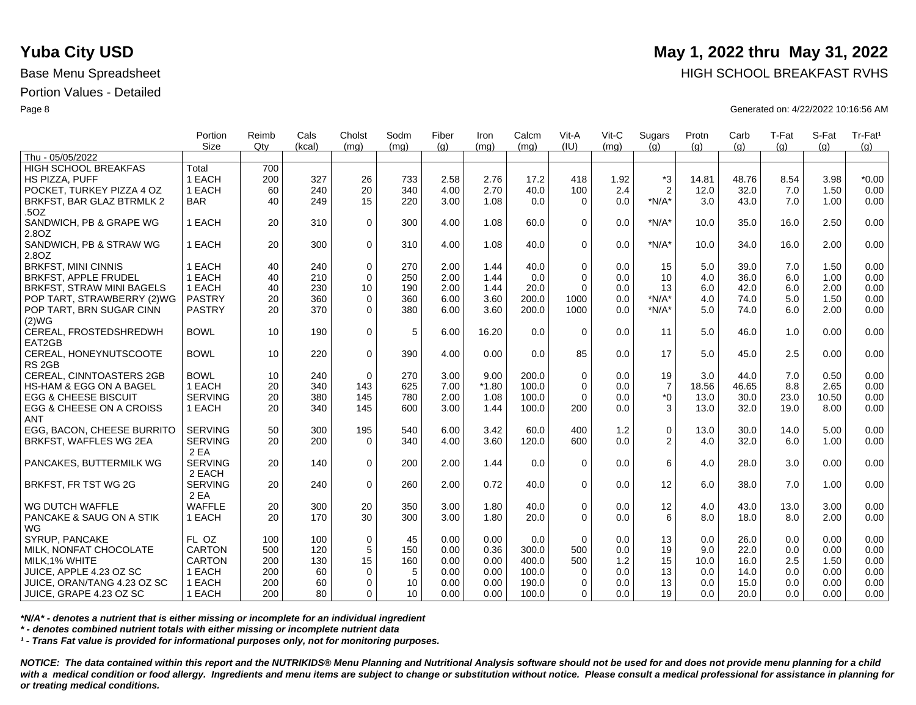# Yuba City USD

**May 1, 2022 thru May 31, 2022**

Base Menu Spreadsheet

HIGH SCHOOL BREAKFAST RVHS

Portion Values - Detailed

Generated on: 4/22/2022 10:16:56 AM

| | Portion Size | Reimb Qty | Cals (kcal) | Cholst (mg) | Sodm (mg) | Fiber (g) | Iron (mg) | Calcm (mg) | Vit-A (IU) | Vit-C (mg) | Sugars (g) | Protn (g) | Carb (g) | T-Fat (g) | S-Fat (g) | Tr-Fat¹ (g) |
|---|---|---|---|---|---|---|---|---|---|---|---|---|---|---|---|---|
| Thu - 05/05/2022 | | | | | | | | | | | | | | | | |
| HIGH SCHOOL BREAKFAS | Total | 700 | | | | | | | | | | | | | | |
| HS PIZZA, PUFF | 1 EACH | 200 | 327 | 26 | 733 | 2.58 | 2.76 | 17.2 | 418 | 1.92 | *3 | 14.81 | 48.76 | 8.54 | 3.98 | *0.00 |
| POCKET, TURKEY PIZZA 4 OZ | 1 EACH | 60 | 240 | 20 | 340 | 4.00 | 2.70 | 40.0 | 100 | 2.4 | 2 | 12.0 | 32.0 | 7.0 | 1.50 | 0.00 |
| BRKFST, BAR GLAZ BTRMLK 2 .5OZ | BAR | 40 | 249 | 15 | 220 | 3.00 | 1.08 | 0.0 | 0 | 0.0 | *N/A* | 3.0 | 43.0 | 7.0 | 1.00 | 0.00 |
| SANDWICH, PB & GRAPE WG 2.8OZ | 1 EACH | 20 | 310 | 0 | 300 | 4.00 | 1.08 | 60.0 | 0 | 0.0 | *N/A* | 10.0 | 35.0 | 16.0 | 2.50 | 0.00 |
| SANDWICH, PB & STRAW WG 2.8OZ | 1 EACH | 20 | 300 | 0 | 310 | 4.00 | 1.08 | 40.0 | 0 | 0.0 | *N/A* | 10.0 | 34.0 | 16.0 | 2.00 | 0.00 |
| BRKFST, MINI CINNIS | 1 EACH | 40 | 240 | 0 | 270 | 2.00 | 1.44 | 40.0 | 0 | 0.0 | 15 | 5.0 | 39.0 | 7.0 | 1.50 | 0.00 |
| BRKFST, APPLE FRUDEL | 1 EACH | 40 | 210 | 0 | 250 | 2.00 | 1.44 | 0.0 | 0 | 0.0 | 10 | 4.0 | 36.0 | 6.0 | 1.00 | 0.00 |
| BRKFST, STRAW MINI BAGELS | 1 EACH | 40 | 230 | 10 | 190 | 2.00 | 1.44 | 20.0 | 0 | 0.0 | 13 | 6.0 | 42.0 | 6.0 | 2.00 | 0.00 |
| POP TART, STRAWBERRY (2)WG | PASTRY | 20 | 360 | 0 | 360 | 6.00 | 3.60 | 200.0 | 1000 | 0.0 | *N/A* | 4.0 | 74.0 | 5.0 | 1.50 | 0.00 |
| POP TART, BRN SUGAR CINN (2)WG | PASTRY | 20 | 370 | 0 | 380 | 6.00 | 3.60 | 200.0 | 1000 | 0.0 | *N/A* | 5.0 | 74.0 | 6.0 | 2.00 | 0.00 |
| CEREAL, FROSTEDSHREDWH EAT2GB | BOWL | 10 | 190 | 0 | 5 | 6.00 | 16.20 | 0.0 | 0 | 0.0 | 11 | 5.0 | 46.0 | 1.0 | 0.00 | 0.00 |
| CEREAL, HONEYNUTSCOOTE RS 2GB | BOWL | 10 | 220 | 0 | 390 | 4.00 | 0.00 | 0.0 | 85 | 0.0 | 17 | 5.0 | 45.0 | 2.5 | 0.00 | 0.00 |
| CEREAL, CINNTOASTERS 2GB | BOWL | 10 | 240 | 0 | 270 | 3.00 | 9.00 | 200.0 | 0 | 0.0 | 19 | 3.0 | 44.0 | 7.0 | 0.50 | 0.00 |
| HS-HAM & EGG ON A BAGEL | 1 EACH | 20 | 340 | 143 | 625 | 7.00 | *1.80 | 100.0 | 0 | 0.0 | 7 | 18.56 | 46.65 | 8.8 | 2.65 | 0.00 |
| EGG & CHEESE BISCUIT | SERVING | 20 | 380 | 145 | 780 | 2.00 | 1.08 | 100.0 | 0 | 0.0 | *0 | 13.0 | 30.0 | 23.0 | 10.50 | 0.00 |
| EGG & CHEESE ON A CROISS ANT | 1 EACH | 20 | 340 | 145 | 600 | 3.00 | 1.44 | 100.0 | 200 | 0.0 | 3 | 13.0 | 32.0 | 19.0 | 8.00 | 0.00 |
| EGG, BACON, CHEESE BURRITO | SERVING | 50 | 300 | 195 | 540 | 6.00 | 3.42 | 60.0 | 400 | 1.2 | 0 | 13.0 | 30.0 | 14.0 | 5.00 | 0.00 |
| BRKFST, WAFFLES WG 2EA | SERVING 2 EA | 20 | 200 | 0 | 340 | 4.00 | 3.60 | 120.0 | 600 | 0.0 | 2 | 4.0 | 32.0 | 6.0 | 1.00 | 0.00 |
| PANCAKES, BUTTERMILK WG | SERVING 2 EACH | 20 | 140 | 0 | 200 | 2.00 | 1.44 | 0.0 | 0 | 0.0 | 6 | 4.0 | 28.0 | 3.0 | 0.00 | 0.00 |
| BRKFST, FR TST WG 2G | SERVING 2 EA | 20 | 240 | 0 | 260 | 2.00 | 0.72 | 40.0 | 0 | 0.0 | 12 | 6.0 | 38.0 | 7.0 | 1.00 | 0.00 |
| WG DUTCH WAFFLE | WAFFLE | 20 | 300 | 20 | 350 | 3.00 | 1.80 | 40.0 | 0 | 0.0 | 12 | 4.0 | 43.0 | 13.0 | 3.00 | 0.00 |
| PANCAKE & SAUG ON A STIK WG | 1 EACH | 20 | 170 | 30 | 300 | 3.00 | 1.80 | 20.0 | 0 | 0.0 | 6 | 8.0 | 18.0 | 8.0 | 2.00 | 0.00 |
| SYRUP, PANCAKE | FL OZ | 100 | 100 | 0 | 45 | 0.00 | 0.00 | 0.0 | 0 | 0.0 | 13 | 0.0 | 26.0 | 0.0 | 0.00 | 0.00 |
| MILK, NONFAT CHOCOLATE | CARTON | 500 | 120 | 5 | 150 | 0.00 | 0.36 | 300.0 | 500 | 0.0 | 19 | 9.0 | 22.0 | 0.0 | 0.00 | 0.00 |
| MILK,1% WHITE | CARTON | 200 | 130 | 15 | 160 | 0.00 | 0.00 | 400.0 | 500 | 1.2 | 15 | 10.0 | 16.0 | 2.5 | 1.50 | 0.00 |
| JUICE, APPLE 4.23 OZ SC | 1 EACH | 200 | 60 | 0 | 5 | 0.00 | 0.00 | 100.0 | 0 | 0.0 | 13 | 0.0 | 14.0 | 0.0 | 0.00 | 0.00 |
| JUICE, ORAN/TANG 4.23 OZ SC | 1 EACH | 200 | 60 | 0 | 10 | 0.00 | 0.00 | 190.0 | 0 | 0.0 | 13 | 0.0 | 15.0 | 0.0 | 0.00 | 0.00 |
| JUICE, GRAPE 4.23 OZ SC | 1 EACH | 200 | 80 | 0 | 10 | 0.00 | 0.00 | 100.0 | 0 | 0.0 | 19 | 0.0 | 20.0 | 0.0 | 0.00 | 0.00 |

***N/A* - denotes a nutrient that is either missing or incomplete for an individual ingredient***

**** - denotes combined nutrient totals with either missing or incomplete nutrient data***

***¹ - Trans Fat value is provided for informational purposes only, not for monitoring purposes.***

***NOTICE: The data contained within this report and the NUTRIKIDS® Menu Planning and Nutritional Analysis software should not be used for and does not provide menu planning for a child with a medical condition or food allergy. Ingredients and menu items are subject to change or substitution without notice. Please consult a medical professional for assistance in planning for or treating medical conditions.***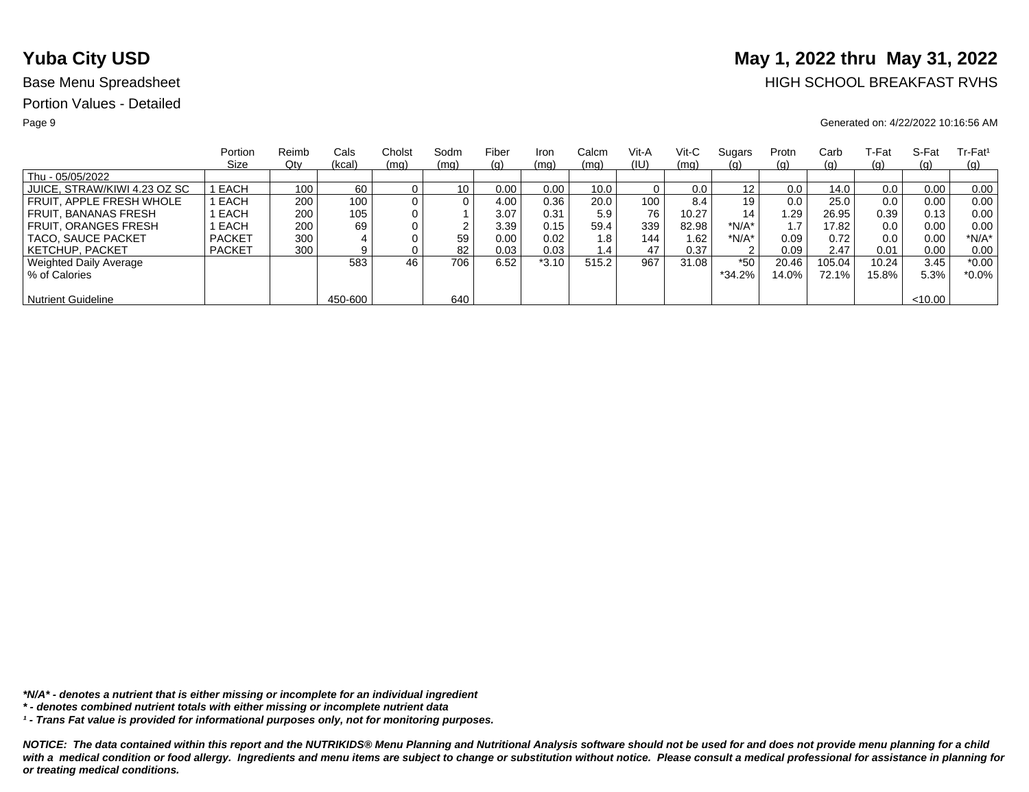# Yuba City USD

## May 1, 2022 thru May 31, 2022

Base Menu Spreadsheet

HIGH SCHOOL BREAKFAST RVHS

Portion Values - Detailed

Generated on: 4/22/2022 10:16:56 AM

| | Portion Size | Reimb Qty | Cals (kcal) | Cholst (mg) | Sodm (mg) | Fiber (g) | Iron (mg) | Calcm (mg) | Vit-A (IU) | Vit-C (mg) | Sugars (g) | Protn (g) | Carb (g) | T-Fat (g) | S-Fat (g) | Tr-Fat¹ (g) |
|---|---|---|---|---|---|---|---|---|---|---|---|---|---|---|---|---|
| Thu - 05/05/2022 | | | | | | | | | | | | | | | | |
| JUICE, STRAW/KIWI 4.23 OZ SC | 1 EACH | 100 | 60 | 0 | 10 | 0.00 | 0.00 | 10.0 | 0 | 0.0 | 12 | 0.0 | 14.0 | 0.0 | 0.00 | 0.00 |
| FRUIT, APPLE FRESH WHOLE | 1 EACH | 200 | 100 | 0 | 0 | 4.00 | 0.36 | 20.0 | 100 | 8.4 | 19 | 0.0 | 25.0 | 0.0 | 0.00 | 0.00 |
| FRUIT, BANANAS FRESH | 1 EACH | 200 | 105 | 0 | 1 | 3.07 | 0.31 | 5.9 | 76 | 10.27 | 14 | 1.29 | 26.95 | 0.39 | 0.13 | 0.00 |
| FRUIT, ORANGES FRESH | 1 EACH | 200 | 69 | 0 | 2 | 3.39 | 0.15 | 59.4 | 339 | 82.98 | *N/A* | 1.7 | 17.82 | 0.0 | 0.00 | 0.00 |
| TACO, SAUCE PACKET | PACKET | 300 | 4 | 0 | 59 | 0.00 | 0.02 | 1.8 | 144 | 1.62 | *N/A* | 0.09 | 0.72 | 0.0 | 0.00 | *N/A* |
| KETCHUP, PACKET | PACKET | 300 | 9 | 0 | 82 | 0.03 | 0.03 | 1.4 | 47 | 0.37 | 2 | 0.09 | 2.47 | 0.01 | 0.00 | 0.00 |
| Weighted Daily Average | | | 583 | 46 | 706 | 6.52 | *3.10 | 515.2 | 967 | 31.08 | *50 | 20.46 | 105.04 | 10.24 | 3.45 | *0.00 |
| % of Calories | | | | | | | | | | | *34.2% | 14.0% | 72.1% | 15.8% | 5.3% | *0.0% |
| Nutrient Guideline | | | 450-600 | | 640 | | | | | | | | | | <10.00 | |

***N/A* - denotes a nutrient that is either missing or incomplete for an individual ingredient***

***\* - denotes combined nutrient totals with either missing or incomplete nutrient data***

***¹ - Trans Fat value is provided for informational purposes only, not for monitoring purposes.***

***NOTICE: The data contained within this report and the NUTRIKIDS® Menu Planning and Nutritional Analysis software should not be used for and does not provide menu planning for a child with a medical condition or food allergy. Ingredients and menu items are subject to change or substitution without notice. Please consult a medical professional for assistance in planning for or treating medical conditions.***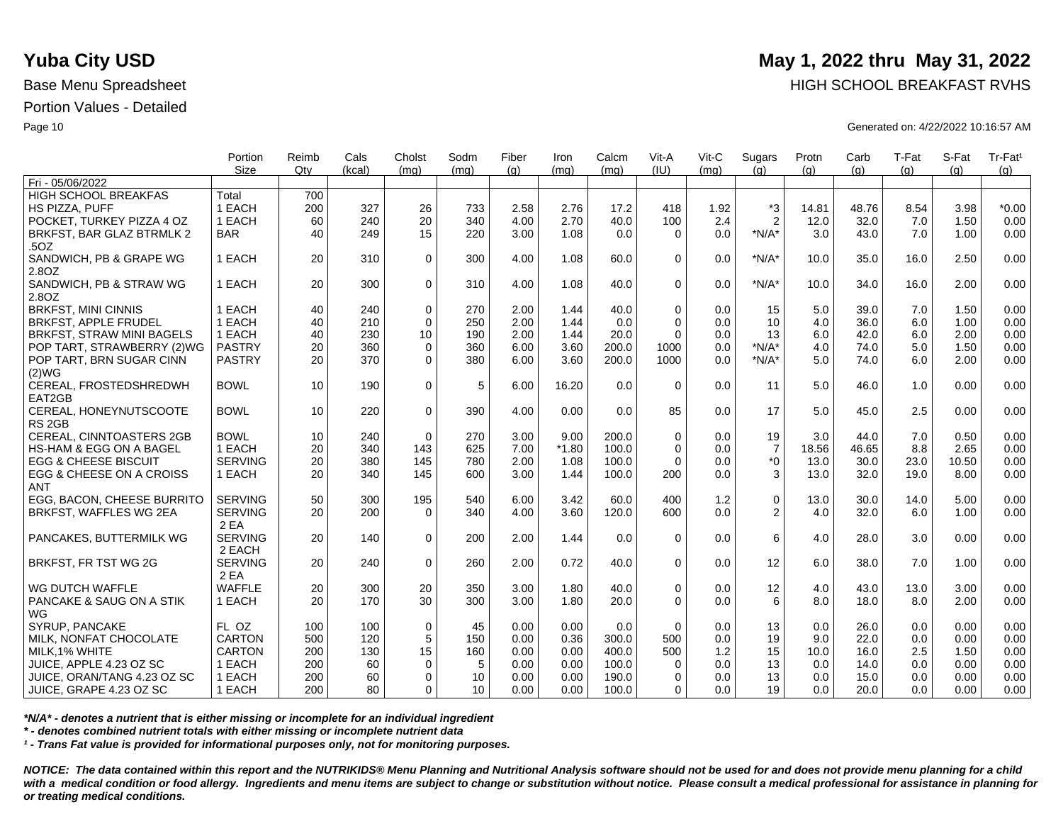# Yuba City USD

**May 1, 2022 thru May 31, 2022**

Base Menu Spreadsheet

HIGH SCHOOL BREAKFAST RVHS

Portion Values - Detailed

Generated on: 4/22/2022 10:16:57 AM

| | Portion Size | Reimb Qty | Cals (kcal) | Cholst (mg) | Sodm (mg) | Fiber (g) | Iron (mg) | Calcm (mg) | Vit-A (IU) | Vit-C (mg) | Sugars (g) | Protn (g) | Carb (g) | T-Fat (g) | S-Fat (g) | Tr-Fat[1] (g) |
|---|---|---|---|---|---|---|---|---|---|---|---|---|---|---|---|---|
| Fri - 05/06/2022 | | | | | | | | | | | | | | | | |
| HIGH SCHOOL BREAKFAS | Total | 700 | | | | | | | | | | | | | | |
| HS PIZZA, PUFF | 1 EACH | 200 | 327 | 26 | 733 | 2.58 | 2.76 | 17.2 | 418 | 1.92 | *3 | 14.81 | 48.76 | 8.54 | 3.98 | *0.00 |
| POCKET, TURKEY PIZZA 4 OZ | 1 EACH | 60 | 240 | 20 | 340 | 4.00 | 2.70 | 40.0 | 100 | 2.4 | 2 | 12.0 | 32.0 | 7.0 | 1.50 | 0.00 |
| BRKFST, BAR GLAZ BTRMLK 2 .5OZ | BAR | 40 | 249 | 15 | 220 | 3.00 | 1.08 | 0.0 | 0 | 0.0 | *N/A* | 3.0 | 43.0 | 7.0 | 1.00 | 0.00 |
| SANDWICH, PB & GRAPE WG 2.8OZ | 1 EACH | 20 | 310 | 0 | 300 | 4.00 | 1.08 | 60.0 | 0 | 0.0 | *N/A* | 10.0 | 35.0 | 16.0 | 2.50 | 0.00 |
| SANDWICH, PB & STRAW WG 2.8OZ | 1 EACH | 20 | 300 | 0 | 310 | 4.00 | 1.08 | 40.0 | 0 | 0.0 | *N/A* | 10.0 | 34.0 | 16.0 | 2.00 | 0.00 |
| BRKFST, MINI CINNIS | 1 EACH | 40 | 240 | 0 | 270 | 2.00 | 1.44 | 40.0 | 0 | 0.0 | 15 | 5.0 | 39.0 | 7.0 | 1.50 | 0.00 |
| BRKFST, APPLE FRUDEL | 1 EACH | 40 | 210 | 0 | 250 | 2.00 | 1.44 | 0.0 | 0 | 0.0 | 10 | 4.0 | 36.0 | 6.0 | 1.00 | 0.00 |
| BRKFST, STRAW MINI BAGELS | 1 EACH | 40 | 230 | 10 | 190 | 2.00 | 1.44 | 20.0 | 0 | 0.0 | 13 | 6.0 | 42.0 | 6.0 | 2.00 | 0.00 |
| POP TART, STRAWBERRY (2)WG | PASTRY | 20 | 360 | 0 | 360 | 6.00 | 3.60 | 200.0 | 1000 | 0.0 | *N/A* | 4.0 | 74.0 | 5.0 | 1.50 | 0.00 |
| POP TART, BRN SUGAR CINN (2)WG | PASTRY | 20 | 370 | 0 | 380 | 6.00 | 3.60 | 200.0 | 1000 | 0.0 | *N/A* | 5.0 | 74.0 | 6.0 | 2.00 | 0.00 |
| CEREAL, FROSTEDSHREDWH EAT2GB | BOWL | 10 | 190 | 0 | 5 | 6.00 | 16.20 | 0.0 | 0 | 0.0 | 11 | 5.0 | 46.0 | 1.0 | 0.00 | 0.00 |
| CEREAL, HONEYNUTSCOOTE RS 2GB | BOWL | 10 | 220 | 0 | 390 | 4.00 | 0.00 | 0.0 | 85 | 0.0 | 17 | 5.0 | 45.0 | 2.5 | 0.00 | 0.00 |
| CEREAL, CINNTOASTERS 2GB | BOWL | 10 | 240 | 0 | 270 | 3.00 | 9.00 | 200.0 | 0 | 0.0 | 19 | 3.0 | 44.0 | 7.0 | 0.50 | 0.00 |
| HS-HAM & EGG ON A BAGEL | 1 EACH | 20 | 340 | 143 | 625 | 7.00 | *1.80 | 100.0 | 0 | 0.0 | 7 | 18.56 | 46.65 | 8.8 | 2.65 | 0.00 |
| EGG & CHEESE BISCUIT | SERVING | 20 | 380 | 145 | 780 | 2.00 | 1.08 | 100.0 | 0 | 0.0 | *0 | 13.0 | 30.0 | 23.0 | 10.50 | 0.00 |
| EGG & CHEESE ON A CROISS ANT | 1 EACH | 20 | 340 | 145 | 600 | 3.00 | 1.44 | 100.0 | 200 | 0.0 | 3 | 13.0 | 32.0 | 19.0 | 8.00 | 0.00 |
| EGG, BACON, CHEESE BURRITO | SERVING | 50 | 300 | 195 | 540 | 6.00 | 3.42 | 60.0 | 400 | 1.2 | 0 | 13.0 | 30.0 | 14.0 | 5.00 | 0.00 |
| BRKFST, WAFFLES WG 2EA | SERVING 2 EA | 20 | 200 | 0 | 340 | 4.00 | 3.60 | 120.0 | 600 | 0.0 | 2 | 4.0 | 32.0 | 6.0 | 1.00 | 0.00 |
| PANCAKES, BUTTERMILK WG | SERVING 2 EACH | 20 | 140 | 0 | 200 | 2.00 | 1.44 | 0.0 | 0 | 0.0 | 6 | 4.0 | 28.0 | 3.0 | 0.00 | 0.00 |
| BRKFST, FR TST WG 2G | SERVING 2 EA | 20 | 240 | 0 | 260 | 2.00 | 0.72 | 40.0 | 0 | 0.0 | 12 | 6.0 | 38.0 | 7.0 | 1.00 | 0.00 |
| WG DUTCH WAFFLE | WAFFLE | 20 | 300 | 20 | 350 | 3.00 | 1.80 | 40.0 | 0 | 0.0 | 12 | 4.0 | 43.0 | 13.0 | 3.00 | 0.00 |
| PANCAKE & SAUG ON A STIK WG | 1 EACH | 20 | 170 | 30 | 300 | 3.00 | 1.80 | 20.0 | 0 | 0.0 | 6 | 8.0 | 18.0 | 8.0 | 2.00 | 0.00 |
| SYRUP, PANCAKE | FL OZ | 100 | 100 | 0 | 45 | 0.00 | 0.00 | 0.0 | 0 | 0.0 | 13 | 0.0 | 26.0 | 0.0 | 0.00 | 0.00 |
| MILK, NONFAT CHOCOLATE | CARTON | 500 | 120 | 5 | 150 | 0.00 | 0.36 | 300.0 | 500 | 0.0 | 19 | 9.0 | 22.0 | 0.0 | 0.00 | 0.00 |
| MILK,1% WHITE | CARTON | 200 | 130 | 15 | 160 | 0.00 | 0.00 | 400.0 | 500 | 1.2 | 15 | 10.0 | 16.0 | 2.5 | 1.50 | 0.00 |
| JUICE, APPLE 4.23 OZ SC | 1 EACH | 200 | 60 | 0 | 5 | 0.00 | 0.00 | 100.0 | 0 | 0.0 | 13 | 0.0 | 14.0 | 0.0 | 0.00 | 0.00 |
| JUICE, ORAN/TANG 4.23 OZ SC | 1 EACH | 200 | 60 | 0 | 10 | 0.00 | 0.00 | 190.0 | 0 | 0.0 | 13 | 0.0 | 15.0 | 0.0 | 0.00 | 0.00 |
| JUICE, GRAPE 4.23 OZ SC | 1 EACH | 200 | 80 | 0 | 10 | 0.00 | 0.00 | 100.0 | 0 | 0.0 | 19 | 0.0 | 20.0 | 0.0 | 0.00 | 0.00 |

***N/A* - denotes a nutrient that is either missing or incomplete for an individual ingredient***

*** - denotes combined nutrient totals with either missing or incomplete nutrient data***

***[1] - Trans Fat value is provided for informational purposes only, not for monitoring purposes.***

***NOTICE: The data contained within this report and the NUTRIKIDS® Menu Planning and Nutritional Analysis software should not be used for and does not provide menu planning for a child with a medical condition or food allergy. Ingredients and menu items are subject to change or substitution without notice. Please consult a medical professional for assistance in planning for or treating medical conditions.***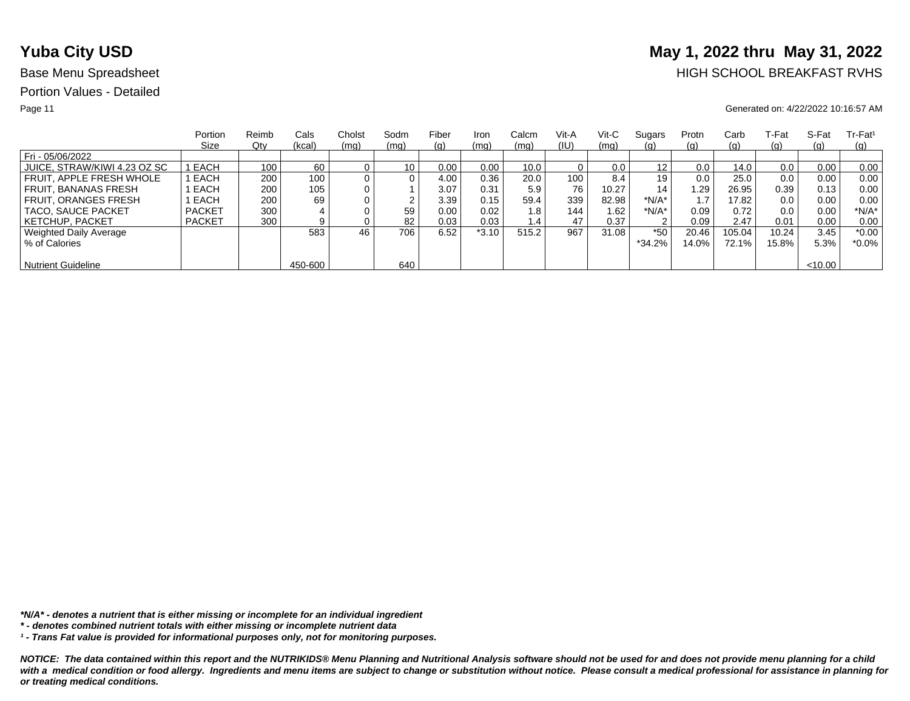# Yuba City USD

# May 1, 2022 thru May 31, 2022

Base Menu Spreadsheet

HIGH SCHOOL BREAKFAST RVHS

Portion Values - Detailed

Generated on: 4/22/2022 10:16:57 AM

| | Portion Size | Reimb Qty | Cals (kcal) | Cholst (mg) | Sodm (mg) | Fiber (g) | Iron (mg) | Calcm (mg) | Vit-A (IU) | Vit-C (mg) | Sugars (g) | Protn (g) | Carb (g) | T-Fat (g) | S-Fat (g) | Tr-Fat¹ (g) |
|---|---|---|---|---|---|---|---|---|---|---|---|---|---|---|---|---|
| Fri - 05/06/2022 | | | | | | | | | | | | | | | | |
| JUICE, STRAW/KIWI 4.23 OZ SC | 1 EACH | 100 | 60 | 0 | 10 | 0.00 | 0.00 | 10.0 | 0 | 0.0 | 12 | 0.0 | 14.0 | 0.0 | 0.00 | 0.00 |
| FRUIT, APPLE FRESH WHOLE | 1 EACH | 200 | 100 | 0 | 0 | 4.00 | 0.36 | 20.0 | 100 | 8.4 | 19 | 0.0 | 25.0 | 0.0 | 0.00 | 0.00 |
| FRUIT, BANANAS FRESH | 1 EACH | 200 | 105 | 0 | 1 | 3.07 | 0.31 | 5.9 | 76 | 10.27 | 14 | 1.29 | 26.95 | 0.39 | 0.13 | 0.00 |
| FRUIT, ORANGES FRESH | 1 EACH | 200 | 69 | 0 | 2 | 3.39 | 0.15 | 59.4 | 339 | 82.98 | \*N/A\* | 1.7 | 17.82 | 0.0 | 0.00 | 0.00 |
| TACO, SAUCE PACKET | PACKET | 300 | 4 | 0 | 59 | 0.00 | 0.02 | 1.8 | 144 | 1.62 | \*N/A\* | 0.09 | 0.72 | 0.0 | 0.00 | \*N/A\* |
| KETCHUP, PACKET | PACKET | 300 | 9 | 0 | 82 | 0.03 | 0.03 | 1.4 | 47 | 0.37 | 2 | 0.09 | 2.47 | 0.01 | 0.00 | 0.00 |
| Weighted Daily Average | | | 583 | 46 | 706 | 6.52 | \*3.10 | 515.2 | 967 | 31.08 | \*50 | 20.46 | 105.04 | 10.24 | 3.45 | \*0.00 |
| % of Calories | | | | | | | | | | | \*34.2% | 14.0% | 72.1% | 15.8% | 5.3% | \*0.0% |
| Nutrient Guideline | | | 450-600 | | 640 | | | | | | | | | | <10.00 | |

***N/A\* - denotes a nutrient that is either missing or incomplete for an individual ingredient***

***\* - denotes combined nutrient totals with either missing or incomplete nutrient data***

***¹ - Trans Fat value is provided for informational purposes only, not for monitoring purposes.***

***NOTICE: The data contained within this report and the NUTRIKIDS® Menu Planning and Nutritional Analysis software should not be used for and does not provide menu planning for a child with a medical condition or food allergy. Ingredients and menu items are subject to change or substitution without notice. Please consult a medical professional for assistance in planning for or treating medical conditions.***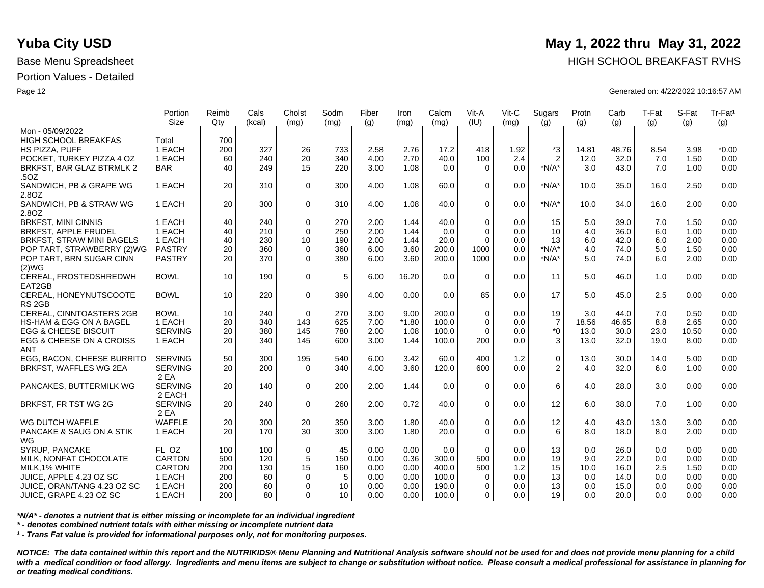# Yuba City USD

**May 1, 2022 thru May 31, 2022**

Base Menu Spreadsheet

HIGH SCHOOL BREAKFAST RVHS

Portion Values - Detailed

Generated on: 4/22/2022 10:16:57 AM

| | Portion Size | Reimb Qty | Cals (kcal) | Cholst (mg) | Sodm (mg) | Fiber (g) | Iron (mg) | Calcm (mg) | Vit-A (IU) | Vit-C (mg) | Sugars (g) | Protn (g) | Carb (g) | T-Fat (g) | S-Fat (g) | Tr-Fat¹ (g) |
|---|---|---|---|---|---|---|---|---|---|---|---|---|---|---|---|---|
| Mon - 05/09/2022 | | | | | | | | | | | | | | | | |
| HIGH SCHOOL BREAKFAS | Total | 700 | | | | | | | | | | | | | | |
| HS PIZZA, PUFF | 1 EACH | 200 | 327 | 26 | 733 | 2.58 | 2.76 | 17.2 | 418 | 1.92 | *3 | 14.81 | 48.76 | 8.54 | 3.98 | *0.00 |
| POCKET, TURKEY PIZZA 4 OZ | 1 EACH | 60 | 240 | 20 | 340 | 4.00 | 2.70 | 40.0 | 100 | 2.4 | 2 | 12.0 | 32.0 | 7.0 | 1.50 | 0.00 |
| BRKFST, BAR GLAZ BTRMLK 2 .5OZ | BAR | 40 | 249 | 15 | 220 | 3.00 | 1.08 | 0.0 | 0 | 0.0 | *N/A* | 3.0 | 43.0 | 7.0 | 1.00 | 0.00 |
| SANDWICH, PB & GRAPE WG 2.8OZ | 1 EACH | 20 | 310 | 0 | 300 | 4.00 | 1.08 | 60.0 | 0 | 0.0 | *N/A* | 10.0 | 35.0 | 16.0 | 2.50 | 0.00 |
| SANDWICH, PB & STRAW WG 2.8OZ | 1 EACH | 20 | 300 | 0 | 310 | 4.00 | 1.08 | 40.0 | 0 | 0.0 | *N/A* | 10.0 | 34.0 | 16.0 | 2.00 | 0.00 |
| BRKFST, MINI CINNIS | 1 EACH | 40 | 240 | 0 | 270 | 2.00 | 1.44 | 40.0 | 0 | 0.0 | 15 | 5.0 | 39.0 | 7.0 | 1.50 | 0.00 |
| BRKFST, APPLE FRUDEL | 1 EACH | 40 | 210 | 0 | 250 | 2.00 | 1.44 | 0.0 | 0 | 0.0 | 10 | 4.0 | 36.0 | 6.0 | 1.00 | 0.00 |
| BRKFST, STRAW MINI BAGELS | 1 EACH | 40 | 230 | 10 | 190 | 2.00 | 1.44 | 20.0 | 0 | 0.0 | 13 | 6.0 | 42.0 | 6.0 | 2.00 | 0.00 |
| POP TART, STRAWBERRY (2)WG | PASTRY | 20 | 360 | 0 | 360 | 6.00 | 3.60 | 200.0 | 1000 | 0.0 | *N/A* | 4.0 | 74.0 | 5.0 | 1.50 | 0.00 |
| POP TART, BRN SUGAR CINN (2)WG | PASTRY | 20 | 370 | 0 | 380 | 6.00 | 3.60 | 200.0 | 1000 | 0.0 | *N/A* | 5.0 | 74.0 | 6.0 | 2.00 | 0.00 |
| CEREAL, FROSTEDSHREDWH EAT2GB | BOWL | 10 | 190 | 0 | 5 | 6.00 | 16.20 | 0.0 | 0 | 0.0 | 11 | 5.0 | 46.0 | 1.0 | 0.00 | 0.00 |
| CEREAL, HONEYNUTSCOOTE RS 2GB | BOWL | 10 | 220 | 0 | 390 | 4.00 | 0.00 | 0.0 | 85 | 0.0 | 17 | 5.0 | 45.0 | 2.5 | 0.00 | 0.00 |
| CEREAL, CINNTOASTERS 2GB | BOWL | 10 | 240 | 0 | 270 | 3.00 | 9.00 | 200.0 | 0 | 0.0 | 19 | 3.0 | 44.0 | 7.0 | 0.50 | 0.00 |
| HS-HAM & EGG ON A BAGEL | 1 EACH | 20 | 340 | 143 | 625 | 7.00 | *1.80 | 100.0 | 0 | 0.0 | 7 | 18.56 | 46.65 | 8.8 | 2.65 | 0.00 |
| EGG & CHEESE BISCUIT | SERVING | 20 | 380 | 145 | 780 | 2.00 | 1.08 | 100.0 | 0 | 0.0 | *0 | 13.0 | 30.0 | 23.0 | 10.50 | 0.00 |
| EGG & CHEESE ON A CROISS ANT | 1 EACH | 20 | 340 | 145 | 600 | 3.00 | 1.44 | 100.0 | 200 | 0.0 | 3 | 13.0 | 32.0 | 19.0 | 8.00 | 0.00 |
| EGG, BACON, CHEESE BURRITO | SERVING | 50 | 300 | 195 | 540 | 6.00 | 3.42 | 60.0 | 400 | 1.2 | 0 | 13.0 | 30.0 | 14.0 | 5.00 | 0.00 |
| BRKFST, WAFFLES WG 2EA | SERVING 2 EA | 20 | 200 | 0 | 340 | 4.00 | 3.60 | 120.0 | 600 | 0.0 | 2 | 4.0 | 32.0 | 6.0 | 1.00 | 0.00 |
| PANCAKES, BUTTERMILK WG | SERVING 2 EACH | 20 | 140 | 0 | 200 | 2.00 | 1.44 | 0.0 | 0 | 0.0 | 6 | 4.0 | 28.0 | 3.0 | 0.00 | 0.00 |
| BRKFST, FR TST WG 2G | SERVING 2 EA | 20 | 240 | 0 | 260 | 2.00 | 0.72 | 40.0 | 0 | 0.0 | 12 | 6.0 | 38.0 | 7.0 | 1.00 | 0.00 |
| WG DUTCH WAFFLE | WAFFLE | 20 | 300 | 20 | 350 | 3.00 | 1.80 | 40.0 | 0 | 0.0 | 12 | 4.0 | 43.0 | 13.0 | 3.00 | 0.00 |
| PANCAKE & SAUG ON A STIK WG | 1 EACH | 20 | 170 | 30 | 300 | 3.00 | 1.80 | 20.0 | 0 | 0.0 | 6 | 8.0 | 18.0 | 8.0 | 2.00 | 0.00 |
| SYRUP, PANCAKE | FL OZ | 100 | 100 | 0 | 45 | 0.00 | 0.00 | 0.0 | 0 | 0.0 | 13 | 0.0 | 26.0 | 0.0 | 0.00 | 0.00 |
| MILK, NONFAT CHOCOLATE | CARTON | 500 | 120 | 5 | 150 | 0.00 | 0.36 | 300.0 | 500 | 0.0 | 19 | 9.0 | 22.0 | 0.0 | 0.00 | 0.00 |
| MILK,1% WHITE | CARTON | 200 | 130 | 15 | 160 | 0.00 | 0.00 | 400.0 | 500 | 1.2 | 15 | 10.0 | 16.0 | 2.5 | 1.50 | 0.00 |
| JUICE, APPLE 4.23 OZ SC | 1 EACH | 200 | 60 | 0 | 5 | 0.00 | 0.00 | 100.0 | 0 | 0.0 | 13 | 0.0 | 14.0 | 0.0 | 0.00 | 0.00 |
| JUICE, ORAN/TANG 4.23 OZ SC | 1 EACH | 200 | 60 | 0 | 10 | 0.00 | 0.00 | 190.0 | 0 | 0.0 | 13 | 0.0 | 15.0 | 0.0 | 0.00 | 0.00 |
| JUICE, GRAPE 4.23 OZ SC | 1 EACH | 200 | 80 | 0 | 10 | 0.00 | 0.00 | 100.0 | 0 | 0.0 | 19 | 0.0 | 20.0 | 0.0 | 0.00 | 0.00 |

***N/A* - denotes a nutrient that is either missing or incomplete for an individual ingredient**

*** - denotes combined nutrient totals with either missing or incomplete nutrient data**

***¹ - Trans Fat value is provided for informational purposes only, not for monitoring purposes.***

***NOTICE: The data contained within this report and the NUTRIKIDS® Menu Planning and Nutritional Analysis software should not be used for and does not provide menu planning for a child with a medical condition or food allergy. Ingredients and menu items are subject to change or substitution without notice. Please consult a medical professional for assistance in planning for or treating medical conditions.***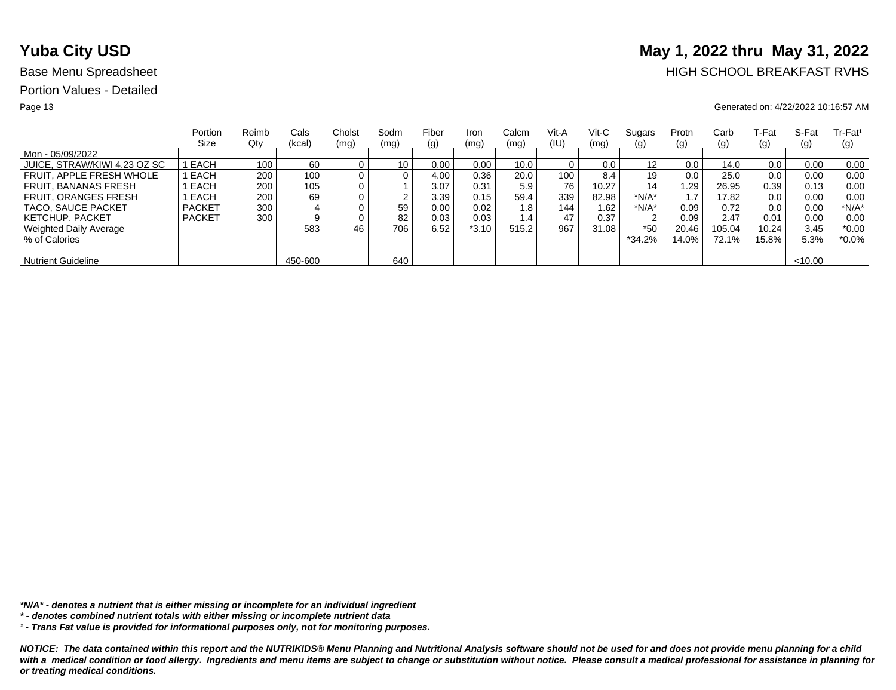# Yuba City USD

## May 1, 2022 thru May 31, 2022

Base Menu Spreadsheet

HIGH SCHOOL BREAKFAST RVHS

Portion Values - Detailed

Generated on: 4/22/2022 10:16:57 AM

| | Portion Size | Reimb Qty | Cals (kcal) | Cholst (mg) | Sodm (mg) | Fiber (g) | Iron (mg) | Calcm (mg) | Vit-A (IU) | Vit-C (mg) | Sugars (g) | Protn (g) | Carb (g) | T-Fat (g) | S-Fat (g) | Tr-Fat¹ (g) |
|---|---|---|---|---|---|---|---|---|---|---|---|---|---|---|---|---|
| Mon - 05/09/2022 | | | | | | | | | | | | | | | | |
| JUICE, STRAW/KIWI 4.23 OZ SC | 1 EACH | 100 | 60 | 0 | 10 | 0.00 | 0.00 | 10.0 | 0 | 0.0 | 12 | 0.0 | 14.0 | 0.0 | 0.00 | 0.00 |
| FRUIT, APPLE FRESH WHOLE | 1 EACH | 200 | 100 | 0 | 0 | 4.00 | 0.36 | 20.0 | 100 | 8.4 | 19 | 0.0 | 25.0 | 0.0 | 0.00 | 0.00 |
| FRUIT, BANANAS FRESH | 1 EACH | 200 | 105 | 0 | 1 | 3.07 | 0.31 | 5.9 | 76 | 10.27 | 14 | 1.29 | 26.95 | 0.39 | 0.13 | 0.00 |
| FRUIT, ORANGES FRESH | 1 EACH | 200 | 69 | 0 | 2 | 3.39 | 0.15 | 59.4 | 339 | 82.98 | *N/A* | 1.7 | 17.82 | 0.0 | 0.00 | 0.00 |
| TACO, SAUCE PACKET | PACKET | 300 | 4 | 0 | 59 | 0.00 | 0.02 | 1.8 | 144 | 1.62 | *N/A* | 0.09 | 0.72 | 0.0 | 0.00 | *N/A* |
| KETCHUP, PACKET | PACKET | 300 | 9 | 0 | 82 | 0.03 | 0.03 | 1.4 | 47 | 0.37 | 2 | 0.09 | 2.47 | 0.01 | 0.00 | 0.00 |
| Weighted Daily Average | | | 583 | 46 | 706 | 6.52 | *3.10 | 515.2 | 967 | 31.08 | *50 | 20.46 | 105.04 | 10.24 | 3.45 | *0.00 |
| % of Calories | | | | | | | | | | | *34.2% | 14.0% | 72.1% | 15.8% | 5.3% | *0.0% |
| Nutrient Guideline | | | 450-600 | | 640 | | | | | | | | | | <10.00 | |

***N/A* - denotes a nutrient that is either missing or incomplete for an individual ingredient***

***\* - denotes combined nutrient totals with either missing or incomplete nutrient data***

***¹ - Trans Fat value is provided for informational purposes only, not for monitoring purposes.***

***NOTICE: The data contained within this report and the NUTRIKIDS® Menu Planning and Nutritional Analysis software should not be used for and does not provide menu planning for a child with a medical condition or food allergy. Ingredients and menu items are subject to change or substitution without notice. Please consult a medical professional for assistance in planning for or treating medical conditions.***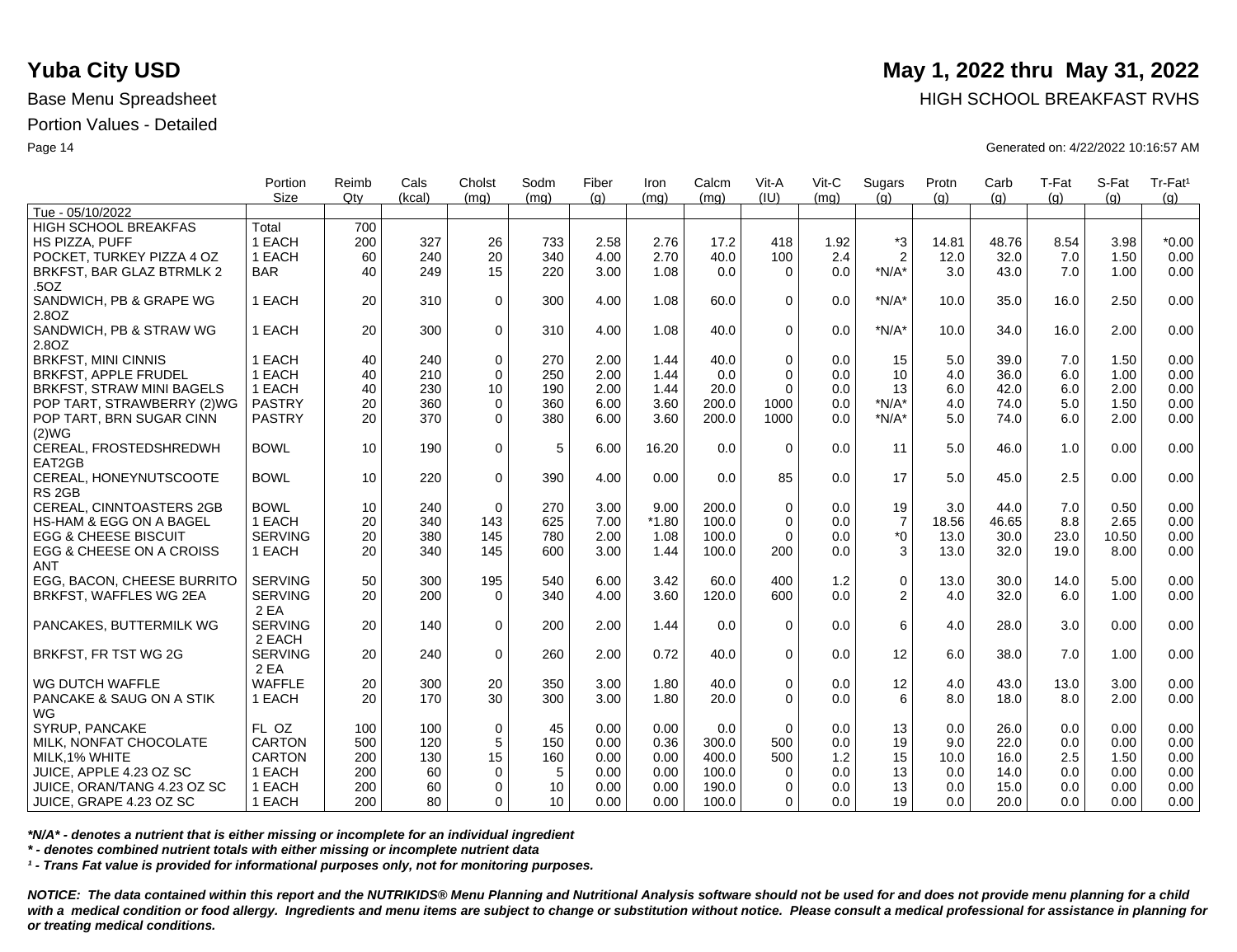# Yuba City USD

## May 1, 2022 thru May 31, 2022

Base Menu Spreadsheet

HIGH SCHOOL BREAKFAST RVHS

Portion Values - Detailed

Generated on: 4/22/2022 10:16:57 AM

| | Portion Size | Reimb Qty | Cals (kcal) | Cholst (mg) | Sodm (mg) | Fiber (g) | Iron (mg) | Calcm (mg) | Vit-A (IU) | Vit-C (mg) | Sugars (g) | Protn (g) | Carb (g) | T-Fat (g) | S-Fat (g) | Tr-Fat¹ (g) |
|---|---|---|---|---|---|---|---|---|---|---|---|---|---|---|---|---|
| Tue - 05/10/2022 | | | | | | | | | | | | | | | | |
| HIGH SCHOOL BREAKFAS | Total | 700 | | | | | | | | | | | | | | |
| HS PIZZA, PUFF | 1 EACH | 200 | 327 | 26 | 733 | 2.58 | 2.76 | 17.2 | 418 | 1.92 | *3 | 14.81 | 48.76 | 8.54 | 3.98 | *0.00 |
| POCKET, TURKEY PIZZA 4 OZ | 1 EACH | 60 | 240 | 20 | 340 | 4.00 | 2.70 | 40.0 | 100 | 2.4 | 2 | 12.0 | 32.0 | 7.0 | 1.50 | 0.00 |
| BRKFST, BAR GLAZ BTRMLK 2 .5OZ | BAR | 40 | 249 | 15 | 220 | 3.00 | 1.08 | 0.0 | 0 | 0.0 | *N/A* | 3.0 | 43.0 | 7.0 | 1.00 | 0.00 |
| SANDWICH, PB & GRAPE WG 2.8OZ | 1 EACH | 20 | 310 | 0 | 300 | 4.00 | 1.08 | 60.0 | 0 | 0.0 | *N/A* | 10.0 | 35.0 | 16.0 | 2.50 | 0.00 |
| SANDWICH, PB & STRAW WG 2.8OZ | 1 EACH | 20 | 300 | 0 | 310 | 4.00 | 1.08 | 40.0 | 0 | 0.0 | *N/A* | 10.0 | 34.0 | 16.0 | 2.00 | 0.00 |
| BRKFST, MINI CINNIS | 1 EACH | 40 | 240 | 0 | 270 | 2.00 | 1.44 | 40.0 | 0 | 0.0 | 15 | 5.0 | 39.0 | 7.0 | 1.50 | 0.00 |
| BRKFST, APPLE FRUDEL | 1 EACH | 40 | 210 | 0 | 250 | 2.00 | 1.44 | 0.0 | 0 | 0.0 | 10 | 4.0 | 36.0 | 6.0 | 1.00 | 0.00 |
| BRKFST, STRAW MINI BAGELS | 1 EACH | 40 | 230 | 10 | 190 | 2.00 | 1.44 | 20.0 | 0 | 0.0 | 13 | 6.0 | 42.0 | 6.0 | 2.00 | 0.00 |
| POP TART, STRAWBERRY (2)WG | PASTRY | 20 | 360 | 0 | 360 | 6.00 | 3.60 | 200.0 | 1000 | 0.0 | *N/A* | 4.0 | 74.0 | 5.0 | 1.50 | 0.00 |
| POP TART, BRN SUGAR CINN (2)WG | PASTRY | 20 | 370 | 0 | 380 | 6.00 | 3.60 | 200.0 | 1000 | 0.0 | *N/A* | 5.0 | 74.0 | 6.0 | 2.00 | 0.00 |
| CEREAL, FROSTEDSHREDWH EAT2GB | BOWL | 10 | 190 | 0 | 5 | 6.00 | 16.20 | 0.0 | 0 | 0.0 | 11 | 5.0 | 46.0 | 1.0 | 0.00 | 0.00 |
| CEREAL, HONEYNUTSCOOTE RS 2GB | BOWL | 10 | 220 | 0 | 390 | 4.00 | 0.00 | 0.0 | 85 | 0.0 | 17 | 5.0 | 45.0 | 2.5 | 0.00 | 0.00 |
| CEREAL, CINNTOASTERS 2GB | BOWL | 10 | 240 | 0 | 270 | 3.00 | 9.00 | 200.0 | 0 | 0.0 | 19 | 3.0 | 44.0 | 7.0 | 0.50 | 0.00 |
| HS-HAM & EGG ON A BAGEL | 1 EACH | 20 | 340 | 143 | 625 | 7.00 | *1.80 | 100.0 | 0 | 0.0 | 7 | 18.56 | 46.65 | 8.8 | 2.65 | 0.00 |
| EGG & CHEESE BISCUIT | SERVING | 20 | 380 | 145 | 780 | 2.00 | 1.08 | 100.0 | 0 | 0.0 | *0 | 13.0 | 30.0 | 23.0 | 10.50 | 0.00 |
| EGG & CHEESE ON A CROISS ANT | 1 EACH | 20 | 340 | 145 | 600 | 3.00 | 1.44 | 100.0 | 200 | 0.0 | 3 | 13.0 | 32.0 | 19.0 | 8.00 | 0.00 |
| EGG, BACON, CHEESE BURRITO | SERVING | 50 | 300 | 195 | 540 | 6.00 | 3.42 | 60.0 | 400 | 1.2 | 0 | 13.0 | 30.0 | 14.0 | 5.00 | 0.00 |
| BRKFST, WAFFLES WG 2EA | SERVING 2 EA | 20 | 200 | 0 | 340 | 4.00 | 3.60 | 120.0 | 600 | 0.0 | 2 | 4.0 | 32.0 | 6.0 | 1.00 | 0.00 |
| PANCAKES, BUTTERMILK WG | SERVING 2 EACH | 20 | 140 | 0 | 200 | 2.00 | 1.44 | 0.0 | 0 | 0.0 | 6 | 4.0 | 28.0 | 3.0 | 0.00 | 0.00 |
| BRKFST, FR TST WG 2G | SERVING 2 EA | 20 | 240 | 0 | 260 | 2.00 | 0.72 | 40.0 | 0 | 0.0 | 12 | 6.0 | 38.0 | 7.0 | 1.00 | 0.00 |
| WG DUTCH WAFFLE | WAFFLE | 20 | 300 | 20 | 350 | 3.00 | 1.80 | 40.0 | 0 | 0.0 | 12 | 4.0 | 43.0 | 13.0 | 3.00 | 0.00 |
| PANCAKE & SAUG ON A STIK WG | 1 EACH | 20 | 170 | 30 | 300 | 3.00 | 1.80 | 20.0 | 0 | 0.0 | 6 | 8.0 | 18.0 | 8.0 | 2.00 | 0.00 |
| SYRUP, PANCAKE | FL OZ | 100 | 100 | 0 | 45 | 0.00 | 0.00 | 0.0 | 0 | 0.0 | 13 | 0.0 | 26.0 | 0.0 | 0.00 | 0.00 |
| MILK, NONFAT CHOCOLATE | CARTON | 500 | 120 | 5 | 150 | 0.00 | 0.36 | 300.0 | 500 | 0.0 | 19 | 9.0 | 22.0 | 0.0 | 0.00 | 0.00 |
| MILK,1% WHITE | CARTON | 200 | 130 | 15 | 160 | 0.00 | 0.00 | 400.0 | 500 | 1.2 | 15 | 10.0 | 16.0 | 2.5 | 1.50 | 0.00 |
| JUICE, APPLE 4.23 OZ SC | 1 EACH | 200 | 60 | 0 | 5 | 0.00 | 0.00 | 100.0 | 0 | 0.0 | 13 | 0.0 | 14.0 | 0.0 | 0.00 | 0.00 |
| JUICE, ORAN/TANG 4.23 OZ SC | 1 EACH | 200 | 60 | 0 | 10 | 0.00 | 0.00 | 190.0 | 0 | 0.0 | 13 | 0.0 | 15.0 | 0.0 | 0.00 | 0.00 |
| JUICE, GRAPE 4.23 OZ SC | 1 EACH | 200 | 80 | 0 | 10 | 0.00 | 0.00 | 100.0 | 0 | 0.0 | 19 | 0.0 | 20.0 | 0.0 | 0.00 | 0.00 |

***N/A* - denotes a nutrient that is either missing or incomplete for an individual ingredient***

***\* - denotes combined nutrient totals with either missing or incomplete nutrient data***

***¹ - Trans Fat value is provided for informational purposes only, not for monitoring purposes.***

***NOTICE: The data contained within this report and the NUTRIKIDS® Menu Planning and Nutritional Analysis software should not be used for and does not provide menu planning for a child with a medical condition or food allergy. Ingredients and menu items are subject to change or substitution without notice. Please consult a medical professional for assistance in planning for or treating medical conditions.***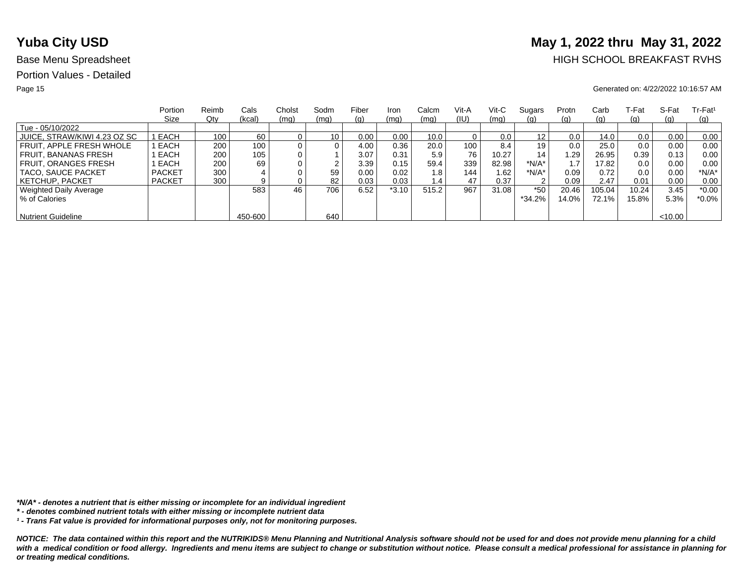# Yuba City USD

## May 1, 2022 thru May 31, 2022

Base Menu Spreadsheet

HIGH SCHOOL BREAKFAST RVHS

Portion Values - Detailed

Generated on: 4/22/2022 10:16:57 AM

| | Portion Size | Reimb Qty | Cals (kcal) | Cholst (mg) | Sodm (mg) | Fiber (g) | Iron (mg) | Calcm (mg) | Vit-A (IU) | Vit-C (mg) | Sugars (g) | Protn (g) | Carb (g) | T-Fat (g) | S-Fat (g) | Tr-Fat[1] (g) |
|---|---|---|---|---|---|---|---|---|---|---|---|---|---|---|---|---|
| Tue - 05/10/2022 | | | | | | | | | | | | | | | | |
| JUICE, STRAW/KIWI 4.23 OZ SC | 1 EACH | 100 | 60 | 0 | 10 | 0.00 | 0.00 | 10.0 | 0 | 0.0 | 12 | 0.0 | 14.0 | 0.0 | 0.00 | 0.00 |
| FRUIT, APPLE FRESH WHOLE | 1 EACH | 200 | 100 | 0 | 0 | 4.00 | 0.36 | 20.0 | 100 | 8.4 | 19 | 0.0 | 25.0 | 0.0 | 0.00 | 0.00 |
| FRUIT, BANANAS FRESH | 1 EACH | 200 | 105 | 0 | 1 | 3.07 | 0.31 | 5.9 | 76 | 10.27 | 14 | 1.29 | 26.95 | 0.39 | 0.13 | 0.00 |
| FRUIT, ORANGES FRESH | 1 EACH | 200 | 69 | 0 | 2 | 3.39 | 0.15 | 59.4 | 339 | 82.98 | *N/A* | 1.7 | 17.82 | 0.0 | 0.00 | 0.00 |
| TACO, SAUCE PACKET | PACKET | 300 | 4 | 0 | 59 | 0.00 | 0.02 | 1.8 | 144 | 1.62 | *N/A* | 0.09 | 0.72 | 0.0 | 0.00 | *N/A* |
| KETCHUP, PACKET | PACKET | 300 | 9 | 0 | 82 | 0.03 | 0.03 | 1.4 | 47 | 0.37 | 2 | 0.09 | 2.47 | 0.01 | 0.00 | 0.00 |
| Weighted Daily Average | | | 583 | 46 | 706 | 6.52 | *3.10 | 515.2 | 967 | 31.08 | *50 | 20.46 | 105.04 | 10.24 | 3.45 | *0.00 |
| % of Calories | | | | | | | | | | | *34.2% | 14.0% | 72.1% | 15.8% | 5.3% | *0.0% |
| Nutrient Guideline | | | 450-600 | | 640 | | | | | | | | | | <10.00 | |

***N/A* - denotes a nutrient that is either missing or incomplete for an individual ingredient***

***\* - denotes combined nutrient totals with either missing or incomplete nutrient data***

***[1] - Trans Fat value is provided for informational purposes only, not for monitoring purposes.***

***NOTICE: The data contained within this report and the NUTRIKIDS® Menu Planning and Nutritional Analysis software should not be used for and does not provide menu planning for a child with a medical condition or food allergy. Ingredients and menu items are subject to change or substitution without notice. Please consult a medical professional for assistance in planning for or treating medical conditions.***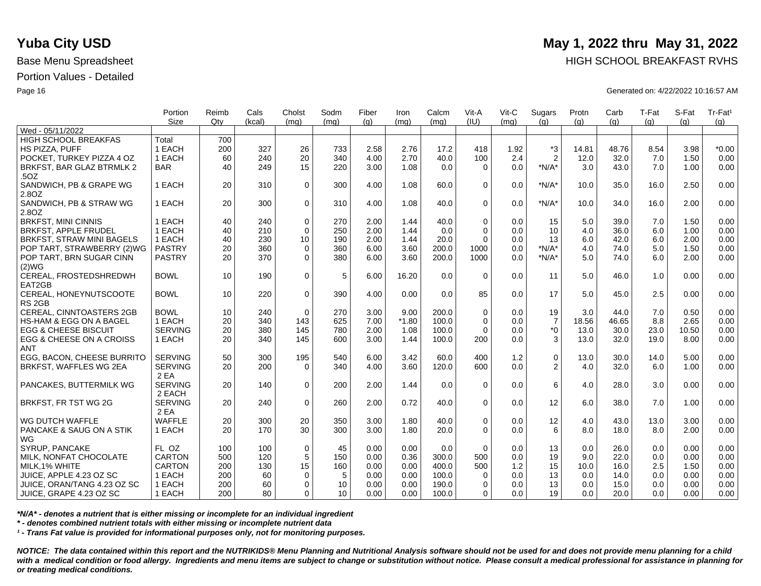# Yuba City USD

**May 1, 2022 thru May 31, 2022**

Base Menu Spreadsheet

HIGH SCHOOL BREAKFAST RVHS

Portion Values - Detailed

Generated on: 4/22/2022 10:16:57 AM

| | Portion Size | Reimb Qty | Cals (kcal) | Cholst (mg) | Sodm (mg) | Fiber (g) | Iron (mg) | Calcm (mg) | Vit-A (IU) | Vit-C (mg) | Sugars (g) | Protn (g) | Carb (g) | T-Fat (g) | S-Fat (g) | Tr-Fat¹ (g) |
|---|---|---|---|---|---|---|---|---|---|---|---|---|---|---|---|---|
| Wed - 05/11/2022 | | | | | | | | | | | | | | | | |
| HIGH SCHOOL BREAKFAS | Total | 700 | | | | | | | | | | | | | | |
| HS PIZZA, PUFF | 1 EACH | 200 | 327 | 26 | 733 | 2.58 | 2.76 | 17.2 | 418 | 1.92 | *3 | 14.81 | 48.76 | 8.54 | 3.98 | *0.00 |
| POCKET, TURKEY PIZZA 4 OZ | 1 EACH | 60 | 240 | 20 | 340 | 4.00 | 2.70 | 40.0 | 100 | 2.4 | 2 | 12.0 | 32.0 | 7.0 | 1.50 | 0.00 |
| BRKFST, BAR GLAZ BTRMLK 2 .5OZ | BAR | 40 | 249 | 15 | 220 | 3.00 | 1.08 | 0.0 | 0 | 0.0 | *N/A* | 3.0 | 43.0 | 7.0 | 1.00 | 0.00 |
| SANDWICH, PB & GRAPE WG 2.8OZ | 1 EACH | 20 | 310 | 0 | 300 | 4.00 | 1.08 | 60.0 | 0 | 0.0 | *N/A* | 10.0 | 35.0 | 16.0 | 2.50 | 0.00 |
| SANDWICH, PB & STRAW WG 2.8OZ | 1 EACH | 20 | 300 | 0 | 310 | 4.00 | 1.08 | 40.0 | 0 | 0.0 | *N/A* | 10.0 | 34.0 | 16.0 | 2.00 | 0.00 |
| BRKFST, MINI CINNIS | 1 EACH | 40 | 240 | 0 | 270 | 2.00 | 1.44 | 40.0 | 0 | 0.0 | 15 | 5.0 | 39.0 | 7.0 | 1.50 | 0.00 |
| BRKFST, APPLE FRUDEL | 1 EACH | 40 | 210 | 0 | 250 | 2.00 | 1.44 | 0.0 | 0 | 0.0 | 10 | 4.0 | 36.0 | 6.0 | 1.00 | 0.00 |
| BRKFST, STRAW MINI BAGELS | 1 EACH | 40 | 230 | 10 | 190 | 2.00 | 1.44 | 20.0 | 0 | 0.0 | 13 | 6.0 | 42.0 | 6.0 | 2.00 | 0.00 |
| POP TART, STRAWBERRY (2)WG | PASTRY | 20 | 360 | 0 | 360 | 6.00 | 3.60 | 200.0 | 1000 | 0.0 | *N/A* | 4.0 | 74.0 | 5.0 | 1.50 | 0.00 |
| POP TART, BRN SUGAR CINN (2)WG | PASTRY | 20 | 370 | 0 | 380 | 6.00 | 3.60 | 200.0 | 1000 | 0.0 | *N/A* | 5.0 | 74.0 | 6.0 | 2.00 | 0.00 |
| CEREAL, FROSTEDSHREDWH EAT2GB | BOWL | 10 | 190 | 0 | 5 | 6.00 | 16.20 | 0.0 | 0 | 0.0 | 11 | 5.0 | 46.0 | 1.0 | 0.00 | 0.00 |
| CEREAL, HONEYNUTSCOOTE RS 2GB | BOWL | 10 | 220 | 0 | 390 | 4.00 | 0.00 | 0.0 | 85 | 0.0 | 17 | 5.0 | 45.0 | 2.5 | 0.00 | 0.00 |
| CEREAL, CINNTOASTERS 2GB | BOWL | 10 | 240 | 0 | 270 | 3.00 | 9.00 | 200.0 | 0 | 0.0 | 19 | 3.0 | 44.0 | 7.0 | 0.50 | 0.00 |
| HS-HAM & EGG ON A BAGEL | 1 EACH | 20 | 340 | 143 | 625 | 7.00 | *1.80 | 100.0 | 0 | 0.0 | 7 | 18.56 | 46.65 | 8.8 | 2.65 | 0.00 |
| EGG & CHEESE BISCUIT | SERVING | 20 | 380 | 145 | 780 | 2.00 | 1.08 | 100.0 | 0 | 0.0 | *0 | 13.0 | 30.0 | 23.0 | 10.50 | 0.00 |
| EGG & CHEESE ON A CROISS ANT | 1 EACH | 20 | 340 | 145 | 600 | 3.00 | 1.44 | 100.0 | 200 | 0.0 | 3 | 13.0 | 32.0 | 19.0 | 8.00 | 0.00 |
| EGG, BACON, CHEESE BURRITO | SERVING | 50 | 300 | 195 | 540 | 6.00 | 3.42 | 60.0 | 400 | 1.2 | 0 | 13.0 | 30.0 | 14.0 | 5.00 | 0.00 |
| BRKFST, WAFFLES WG 2EA | SERVING 2 EA | 20 | 200 | 0 | 340 | 4.00 | 3.60 | 120.0 | 600 | 0.0 | 2 | 4.0 | 32.0 | 6.0 | 1.00 | 0.00 |
| PANCAKES, BUTTERMILK WG | SERVING 2 EACH | 20 | 140 | 0 | 200 | 2.00 | 1.44 | 0.0 | 0 | 0.0 | 6 | 4.0 | 28.0 | 3.0 | 0.00 | 0.00 |
| BRKFST, FR TST WG 2G | SERVING 2 EA | 20 | 240 | 0 | 260 | 2.00 | 0.72 | 40.0 | 0 | 0.0 | 12 | 6.0 | 38.0 | 7.0 | 1.00 | 0.00 |
| WG DUTCH WAFFLE | WAFFLE | 20 | 300 | 20 | 350 | 3.00 | 1.80 | 40.0 | 0 | 0.0 | 12 | 4.0 | 43.0 | 13.0 | 3.00 | 0.00 |
| PANCAKE & SAUG ON A STIK WG | 1 EACH | 20 | 170 | 30 | 300 | 3.00 | 1.80 | 20.0 | 0 | 0.0 | 6 | 8.0 | 18.0 | 8.0 | 2.00 | 0.00 |
| SYRUP, PANCAKE | FL OZ | 100 | 100 | 0 | 45 | 0.00 | 0.00 | 0.0 | 0 | 0.0 | 13 | 0.0 | 26.0 | 0.0 | 0.00 | 0.00 |
| MILK, NONFAT CHOCOLATE | CARTON | 500 | 120 | 5 | 150 | 0.00 | 0.36 | 300.0 | 500 | 0.0 | 19 | 9.0 | 22.0 | 0.0 | 0.00 | 0.00 |
| MILK,1% WHITE | CARTON | 200 | 130 | 15 | 160 | 0.00 | 0.00 | 400.0 | 500 | 1.2 | 15 | 10.0 | 16.0 | 2.5 | 1.50 | 0.00 |
| JUICE, APPLE 4.23 OZ SC | 1 EACH | 200 | 60 | 0 | 5 | 0.00 | 0.00 | 100.0 | 0 | 0.0 | 13 | 0.0 | 14.0 | 0.0 | 0.00 | 0.00 |
| JUICE, ORAN/TANG 4.23 OZ SC | 1 EACH | 200 | 60 | 0 | 10 | 0.00 | 0.00 | 190.0 | 0 | 0.0 | 13 | 0.0 | 15.0 | 0.0 | 0.00 | 0.00 |
| JUICE, GRAPE 4.23 OZ SC | 1 EACH | 200 | 80 | 0 | 10 | 0.00 | 0.00 | 100.0 | 0 | 0.0 | 19 | 0.0 | 20.0 | 0.0 | 0.00 | 0.00 |

***N/A* - denotes a nutrient that is either missing or incomplete for an individual ingredient***

**** - denotes combined nutrient totals with either missing or incomplete nutrient data***

***¹ - Trans Fat value is provided for informational purposes only, not for monitoring purposes.***

***NOTICE: The data contained within this report and the NUTRIKIDS® Menu Planning and Nutritional Analysis software should not be used for and does not provide menu planning for a child with a medical condition or food allergy. Ingredients and menu items are subject to change or substitution without notice. Please consult a medical professional for assistance in planning for or treating medical conditions.***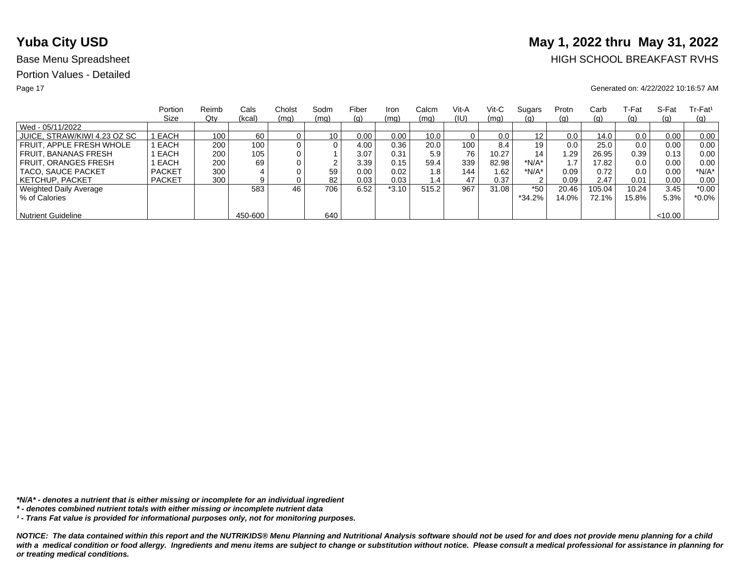# Yuba City USD

**May 1, 2022 thru May 31, 2022**

Base Menu Spreadsheet

HIGH SCHOOL BREAKFAST RVHS

Portion Values - Detailed

Generated on: 4/22/2022 10:16:57 AM

| | Portion Size | Reimb Qty | Cals (kcal) | Cholst (mg) | Sodm (mg) | Fiber (g) | Iron (mg) | Calcm (mg) | Vit-A (IU) | Vit-C (mg) | Sugars (g) | Protn (g) | Carb (g) | T-Fat (g) | S-Fat (g) | Tr-Fat[1] (g) |
|---|---|---|---|---|---|---|---|---|---|---|---|---|---|---|---|---|
| Wed - 05/11/2022 | | | | | | | | | | | | | | | | |
| JUICE, STRAW/KIWI 4.23 OZ SC | 1 EACH | 100 | 60 | 0 | 10 | 0.00 | 0.00 | 10.0 | 0 | 0.0 | 12 | 0.0 | 14.0 | 0.0 | 0.00 | 0.00 |
| FRUIT, APPLE FRESH WHOLE | 1 EACH | 200 | 100 | 0 | 0 | 4.00 | 0.36 | 20.0 | 100 | 8.4 | 19 | 0.0 | 25.0 | 0.0 | 0.00 | 0.00 |
| FRUIT, BANANAS FRESH | 1 EACH | 200 | 105 | 0 | 1 | 3.07 | 0.31 | 5.9 | 76 | 10.27 | 14 | 1.29 | 26.95 | 0.39 | 0.13 | 0.00 |
| FRUIT, ORANGES FRESH | 1 EACH | 200 | 69 | 0 | 2 | 3.39 | 0.15 | 59.4 | 339 | 82.98 | *N/A* | 1.7 | 17.82 | 0.0 | 0.00 | 0.00 |
| TACO, SAUCE PACKET | PACKET | 300 | 4 | 0 | 59 | 0.00 | 0.02 | 1.8 | 144 | 1.62 | *N/A* | 0.09 | 0.72 | 0.0 | 0.00 | *N/A* |
| KETCHUP, PACKET | PACKET | 300 | 9 | 0 | 82 | 0.03 | 0.03 | 1.4 | 47 | 0.37 | 2 | 0.09 | 2.47 | 0.01 | 0.00 | 0.00 |
| Weighted Daily Average | | | 583 | 46 | 706 | 6.52 | *3.10 | 515.2 | 967 | 31.08 | *50 | 20.46 | 105.04 | 10.24 | 3.45 | *0.00 |
| % of Calories | | | | | | | | | | | *34.2% | 14.0% | 72.1% | 15.8% | 5.3% | *0.0% |
| Nutrient Guideline | | | 450-600 | | 640 | | | | | | | | | | <10.00 | |

***N/A* - denotes a nutrient that is either missing or incomplete for an individual ingredient**

***\* - denotes combined nutrient totals with either missing or incomplete nutrient data***

***[1] - Trans Fat value is provided for informational purposes only, not for monitoring purposes.***

***NOTICE: The data contained within this report and the NUTRIKIDS® Menu Planning and Nutritional Analysis software should not be used for and does not provide menu planning for a child with a medical condition or food allergy. Ingredients and menu items are subject to change or substitution without notice. Please consult a medical professional for assistance in planning for or treating medical conditions.***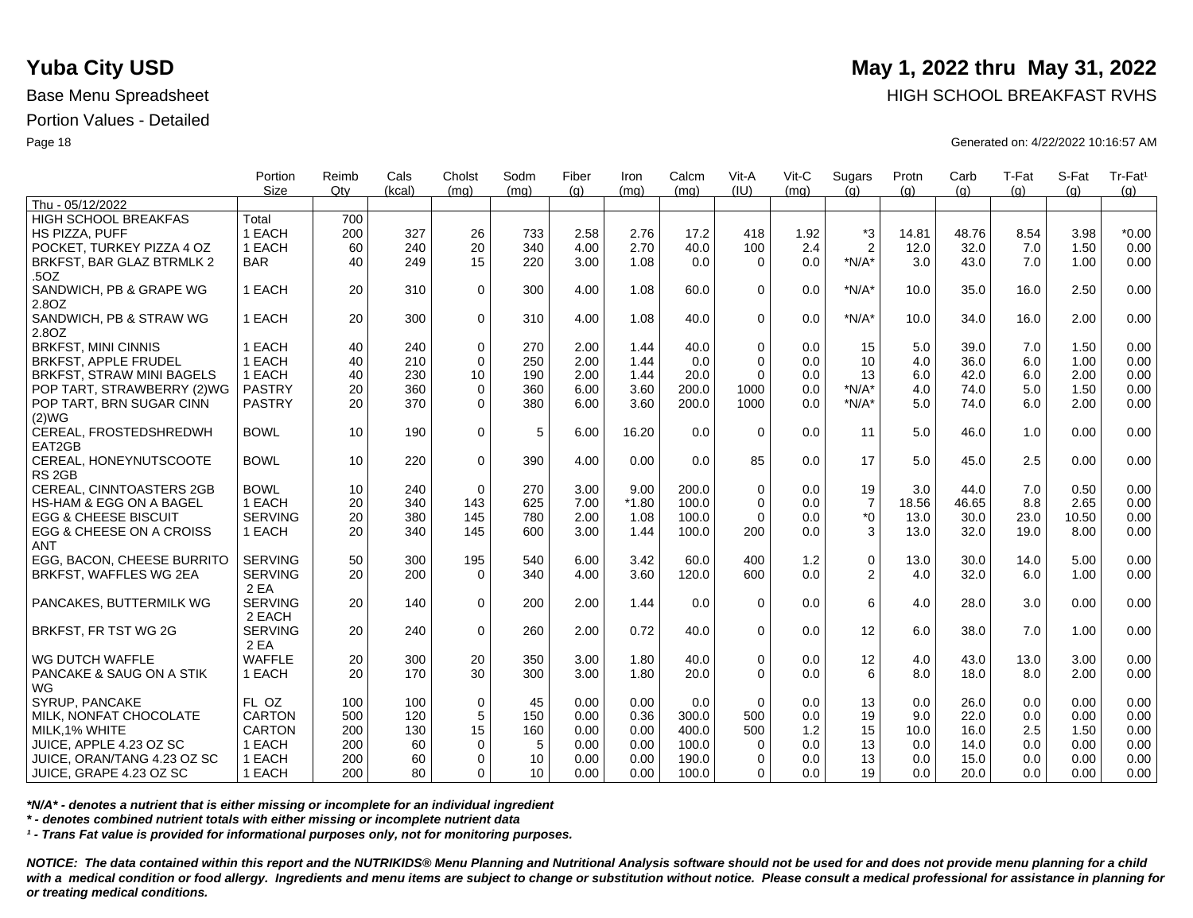# Yuba City USD

**May 1, 2022 thru May 31, 2022**

Base Menu Spreadsheet

HIGH SCHOOL BREAKFAST RVHS

Portion Values - Detailed

Generated on: 4/22/2022 10:16:57 AM

| | Portion Size | Reimb Qty | Cals (kcal) | Cholst (mg) | Sodm (mg) | Fiber (g) | Iron (mg) | Calcm (mg) | Vit-A (IU) | Vit-C (mg) | Sugars (g) | Protn (g) | Carb (g) | T-Fat (g) | S-Fat (g) | Tr-Fat¹ (g) |
|---|---|---|---|---|---|---|---|---|---|---|---|---|---|---|---|---|
| Thu - 05/12/2022 | | | | | | | | | | | | | | | | |
| HIGH SCHOOL BREAKFAS | Total | 700 | | | | | | | | | | | | | | |
| HS PIZZA, PUFF | 1 EACH | 200 | 327 | 26 | 733 | 2.58 | 2.76 | 17.2 | 418 | 1.92 | *3 | 14.81 | 48.76 | 8.54 | 3.98 | *0.00 |
| POCKET, TURKEY PIZZA 4 OZ | 1 EACH | 60 | 240 | 20 | 340 | 4.00 | 2.70 | 40.0 | 100 | 2.4 | 2 | 12.0 | 32.0 | 7.0 | 1.50 | 0.00 |
| BRKFST, BAR GLAZ BTRMLK 2 .5OZ | BAR | 40 | 249 | 15 | 220 | 3.00 | 1.08 | 0.0 | 0 | 0.0 | *N/A* | 3.0 | 43.0 | 7.0 | 1.00 | 0.00 |
| SANDWICH, PB & GRAPE WG 2.8OZ | 1 EACH | 20 | 310 | 0 | 300 | 4.00 | 1.08 | 60.0 | 0 | 0.0 | *N/A* | 10.0 | 35.0 | 16.0 | 2.50 | 0.00 |
| SANDWICH, PB & STRAW WG 2.8OZ | 1 EACH | 20 | 300 | 0 | 310 | 4.00 | 1.08 | 40.0 | 0 | 0.0 | *N/A* | 10.0 | 34.0 | 16.0 | 2.00 | 0.00 |
| BRKFST, MINI CINNIS | 1 EACH | 40 | 240 | 0 | 270 | 2.00 | 1.44 | 40.0 | 0 | 0.0 | 15 | 5.0 | 39.0 | 7.0 | 1.50 | 0.00 |
| BRKFST, APPLE FRUDEL | 1 EACH | 40 | 210 | 0 | 250 | 2.00 | 1.44 | 0.0 | 0 | 0.0 | 10 | 4.0 | 36.0 | 6.0 | 1.00 | 0.00 |
| BRKFST, STRAW MINI BAGELS | 1 EACH | 40 | 230 | 10 | 190 | 2.00 | 1.44 | 20.0 | 0 | 0.0 | 13 | 6.0 | 42.0 | 6.0 | 2.00 | 0.00 |
| POP TART, STRAWBERRY (2)WG | PASTRY | 20 | 360 | 0 | 360 | 6.00 | 3.60 | 200.0 | 1000 | 0.0 | *N/A* | 4.0 | 74.0 | 5.0 | 1.50 | 0.00 |
| POP TART, BRN SUGAR CINN (2)WG | PASTRY | 20 | 370 | 0 | 380 | 6.00 | 3.60 | 200.0 | 1000 | 0.0 | *N/A* | 5.0 | 74.0 | 6.0 | 2.00 | 0.00 |
| CEREAL, FROSTEDSHREDWH EAT2GB | BOWL | 10 | 190 | 0 | 5 | 6.00 | 16.20 | 0.0 | 0 | 0.0 | 11 | 5.0 | 46.0 | 1.0 | 0.00 | 0.00 |
| CEREAL, HONEYNUTSCOOTE RS 2GB | BOWL | 10 | 220 | 0 | 390 | 4.00 | 0.00 | 0.0 | 85 | 0.0 | 17 | 5.0 | 45.0 | 2.5 | 0.00 | 0.00 |
| CEREAL, CINNTOASTERS 2GB | BOWL | 10 | 240 | 0 | 270 | 3.00 | 9.00 | 200.0 | 0 | 0.0 | 19 | 3.0 | 44.0 | 7.0 | 0.50 | 0.00 |
| HS-HAM & EGG ON A BAGEL | 1 EACH | 20 | 340 | 143 | 625 | 7.00 | *1.80 | 100.0 | 0 | 0.0 | 7 | 18.56 | 46.65 | 8.8 | 2.65 | 0.00 |
| EGG & CHEESE BISCUIT | SERVING | 20 | 380 | 145 | 780 | 2.00 | 1.08 | 100.0 | 0 | 0.0 | *0 | 13.0 | 30.0 | 23.0 | 10.50 | 0.00 |
| EGG & CHEESE ON A CROISS ANT | 1 EACH | 20 | 340 | 145 | 600 | 3.00 | 1.44 | 100.0 | 200 | 0.0 | 3 | 13.0 | 32.0 | 19.0 | 8.00 | 0.00 |
| EGG, BACON, CHEESE BURRITO | SERVING | 50 | 300 | 195 | 540 | 6.00 | 3.42 | 60.0 | 400 | 1.2 | 0 | 13.0 | 30.0 | 14.0 | 5.00 | 0.00 |
| BRKFST, WAFFLES WG 2EA | SERVING 2 EA | 20 | 200 | 0 | 340 | 4.00 | 3.60 | 120.0 | 600 | 0.0 | 2 | 4.0 | 32.0 | 6.0 | 1.00 | 0.00 |
| PANCAKES, BUTTERMILK WG | SERVING 2 EACH | 20 | 140 | 0 | 200 | 2.00 | 1.44 | 0.0 | 0 | 0.0 | 6 | 4.0 | 28.0 | 3.0 | 0.00 | 0.00 |
| BRKFST, FR TST WG 2G | SERVING 2 EA | 20 | 240 | 0 | 260 | 2.00 | 0.72 | 40.0 | 0 | 0.0 | 12 | 6.0 | 38.0 | 7.0 | 1.00 | 0.00 |
| WG DUTCH WAFFLE | WAFFLE | 20 | 300 | 20 | 350 | 3.00 | 1.80 | 40.0 | 0 | 0.0 | 12 | 4.0 | 43.0 | 13.0 | 3.00 | 0.00 |
| PANCAKE & SAUG ON A STIK WG | 1 EACH | 20 | 170 | 30 | 300 | 3.00 | 1.80 | 20.0 | 0 | 0.0 | 6 | 8.0 | 18.0 | 8.0 | 2.00 | 0.00 |
| SYRUP, PANCAKE | FL OZ | 100 | 100 | 0 | 45 | 0.00 | 0.00 | 0.0 | 0 | 0.0 | 13 | 0.0 | 26.0 | 0.0 | 0.00 | 0.00 |
| MILK, NONFAT CHOCOLATE | CARTON | 500 | 120 | 5 | 150 | 0.00 | 0.36 | 300.0 | 500 | 0.0 | 19 | 9.0 | 22.0 | 0.0 | 0.00 | 0.00 |
| MILK,1% WHITE | CARTON | 200 | 130 | 15 | 160 | 0.00 | 0.00 | 400.0 | 500 | 1.2 | 15 | 10.0 | 16.0 | 2.5 | 1.50 | 0.00 |
| JUICE, APPLE 4.23 OZ SC | 1 EACH | 200 | 60 | 0 | 5 | 0.00 | 0.00 | 100.0 | 0 | 0.0 | 13 | 0.0 | 14.0 | 0.0 | 0.00 | 0.00 |
| JUICE, ORAN/TANG 4.23 OZ SC | 1 EACH | 200 | 60 | 0 | 10 | 0.00 | 0.00 | 190.0 | 0 | 0.0 | 13 | 0.0 | 15.0 | 0.0 | 0.00 | 0.00 |
| JUICE, GRAPE 4.23 OZ SC | 1 EACH | 200 | 80 | 0 | 10 | 0.00 | 0.00 | 100.0 | 0 | 0.0 | 19 | 0.0 | 20.0 | 0.0 | 0.00 | 0.00 |

***N/A* - denotes a nutrient that is either missing or incomplete for an individual ingredient***

*** - denotes combined nutrient totals with either missing or incomplete nutrient data***

***¹ - Trans Fat value is provided for informational purposes only, not for monitoring purposes.***

***NOTICE: The data contained within this report and the NUTRIKIDS® Menu Planning and Nutritional Analysis software should not be used for and does not provide menu planning for a child with a medical condition or food allergy. Ingredients and menu items are subject to change or substitution without notice. Please consult a medical professional for assistance in planning for or treating medical conditions.***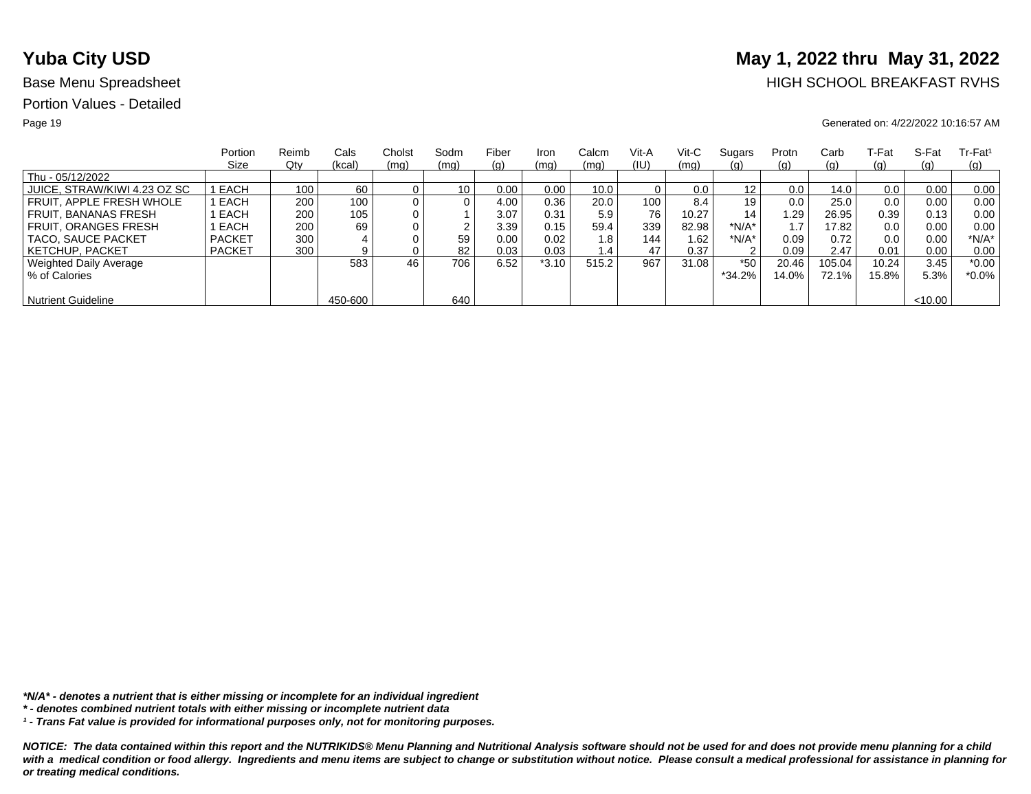# Yuba City USD

**May 1, 2022 thru May 31, 2022**

Base Menu Spreadsheet

HIGH SCHOOL BREAKFAST RVHS

Portion Values - Detailed

Generated on: 4/22/2022 10:16:57 AM

| | Portion Size | Reimb Qty | Cals (kcal) | Cholst (mg) | Sodm (mg) | Fiber (g) | Iron (mg) | Calcm (mg) | Vit-A (IU) | Vit-C (mg) | Sugars (g) | Protn (g) | Carb (g) | T-Fat (g) | S-Fat (g) | Tr-Fat[1] (g) |
|---|---|---|---|---|---|---|---|---|---|---|---|---|---|---|---|---|
| Thu - 05/12/2022 | | | | | | | | | | | | | | | | |
| JUICE, STRAW/KIWI 4.23 OZ SC | 1 EACH | 100 | 60 | 0 | 10 | 0.00 | 0.00 | 10.0 | 0 | 0.0 | 12 | 0.0 | 14.0 | 0.0 | 0.00 | 0.00 |
| FRUIT, APPLE FRESH WHOLE | 1 EACH | 200 | 100 | 0 | 0 | 4.00 | 0.36 | 20.0 | 100 | 8.4 | 19 | 0.0 | 25.0 | 0.0 | 0.00 | 0.00 |
| FRUIT, BANANAS FRESH | 1 EACH | 200 | 105 | 0 | 1 | 3.07 | 0.31 | 5.9 | 76 | 10.27 | 14 | 1.29 | 26.95 | 0.39 | 0.13 | 0.00 |
| FRUIT, ORANGES FRESH | 1 EACH | 200 | 69 | 0 | 2 | 3.39 | 0.15 | 59.4 | 339 | 82.98 | *N/A* | 1.7 | 17.82 | 0.0 | 0.00 | 0.00 |
| TACO, SAUCE PACKET | PACKET | 300 | 4 | 0 | 59 | 0.00 | 0.02 | 1.8 | 144 | 1.62 | *N/A* | 0.09 | 0.72 | 0.0 | 0.00 | *N/A* |
| KETCHUP, PACKET | PACKET | 300 | 9 | 0 | 82 | 0.03 | 0.03 | 1.4 | 47 | 0.37 | 2 | 0.09 | 2.47 | 0.01 | 0.00 | 0.00 |
| Weighted Daily Average | | | 583 | 46 | 706 | 6.52 | *3.10 | 515.2 | 967 | 31.08 | *50 | 20.46 | 105.04 | 10.24 | 3.45 | *0.00 |
| % of Calories | | | | | | | | | | | *34.2% | 14.0% | 72.1% | 15.8% | 5.3% | *0.0% |
| Nutrient Guideline | | | 450-600 | | 640 | | | | | | | | | | <10.00 | |

***N/A* - denotes a nutrient that is either missing or incomplete for an individual ingredient***

*** - denotes combined nutrient totals with either missing or incomplete nutrient data***

***[1] - Trans Fat value is provided for informational purposes only, not for monitoring purposes.***

***NOTICE: The data contained within this report and the NUTRIKIDS® Menu Planning and Nutritional Analysis software should not be used for and does not provide menu planning for a child with a medical condition or food allergy. Ingredients and menu items are subject to change or substitution without notice. Please consult a medical professional for assistance in planning for or treating medical conditions.***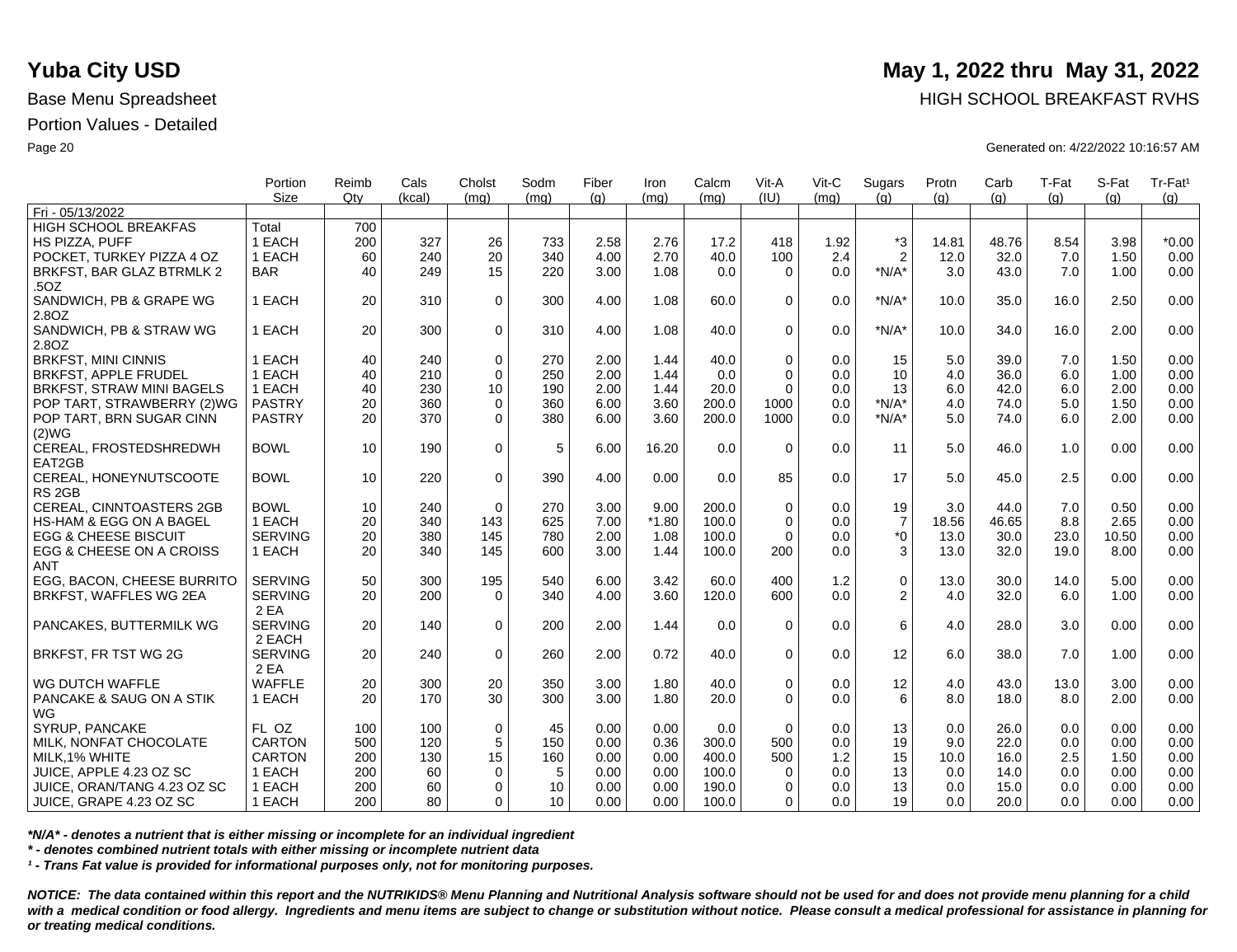# Yuba City USD

**May 1, 2022 thru May 31, 2022**

Base Menu Spreadsheet

HIGH SCHOOL BREAKFAST RVHS

Portion Values - Detailed

Generated on: 4/22/2022 10:16:57 AM

| | Portion Size | Reimb Qty | Cals (kcal) | Cholst (mg) | Sodm (mg) | Fiber (g) | Iron (mg) | Calcm (mg) | Vit-A (IU) | Vit-C (mg) | Sugars (g) | Protn (g) | Carb (g) | T-Fat (g) | S-Fat (g) | Tr-Fat[1] (g) |
|---|---|---|---|---|---|---|---|---|---|---|---|---|---|---|---|---|
| Fri - 05/13/2022 | | | | | | | | | | | | | | | | |
| HIGH SCHOOL BREAKFAS | Total | 700 | | | | | | | | | | | | | | |
| HS PIZZA, PUFF | 1 EACH | 200 | 327 | 26 | 733 | 2.58 | 2.76 | 17.2 | 418 | 1.92 | *3 | 14.81 | 48.76 | 8.54 | 3.98 | *0.00 |
| POCKET, TURKEY PIZZA 4 OZ | 1 EACH | 60 | 240 | 20 | 340 | 4.00 | 2.70 | 40.0 | 100 | 2.4 | 2 | 12.0 | 32.0 | 7.0 | 1.50 | 0.00 |
| BRKFST, BAR GLAZ BTRMLK 2 .5OZ | BAR | 40 | 249 | 15 | 220 | 3.00 | 1.08 | 0.0 | 0 | 0.0 | *N/A* | 3.0 | 43.0 | 7.0 | 1.00 | 0.00 |
| SANDWICH, PB & GRAPE WG 2.8OZ | 1 EACH | 20 | 310 | 0 | 300 | 4.00 | 1.08 | 60.0 | 0 | 0.0 | *N/A* | 10.0 | 35.0 | 16.0 | 2.50 | 0.00 |
| SANDWICH, PB & STRAW WG 2.8OZ | 1 EACH | 20 | 300 | 0 | 310 | 4.00 | 1.08 | 40.0 | 0 | 0.0 | *N/A* | 10.0 | 34.0 | 16.0 | 2.00 | 0.00 |
| BRKFST, MINI CINNIS | 1 EACH | 40 | 240 | 0 | 270 | 2.00 | 1.44 | 40.0 | 0 | 0.0 | 15 | 5.0 | 39.0 | 7.0 | 1.50 | 0.00 |
| BRKFST, APPLE FRUDEL | 1 EACH | 40 | 210 | 0 | 250 | 2.00 | 1.44 | 0.0 | 0 | 0.0 | 10 | 4.0 | 36.0 | 6.0 | 1.00 | 0.00 |
| BRKFST, STRAW MINI BAGELS | 1 EACH | 40 | 230 | 10 | 190 | 2.00 | 1.44 | 20.0 | 0 | 0.0 | 13 | 6.0 | 42.0 | 6.0 | 2.00 | 0.00 |
| POP TART, STRAWBERRY (2)WG | PASTRY | 20 | 360 | 0 | 360 | 6.00 | 3.60 | 200.0 | 1000 | 0.0 | *N/A* | 4.0 | 74.0 | 5.0 | 1.50 | 0.00 |
| POP TART, BRN SUGAR CINN (2)WG | PASTRY | 20 | 370 | 0 | 380 | 6.00 | 3.60 | 200.0 | 1000 | 0.0 | *N/A* | 5.0 | 74.0 | 6.0 | 2.00 | 0.00 |
| CEREAL, FROSTEDSHREDWH EAT2GB | BOWL | 10 | 190 | 0 | 5 | 6.00 | 16.20 | 0.0 | 0 | 0.0 | 11 | 5.0 | 46.0 | 1.0 | 0.00 | 0.00 |
| CEREAL, HONEYNUTSCOOTE RS 2GB | BOWL | 10 | 220 | 0 | 390 | 4.00 | 0.00 | 0.0 | 85 | 0.0 | 17 | 5.0 | 45.0 | 2.5 | 0.00 | 0.00 |
| CEREAL, CINNTOASTERS 2GB | BOWL | 10 | 240 | 0 | 270 | 3.00 | 9.00 | 200.0 | 0 | 0.0 | 19 | 3.0 | 44.0 | 7.0 | 0.50 | 0.00 |
| HS-HAM & EGG ON A BAGEL | 1 EACH | 20 | 340 | 143 | 625 | 7.00 | *1.80 | 100.0 | 0 | 0.0 | 7 | 18.56 | 46.65 | 8.8 | 2.65 | 0.00 |
| EGG & CHEESE BISCUIT | SERVING | 20 | 380 | 145 | 780 | 2.00 | 1.08 | 100.0 | 0 | 0.0 | *0 | 13.0 | 30.0 | 23.0 | 10.50 | 0.00 |
| EGG & CHEESE ON A CROISS ANT | 1 EACH | 20 | 340 | 145 | 600 | 3.00 | 1.44 | 100.0 | 200 | 0.0 | 3 | 13.0 | 32.0 | 19.0 | 8.00 | 0.00 |
| EGG, BACON, CHEESE BURRITO | SERVING | 50 | 300 | 195 | 540 | 6.00 | 3.42 | 60.0 | 400 | 1.2 | 0 | 13.0 | 30.0 | 14.0 | 5.00 | 0.00 |
| BRKFST, WAFFLES WG 2EA | SERVING 2 EA | 20 | 200 | 0 | 340 | 4.00 | 3.60 | 120.0 | 600 | 0.0 | 2 | 4.0 | 32.0 | 6.0 | 1.00 | 0.00 |
| PANCAKES, BUTTERMILK WG | SERVING 2 EACH | 20 | 140 | 0 | 200 | 2.00 | 1.44 | 0.0 | 0 | 0.0 | 6 | 4.0 | 28.0 | 3.0 | 0.00 | 0.00 |
| BRKFST, FR TST WG 2G | SERVING 2 EA | 20 | 240 | 0 | 260 | 2.00 | 0.72 | 40.0 | 0 | 0.0 | 12 | 6.0 | 38.0 | 7.0 | 1.00 | 0.00 |
| WG DUTCH WAFFLE | WAFFLE | 20 | 300 | 20 | 350 | 3.00 | 1.80 | 40.0 | 0 | 0.0 | 12 | 4.0 | 43.0 | 13.0 | 3.00 | 0.00 |
| PANCAKE & SAUG ON A STIK WG | 1 EACH | 20 | 170 | 30 | 300 | 3.00 | 1.80 | 20.0 | 0 | 0.0 | 6 | 8.0 | 18.0 | 8.0 | 2.00 | 0.00 |
| SYRUP, PANCAKE | FL OZ | 100 | 100 | 0 | 45 | 0.00 | 0.00 | 0.0 | 0 | 0.0 | 13 | 0.0 | 26.0 | 0.0 | 0.00 | 0.00 |
| MILK, NONFAT CHOCOLATE | CARTON | 500 | 120 | 5 | 150 | 0.00 | 0.36 | 300.0 | 500 | 0.0 | 19 | 9.0 | 22.0 | 0.0 | 0.00 | 0.00 |
| MILK,1% WHITE | CARTON | 200 | 130 | 15 | 160 | 0.00 | 0.00 | 400.0 | 500 | 1.2 | 15 | 10.0 | 16.0 | 2.5 | 1.50 | 0.00 |
| JUICE, APPLE 4.23 OZ SC | 1 EACH | 200 | 60 | 0 | 5 | 0.00 | 0.00 | 100.0 | 0 | 0.0 | 13 | 0.0 | 14.0 | 0.0 | 0.00 | 0.00 |
| JUICE, ORAN/TANG 4.23 OZ SC | 1 EACH | 200 | 60 | 0 | 10 | 0.00 | 0.00 | 190.0 | 0 | 0.0 | 13 | 0.0 | 15.0 | 0.0 | 0.00 | 0.00 |
| JUICE, GRAPE 4.23 OZ SC | 1 EACH | 200 | 80 | 0 | 10 | 0.00 | 0.00 | 100.0 | 0 | 0.0 | 19 | 0.0 | 20.0 | 0.0 | 0.00 | 0.00 |

***N/A* - denotes a nutrient that is either missing or incomplete for an individual ingredient***

**** - denotes combined nutrient totals with either missing or incomplete nutrient data***

***[1] - Trans Fat value is provided for informational purposes only, not for monitoring purposes.***

***NOTICE: The data contained within this report and the NUTRIKIDS® Menu Planning and Nutritional Analysis software should not be used for and does not provide menu planning for a child with a medical condition or food allergy. Ingredients and menu items are subject to change or substitution without notice. Please consult a medical professional for assistance in planning for or treating medical conditions.***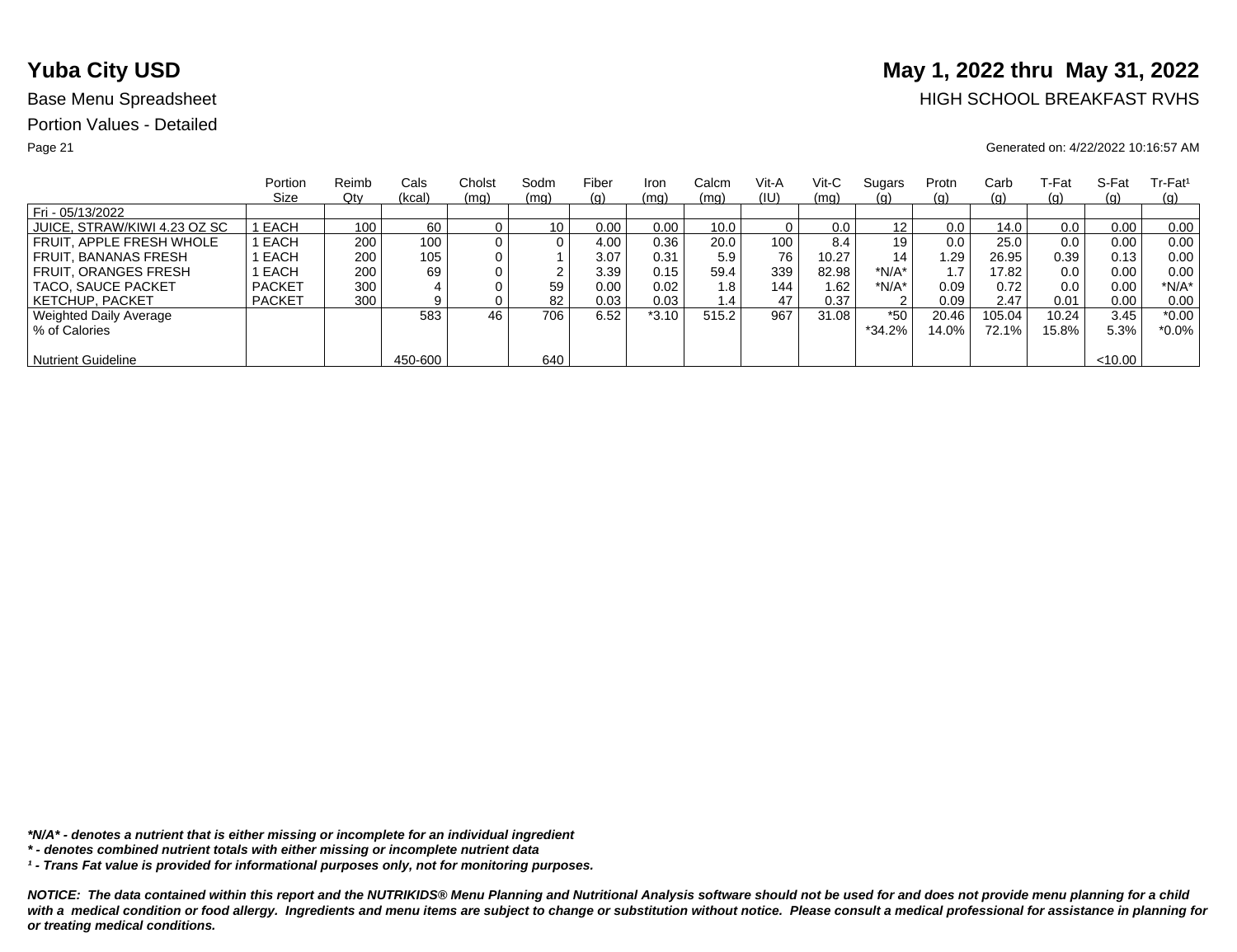# Yuba City USD

**May 1, 2022 thru May 31, 2022**

Base Menu Spreadsheet

HIGH SCHOOL BREAKFAST RVHS

Portion Values - Detailed

Generated on: 4/22/2022 10:16:57 AM

| | Portion Size | Reimb Qty | Cals (kcal) | Cholst (mg) | Sodm (mg) | Fiber (g) | Iron (mg) | Calcm (mg) | Vit-A (IU) | Vit-C (mg) | Sugars (g) | Protn (g) | Carb (g) | T-Fat (g) | S-Fat (g) | Tr-Fat[1] (g) |
|---|---|---|---|---|---|---|---|---|---|---|---|---|---|---|---|---|
| Fri - 05/13/2022 | | | | | | | | | | | | | | | | |
| JUICE, STRAW/KIWI 4.23 OZ SC | 1 EACH | 100 | 60 | 0 | 10 | 0.00 | 0.00 | 10.0 | 0 | 0.0 | 12 | 0.0 | 14.0 | 0.0 | 0.00 | 0.00 |
| FRUIT, APPLE FRESH WHOLE | 1 EACH | 200 | 100 | 0 | 0 | 4.00 | 0.36 | 20.0 | 100 | 8.4 | 19 | 0.0 | 25.0 | 0.0 | 0.00 | 0.00 |
| FRUIT, BANANAS FRESH | 1 EACH | 200 | 105 | 0 | 1 | 3.07 | 0.31 | 5.9 | 76 | 10.27 | 14 | 1.29 | 26.95 | 0.39 | 0.13 | 0.00 |
| FRUIT, ORANGES FRESH | 1 EACH | 200 | 69 | 0 | 2 | 3.39 | 0.15 | 59.4 | 339 | 82.98 | *N/A* | 1.7 | 17.82 | 0.0 | 0.00 | 0.00 |
| TACO, SAUCE PACKET | PACKET | 300 | 4 | 0 | 59 | 0.00 | 0.02 | 1.8 | 144 | 1.62 | *N/A* | 0.09 | 0.72 | 0.0 | 0.00 | *N/A* |
| KETCHUP, PACKET | PACKET | 300 | 9 | 0 | 82 | 0.03 | 0.03 | 1.4 | 47 | 0.37 | 2 | 0.09 | 2.47 | 0.01 | 0.00 | 0.00 |
| Weighted Daily Average | | | 583 | 46 | 706 | 6.52 | *3.10 | 515.2 | 967 | 31.08 | *50 | 20.46 | 105.04 | 10.24 | 3.45 | *0.00 |
| % of Calories | | | | | | | | | | | *34.2% | 14.0% | 72.1% | 15.8% | 5.3% | *0.0% |
| Nutrient Guideline | | | 450-600 | | 640 | | | | | | | | | | <10.00 | |

***N/A* - denotes a nutrient that is either missing or incomplete for an individual ingredient***

***\* - denotes combined nutrient totals with either missing or incomplete nutrient data***

***[1] - Trans Fat value is provided for informational purposes only, not for monitoring purposes.***

***NOTICE: The data contained within this report and the NUTRIKIDS® Menu Planning and Nutritional Analysis software should not be used for and does not provide menu planning for a child with a medical condition or food allergy. Ingredients and menu items are subject to change or substitution without notice. Please consult a medical professional for assistance in planning for or treating medical conditions.***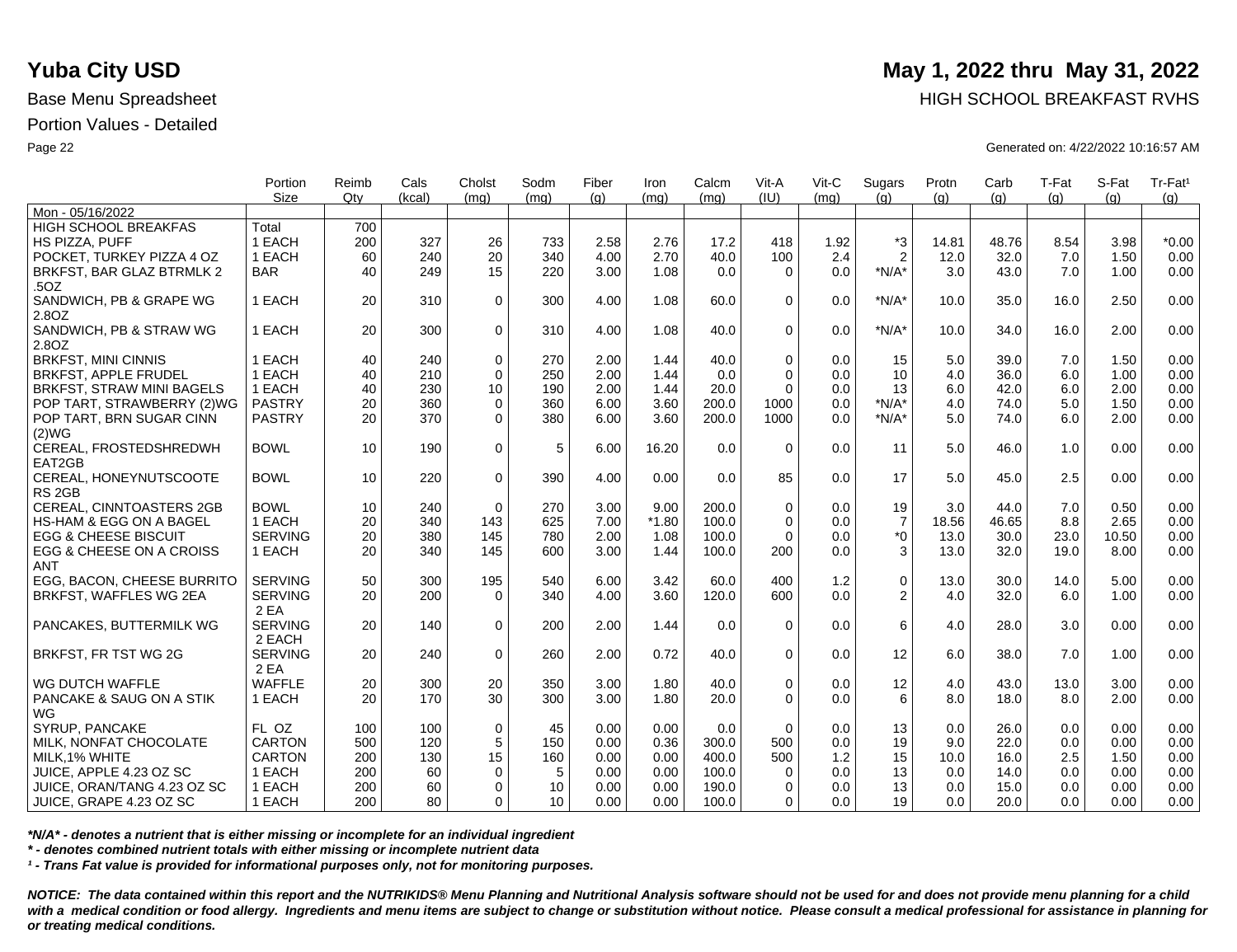# Yuba City USD

**May 1, 2022 thru May 31, 2022**

Base Menu Spreadsheet

HIGH SCHOOL BREAKFAST RVHS

Portion Values - Detailed

Generated on: 4/22/2022 10:16:57 AM

| | Portion Size | Reimb Qty | Cals (kcal) | Cholst (mg) | Sodm (mg) | Fiber (g) | Iron (mg) | Calcm (mg) | Vit-A (IU) | Vit-C (mg) | Sugars (g) | Protn (g) | Carb (g) | T-Fat (g) | S-Fat (g) | Tr-Fat¹ (g) |
|---|---|---|---|---|---|---|---|---|---|---|---|---|---|---|---|---|
| Mon - 05/16/2022 | | | | | | | | | | | | | | | | |
| HIGH SCHOOL BREAKFAS | Total | 700 | | | | | | | | | | | | | | |
| HS PIZZA, PUFF | 1 EACH | 200 | 327 | 26 | 733 | 2.58 | 2.76 | 17.2 | 418 | 1.92 | *3 | 14.81 | 48.76 | 8.54 | 3.98 | *0.00 |
| POCKET, TURKEY PIZZA 4 OZ | 1 EACH | 60 | 240 | 20 | 340 | 4.00 | 2.70 | 40.0 | 100 | 2.4 | 2 | 12.0 | 32.0 | 7.0 | 1.50 | 0.00 |
| BRKFST, BAR GLAZ BTRMLK 2 .5OZ | BAR | 40 | 249 | 15 | 220 | 3.00 | 1.08 | 0.0 | 0 | 0.0 | *N/A* | 3.0 | 43.0 | 7.0 | 1.00 | 0.00 |
| SANDWICH, PB & GRAPE WG 2.8OZ | 1 EACH | 20 | 310 | 0 | 300 | 4.00 | 1.08 | 60.0 | 0 | 0.0 | *N/A* | 10.0 | 35.0 | 16.0 | 2.50 | 0.00 |
| SANDWICH, PB & STRAW WG 2.8OZ | 1 EACH | 20 | 300 | 0 | 310 | 4.00 | 1.08 | 40.0 | 0 | 0.0 | *N/A* | 10.0 | 34.0 | 16.0 | 2.00 | 0.00 |
| BRKFST, MINI CINNIS | 1 EACH | 40 | 240 | 0 | 270 | 2.00 | 1.44 | 40.0 | 0 | 0.0 | 15 | 5.0 | 39.0 | 7.0 | 1.50 | 0.00 |
| BRKFST, APPLE FRUDEL | 1 EACH | 40 | 210 | 0 | 250 | 2.00 | 1.44 | 0.0 | 0 | 0.0 | 10 | 4.0 | 36.0 | 6.0 | 1.00 | 0.00 |
| BRKFST, STRAW MINI BAGELS | 1 EACH | 40 | 230 | 10 | 190 | 2.00 | 1.44 | 20.0 | 0 | 0.0 | 13 | 6.0 | 42.0 | 6.0 | 2.00 | 0.00 |
| POP TART, STRAWBERRY (2)WG | PASTRY | 20 | 360 | 0 | 360 | 6.00 | 3.60 | 200.0 | 1000 | 0.0 | *N/A* | 4.0 | 74.0 | 5.0 | 1.50 | 0.00 |
| POP TART, BRN SUGAR CINN (2)WG | PASTRY | 20 | 370 | 0 | 380 | 6.00 | 3.60 | 200.0 | 1000 | 0.0 | *N/A* | 5.0 | 74.0 | 6.0 | 2.00 | 0.00 |
| CEREAL, FROSTEDSHREDWH EAT2GB | BOWL | 10 | 190 | 0 | 5 | 6.00 | 16.20 | 0.0 | 0 | 0.0 | 11 | 5.0 | 46.0 | 1.0 | 0.00 | 0.00 |
| CEREAL, HONEYNUTSCOOTE RS 2GB | BOWL | 10 | 220 | 0 | 390 | 4.00 | 0.00 | 0.0 | 85 | 0.0 | 17 | 5.0 | 45.0 | 2.5 | 0.00 | 0.00 |
| CEREAL, CINNTOASTERS 2GB | BOWL | 10 | 240 | 0 | 270 | 3.00 | 9.00 | 200.0 | 0 | 0.0 | 19 | 3.0 | 44.0 | 7.0 | 0.50 | 0.00 |
| HS-HAM & EGG ON A BAGEL | 1 EACH | 20 | 340 | 143 | 625 | 7.00 | *1.80 | 100.0 | 0 | 0.0 | 7 | 18.56 | 46.65 | 8.8 | 2.65 | 0.00 |
| EGG & CHEESE BISCUIT | SERVING | 20 | 380 | 145 | 780 | 2.00 | 1.08 | 100.0 | 0 | 0.0 | *0 | 13.0 | 30.0 | 23.0 | 10.50 | 0.00 |
| EGG & CHEESE ON A CROISS ANT | 1 EACH | 20 | 340 | 145 | 600 | 3.00 | 1.44 | 100.0 | 200 | 0.0 | 3 | 13.0 | 32.0 | 19.0 | 8.00 | 0.00 |
| EGG, BACON, CHEESE BURRITO | SERVING | 50 | 300 | 195 | 540 | 6.00 | 3.42 | 60.0 | 400 | 1.2 | 0 | 13.0 | 30.0 | 14.0 | 5.00 | 0.00 |
| BRKFST, WAFFLES WG 2EA | SERVING 2 EA | 20 | 200 | 0 | 340 | 4.00 | 3.60 | 120.0 | 600 | 0.0 | 2 | 4.0 | 32.0 | 6.0 | 1.00 | 0.00 |
| PANCAKES, BUTTERMILK WG | SERVING 2 EACH | 20 | 140 | 0 | 200 | 2.00 | 1.44 | 0.0 | 0 | 0.0 | 6 | 4.0 | 28.0 | 3.0 | 0.00 | 0.00 |
| BRKFST, FR TST WG 2G | SERVING 2 EA | 20 | 240 | 0 | 260 | 2.00 | 0.72 | 40.0 | 0 | 0.0 | 12 | 6.0 | 38.0 | 7.0 | 1.00 | 0.00 |
| WG DUTCH WAFFLE | WAFFLE | 20 | 300 | 20 | 350 | 3.00 | 1.80 | 40.0 | 0 | 0.0 | 12 | 4.0 | 43.0 | 13.0 | 3.00 | 0.00 |
| PANCAKE & SAUG ON A STIK WG | 1 EACH | 20 | 170 | 30 | 300 | 3.00 | 1.80 | 20.0 | 0 | 0.0 | 6 | 8.0 | 18.0 | 8.0 | 2.00 | 0.00 |
| SYRUP, PANCAKE | FL OZ | 100 | 100 | 0 | 45 | 0.00 | 0.00 | 0.0 | 0 | 0.0 | 13 | 0.0 | 26.0 | 0.0 | 0.00 | 0.00 |
| MILK, NONFAT CHOCOLATE | CARTON | 500 | 120 | 5 | 150 | 0.00 | 0.36 | 300.0 | 500 | 0.0 | 19 | 9.0 | 22.0 | 0.0 | 0.00 | 0.00 |
| MILK,1% WHITE | CARTON | 200 | 130 | 15 | 160 | 0.00 | 0.00 | 400.0 | 500 | 1.2 | 15 | 10.0 | 16.0 | 2.5 | 1.50 | 0.00 |
| JUICE, APPLE 4.23 OZ SC | 1 EACH | 200 | 60 | 0 | 5 | 0.00 | 0.00 | 100.0 | 0 | 0.0 | 13 | 0.0 | 14.0 | 0.0 | 0.00 | 0.00 |
| JUICE, ORAN/TANG 4.23 OZ SC | 1 EACH | 200 | 60 | 0 | 10 | 0.00 | 0.00 | 190.0 | 0 | 0.0 | 13 | 0.0 | 15.0 | 0.0 | 0.00 | 0.00 |
| JUICE, GRAPE 4.23 OZ SC | 1 EACH | 200 | 80 | 0 | 10 | 0.00 | 0.00 | 100.0 | 0 | 0.0 | 19 | 0.0 | 20.0 | 0.0 | 0.00 | 0.00 |

***N/A* - denotes a nutrient that is either missing or incomplete for an individual ingredient***

*** - denotes combined nutrient totals with either missing or incomplete nutrient data***

***¹ - Trans Fat value is provided for informational purposes only, not for monitoring purposes.***

***NOTICE: The data contained within this report and the NUTRIKIDS® Menu Planning and Nutritional Analysis software should not be used for and does not provide menu planning for a child with a medical condition or food allergy. Ingredients and menu items are subject to change or substitution without notice. Please consult a medical professional for assistance in planning for or treating medical conditions.***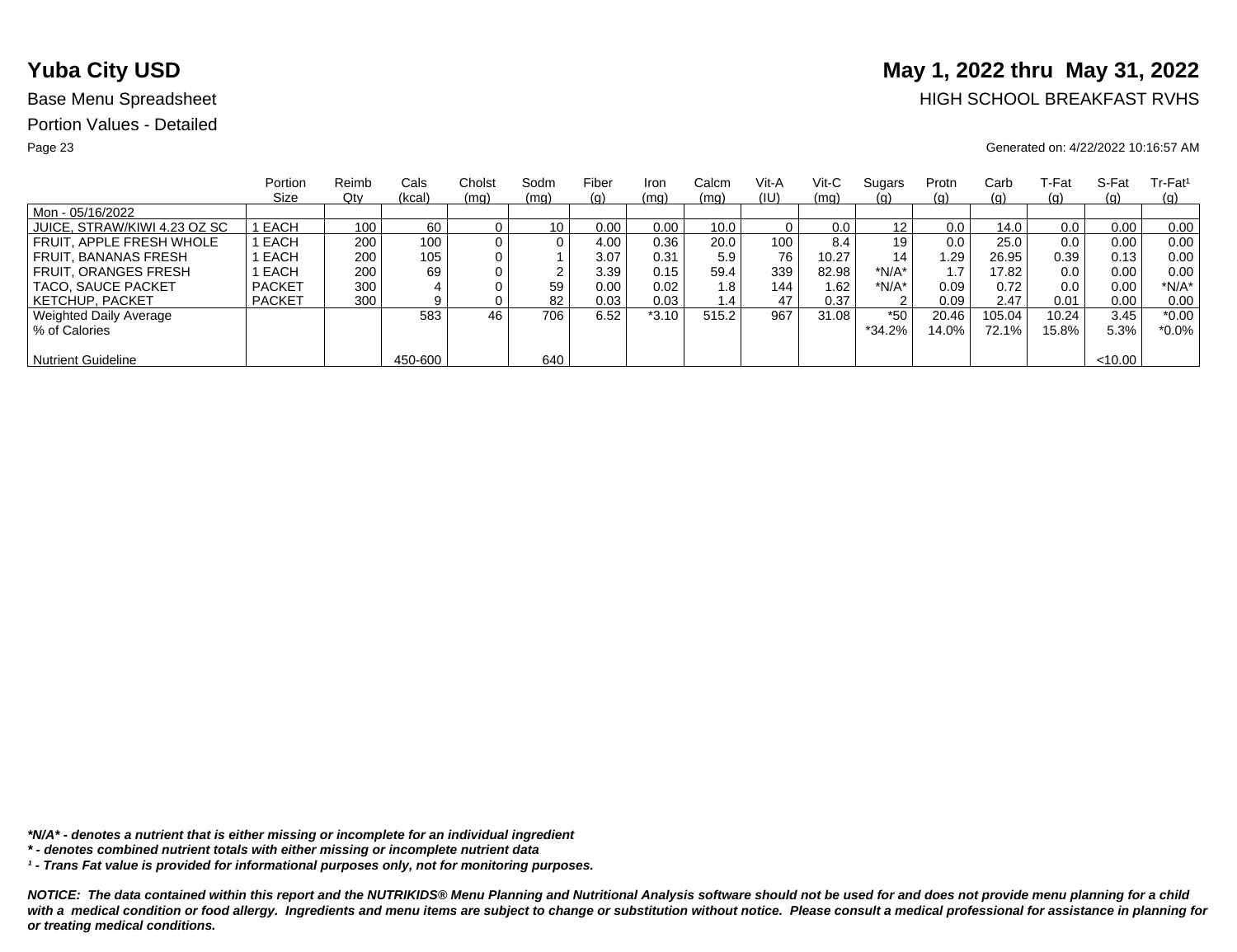# Yuba City USD

**May 1, 2022 thru May 31, 2022**

Base Menu Spreadsheet

HIGH SCHOOL BREAKFAST RVHS

Portion Values - Detailed

Generated on: 4/22/2022 10:16:57 AM

| | Portion Size | Reimb Qty | Cals (kcal) | Cholst (mg) | Sodm (mg) | Fiber (g) | Iron (mg) | Calcm (mg) | Vit-A (IU) | Vit-C (mg) | Sugars (g) | Protn (g) | Carb (g) | T-Fat (g) | S-Fat (g) | Tr-Fat[1] (g) |
|---|---|---|---|---|---|---|---|---|---|---|---|---|---|---|---|---|
| Mon - 05/16/2022 | | | | | | | | | | | | | | | | |
| JUICE, STRAW/KIWI 4.23 OZ SC | 1 EACH | 100 | 60 | 0 | 10 | 0.00 | 0.00 | 10.0 | 0 | 0.0 | 12 | 0.0 | 14.0 | 0.0 | 0.00 | 0.00 |
| FRUIT, APPLE FRESH WHOLE | 1 EACH | 200 | 100 | 0 | 0 | 4.00 | 0.36 | 20.0 | 100 | 8.4 | 19 | 0.0 | 25.0 | 0.0 | 0.00 | 0.00 |
| FRUIT, BANANAS FRESH | 1 EACH | 200 | 105 | 0 | 1 | 3.07 | 0.31 | 5.9 | 76 | 10.27 | 14 | 1.29 | 26.95 | 0.39 | 0.13 | 0.00 |
| FRUIT, ORANGES FRESH | 1 EACH | 200 | 69 | 0 | 2 | 3.39 | 0.15 | 59.4 | 339 | 82.98 | *N/A* | 1.7 | 17.82 | 0.0 | 0.00 | 0.00 |
| TACO, SAUCE PACKET | PACKET | 300 | 4 | 0 | 59 | 0.00 | 0.02 | 1.8 | 144 | 1.62 | *N/A* | 0.09 | 0.72 | 0.0 | 0.00 | *N/A* |
| KETCHUP, PACKET | PACKET | 300 | 9 | 0 | 82 | 0.03 | 0.03 | 1.4 | 47 | 0.37 | 2 | 0.09 | 2.47 | 0.01 | 0.00 | 0.00 |
| Weighted Daily Average | | | 583 | 46 | 706 | 6.52 | *3.10 | 515.2 | 967 | 31.08 | *50 | 20.46 | 105.04 | 10.24 | 3.45 | *0.00 |
| % of Calories | | | | | | | | | | | *34.2% | 14.0% | 72.1% | 15.8% | 5.3% | *0.0% |
| Nutrient Guideline | | | 450-600 | | 640 | | | | | | | | | | <10.00 | |

***N/A* - denotes a nutrient that is either missing or incomplete for an individual ingredient***

***\* - denotes combined nutrient totals with either missing or incomplete nutrient data***

***[1] - Trans Fat value is provided for informational purposes only, not for monitoring purposes.***

***NOTICE: The data contained within this report and the NUTRIKIDS® Menu Planning and Nutritional Analysis software should not be used for and does not provide menu planning for a child with a medical condition or food allergy. Ingredients and menu items are subject to change or substitution without notice. Please consult a medical professional for assistance in planning for or treating medical conditions.***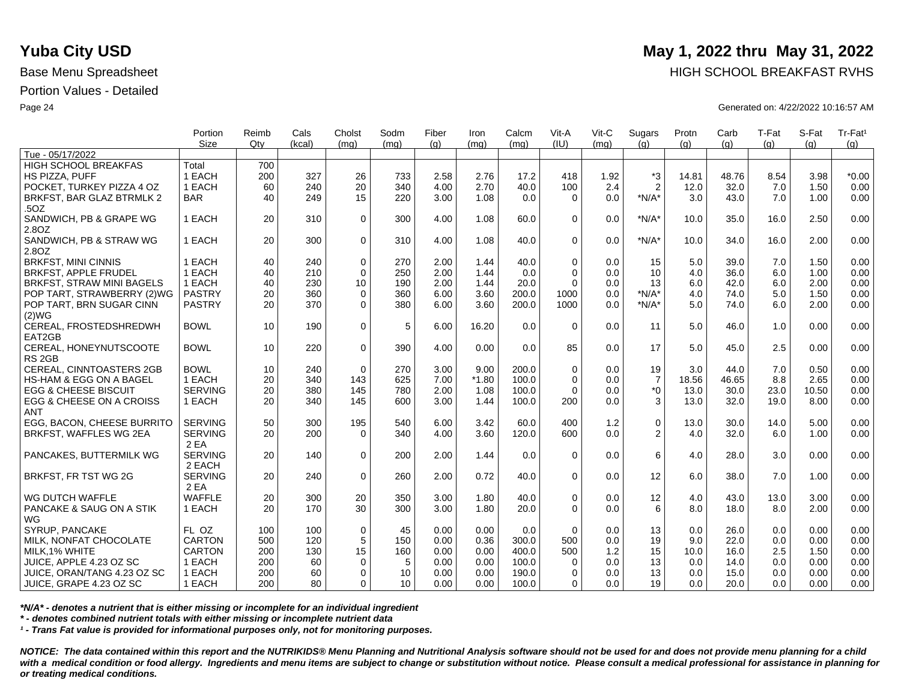# Yuba City USD

**May 1, 2022 thru May 31, 2022**

Base Menu Spreadsheet

HIGH SCHOOL BREAKFAST RVHS

Portion Values - Detailed

Generated on: 4/22/2022 10:16:57 AM

| | Portion Size | Reimb Qty | Cals (kcal) | Cholst (mg) | Sodm (mg) | Fiber (g) | Iron (mg) | Calcm (mg) | Vit-A (IU) | Vit-C (mg) | Sugars (g) | Protn (g) | Carb (g) | T-Fat (g) | S-Fat (g) | Tr-Fat¹ (g) |
|---|---|---|---|---|---|---|---|---|---|---|---|---|---|---|---|---|
| Tue - 05/17/2022 | | | | | | | | | | | | | | | | |
| HIGH SCHOOL BREAKFAS | Total | 700 | | | | | | | | | | | | | | |
| HS PIZZA, PUFF | 1 EACH | 200 | 327 | 26 | 733 | 2.58 | 2.76 | 17.2 | 418 | 1.92 | *3 | 14.81 | 48.76 | 8.54 | 3.98 | *0.00 |
| POCKET, TURKEY PIZZA 4 OZ | 1 EACH | 60 | 240 | 20 | 340 | 4.00 | 2.70 | 40.0 | 100 | 2.4 | 2 | 12.0 | 32.0 | 7.0 | 1.50 | 0.00 |
| BRKFST, BAR GLAZ BTRMLK 2 .5OZ | BAR | 40 | 249 | 15 | 220 | 3.00 | 1.08 | 0.0 | 0 | 0.0 | *N/A* | 3.0 | 43.0 | 7.0 | 1.00 | 0.00 |
| SANDWICH, PB & GRAPE WG 2.8OZ | 1 EACH | 20 | 310 | 0 | 300 | 4.00 | 1.08 | 60.0 | 0 | 0.0 | *N/A* | 10.0 | 35.0 | 16.0 | 2.50 | 0.00 |
| SANDWICH, PB & STRAW WG 2.8OZ | 1 EACH | 20 | 300 | 0 | 310 | 4.00 | 1.08 | 40.0 | 0 | 0.0 | *N/A* | 10.0 | 34.0 | 16.0 | 2.00 | 0.00 |
| BRKFST, MINI CINNIS | 1 EACH | 40 | 240 | 0 | 270 | 2.00 | 1.44 | 40.0 | 0 | 0.0 | 15 | 5.0 | 39.0 | 7.0 | 1.50 | 0.00 |
| BRKFST, APPLE FRUDEL | 1 EACH | 40 | 210 | 0 | 250 | 2.00 | 1.44 | 0.0 | 0 | 0.0 | 10 | 4.0 | 36.0 | 6.0 | 1.00 | 0.00 |
| BRKFST, STRAW MINI BAGELS | 1 EACH | 40 | 230 | 10 | 190 | 2.00 | 1.44 | 20.0 | 0 | 0.0 | 13 | 6.0 | 42.0 | 6.0 | 2.00 | 0.00 |
| POP TART, STRAWBERRY (2)WG | PASTRY | 20 | 360 | 0 | 360 | 6.00 | 3.60 | 200.0 | 1000 | 0.0 | *N/A* | 4.0 | 74.0 | 5.0 | 1.50 | 0.00 |
| POP TART, BRN SUGAR CINN (2)WG | PASTRY | 20 | 370 | 0 | 380 | 6.00 | 3.60 | 200.0 | 1000 | 0.0 | *N/A* | 5.0 | 74.0 | 6.0 | 2.00 | 0.00 |
| CEREAL, FROSTEDSHREDWH EAT2GB | BOWL | 10 | 190 | 0 | 5 | 6.00 | 16.20 | 0.0 | 0 | 0.0 | 11 | 5.0 | 46.0 | 1.0 | 0.00 | 0.00 |
| CEREAL, HONEYNUTSCOOTE RS 2GB | BOWL | 10 | 220 | 0 | 390 | 4.00 | 0.00 | 0.0 | 85 | 0.0 | 17 | 5.0 | 45.0 | 2.5 | 0.00 | 0.00 |
| CEREAL, CINNTOASTERS 2GB | BOWL | 10 | 240 | 0 | 270 | 3.00 | 9.00 | 200.0 | 0 | 0.0 | 19 | 3.0 | 44.0 | 7.0 | 0.50 | 0.00 |
| HS-HAM & EGG ON A BAGEL | 1 EACH | 20 | 340 | 143 | 625 | 7.00 | *1.80 | 100.0 | 0 | 0.0 | 7 | 18.56 | 46.65 | 8.8 | 2.65 | 0.00 |
| EGG & CHEESE BISCUIT | SERVING | 20 | 380 | 145 | 780 | 2.00 | 1.08 | 100.0 | 0 | 0.0 | *0 | 13.0 | 30.0 | 23.0 | 10.50 | 0.00 |
| EGG & CHEESE ON A CROISS ANT | 1 EACH | 20 | 340 | 145 | 600 | 3.00 | 1.44 | 100.0 | 200 | 0.0 | 3 | 13.0 | 32.0 | 19.0 | 8.00 | 0.00 |
| EGG, BACON, CHEESE BURRITO | SERVING | 50 | 300 | 195 | 540 | 6.00 | 3.42 | 60.0 | 400 | 1.2 | 0 | 13.0 | 30.0 | 14.0 | 5.00 | 0.00 |
| BRKFST, WAFFLES WG 2EA | SERVING 2 EA | 20 | 200 | 0 | 340 | 4.00 | 3.60 | 120.0 | 600 | 0.0 | 2 | 4.0 | 32.0 | 6.0 | 1.00 | 0.00 |
| PANCAKES, BUTTERMILK WG | SERVING 2 EACH | 20 | 140 | 0 | 200 | 2.00 | 1.44 | 0.0 | 0 | 0.0 | 6 | 4.0 | 28.0 | 3.0 | 0.00 | 0.00 |
| BRKFST, FR TST WG 2G | SERVING 2 EA | 20 | 240 | 0 | 260 | 2.00 | 0.72 | 40.0 | 0 | 0.0 | 12 | 6.0 | 38.0 | 7.0 | 1.00 | 0.00 |
| WG DUTCH WAFFLE | WAFFLE | 20 | 300 | 20 | 350 | 3.00 | 1.80 | 40.0 | 0 | 0.0 | 12 | 4.0 | 43.0 | 13.0 | 3.00 | 0.00 |
| PANCAKE & SAUG ON A STIK WG | 1 EACH | 20 | 170 | 30 | 300 | 3.00 | 1.80 | 20.0 | 0 | 0.0 | 6 | 8.0 | 18.0 | 8.0 | 2.00 | 0.00 |
| SYRUP, PANCAKE | FL OZ | 100 | 100 | 0 | 45 | 0.00 | 0.00 | 0.0 | 0 | 0.0 | 13 | 0.0 | 26.0 | 0.0 | 0.00 | 0.00 |
| MILK, NONFAT CHOCOLATE | CARTON | 500 | 120 | 5 | 150 | 0.00 | 0.36 | 300.0 | 500 | 0.0 | 19 | 9.0 | 22.0 | 0.0 | 0.00 | 0.00 |
| MILK,1% WHITE | CARTON | 200 | 130 | 15 | 160 | 0.00 | 0.00 | 400.0 | 500 | 1.2 | 15 | 10.0 | 16.0 | 2.5 | 1.50 | 0.00 |
| JUICE, APPLE 4.23 OZ SC | 1 EACH | 200 | 60 | 0 | 5 | 0.00 | 0.00 | 100.0 | 0 | 0.0 | 13 | 0.0 | 14.0 | 0.0 | 0.00 | 0.00 |
| JUICE, ORAN/TANG 4.23 OZ SC | 1 EACH | 200 | 60 | 0 | 10 | 0.00 | 0.00 | 190.0 | 0 | 0.0 | 13 | 0.0 | 15.0 | 0.0 | 0.00 | 0.00 |
| JUICE, GRAPE 4.23 OZ SC | 1 EACH | 200 | 80 | 0 | 10 | 0.00 | 0.00 | 100.0 | 0 | 0.0 | 19 | 0.0 | 20.0 | 0.0 | 0.00 | 0.00 |

***N/A* - denotes a nutrient that is either missing or incomplete for an individual ingredient***

*** - denotes combined nutrient totals with either missing or incomplete nutrient data***

***¹ - Trans Fat value is provided for informational purposes only, not for monitoring purposes.***

***NOTICE: The data contained within this report and the NUTRIKIDS® Menu Planning and Nutritional Analysis software should not be used for and does not provide menu planning for a child with a medical condition or food allergy. Ingredients and menu items are subject to change or substitution without notice. Please consult a medical professional for assistance in planning for or treating medical conditions.***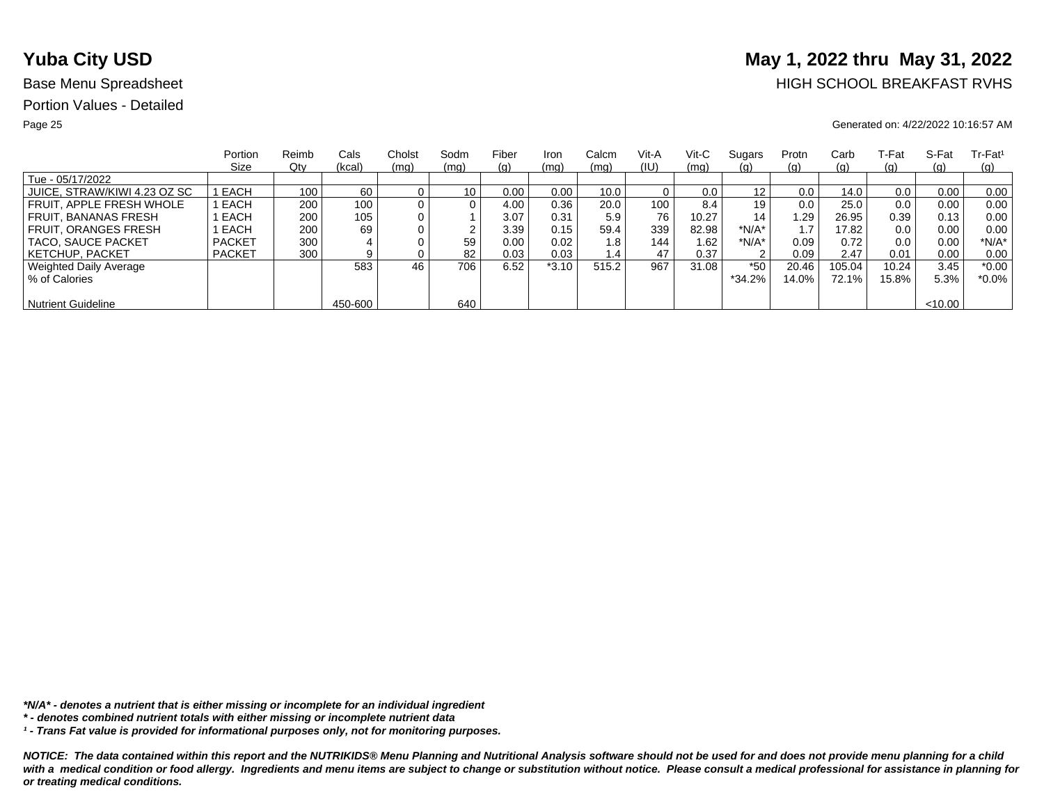# Yuba City USD

**May 1, 2022 thru May 31, 2022**

Base Menu Spreadsheet

HIGH SCHOOL BREAKFAST RVHS

Portion Values - Detailed

Generated on: 4/22/2022 10:16:57 AM

| | Portion Size | Reimb Qty | Cals (kcal) | Cholst (mg) | Sodm (mg) | Fiber (g) | Iron (mg) | Calcm (mg) | Vit-A (IU) | Vit-C (mg) | Sugars (g) | Protn (g) | Carb (g) | T-Fat (g) | S-Fat (g) | Tr-Fat¹ (g) |
|---|---|---|---|---|---|---|---|---|---|---|---|---|---|---|---|---|
| Tue - 05/17/2022 | | | | | | | | | | | | | | | | |
| JUICE, STRAW/KIWI 4.23 OZ SC | 1 EACH | 100 | 60 | 0 | 10 | 0.00 | 0.00 | 10.0 | 0 | 0.0 | 12 | 0.0 | 14.0 | 0.0 | 0.00 | 0.00 |
| FRUIT, APPLE FRESH WHOLE | 1 EACH | 200 | 100 | 0 | 0 | 4.00 | 0.36 | 20.0 | 100 | 8.4 | 19 | 0.0 | 25.0 | 0.0 | 0.00 | 0.00 |
| FRUIT, BANANAS FRESH | 1 EACH | 200 | 105 | 0 | 1 | 3.07 | 0.31 | 5.9 | 76 | 10.27 | 14 | 1.29 | 26.95 | 0.39 | 0.13 | 0.00 |
| FRUIT, ORANGES FRESH | 1 EACH | 200 | 69 | 0 | 2 | 3.39 | 0.15 | 59.4 | 339 | 82.98 | *N/A* | 1.7 | 17.82 | 0.0 | 0.00 | 0.00 |
| TACO, SAUCE PACKET | PACKET | 300 | 4 | 0 | 59 | 0.00 | 0.02 | 1.8 | 144 | 1.62 | *N/A* | 0.09 | 0.72 | 0.0 | 0.00 | *N/A* |
| KETCHUP, PACKET | PACKET | 300 | 9 | 0 | 82 | 0.03 | 0.03 | 1.4 | 47 | 0.37 | 2 | 0.09 | 2.47 | 0.01 | 0.00 | 0.00 |
| Weighted Daily Average | | | 583 | 46 | 706 | 6.52 | *3.10 | 515.2 | 967 | 31.08 | *50 | 20.46 | 105.04 | 10.24 | 3.45 | *0.00 |
| % of Calories | | | | | | | | | | | *34.2% | 14.0% | 72.1% | 15.8% | 5.3% | *0.0% |
| Nutrient Guideline | | | 450-600 | | 640 | | | | | | | | | | <10.00 | |

***N/A* - denotes a nutrient that is either missing or incomplete for an individual ingredient***

***\* - denotes combined nutrient totals with either missing or incomplete nutrient data***

***¹ - Trans Fat value is provided for informational purposes only, not for monitoring purposes.***

***NOTICE: The data contained within this report and the NUTRIKIDS® Menu Planning and Nutritional Analysis software should not be used for and does not provide menu planning for a child with a medical condition or food allergy. Ingredients and menu items are subject to change or substitution without notice. Please consult a medical professional for assistance in planning for or treating medical conditions.***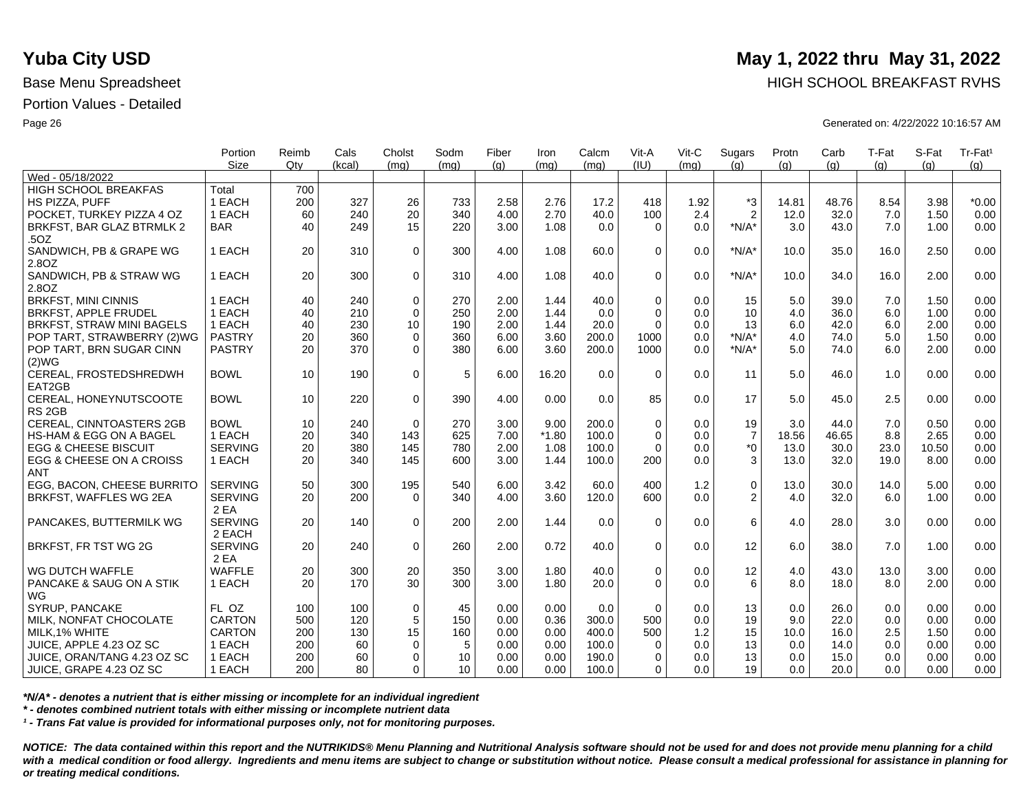# Yuba City USD

**May 1, 2022 thru May 31, 2022**

Base Menu Spreadsheet

HIGH SCHOOL BREAKFAST RVHS

Portion Values - Detailed

Generated on: 4/22/2022 10:16:57 AM

| | Portion Size | Reimb Qty | Cals (kcal) | Cholst (mg) | Sodm (mg) | Fiber (g) | Iron (mg) | Calcm (mg) | Vit-A (IU) | Vit-C (mg) | Sugars (g) | Protn (g) | Carb (g) | T-Fat (g) | S-Fat (g) | Tr-Fat¹ (g) |
|---|---|---|---|---|---|---|---|---|---|---|---|---|---|---|---|---|
| Wed - 05/18/2022 | | | | | | | | | | | | | | | | |
| HIGH SCHOOL BREAKFAS | Total | 700 | | | | | | | | | | | | | | |
| HS PIZZA, PUFF | 1 EACH | 200 | 327 | 26 | 733 | 2.58 | 2.76 | 17.2 | 418 | 1.92 | *3 | 14.81 | 48.76 | 8.54 | 3.98 | *0.00 |
| POCKET, TURKEY PIZZA 4 OZ | 1 EACH | 60 | 240 | 20 | 340 | 4.00 | 2.70 | 40.0 | 100 | 2.4 | 2 | 12.0 | 32.0 | 7.0 | 1.50 | 0.00 |
| BRKFST, BAR GLAZ BTRMLK 2 .5OZ | BAR | 40 | 249 | 15 | 220 | 3.00 | 1.08 | 0.0 | 0 | 0.0 | *N/A* | 3.0 | 43.0 | 7.0 | 1.00 | 0.00 |
| SANDWICH, PB & GRAPE WG 2.8OZ | 1 EACH | 20 | 310 | 0 | 300 | 4.00 | 1.08 | 60.0 | 0 | 0.0 | *N/A* | 10.0 | 35.0 | 16.0 | 2.50 | 0.00 |
| SANDWICH, PB & STRAW WG 2.8OZ | 1 EACH | 20 | 300 | 0 | 310 | 4.00 | 1.08 | 40.0 | 0 | 0.0 | *N/A* | 10.0 | 34.0 | 16.0 | 2.00 | 0.00 |
| BRKFST, MINI CINNIS | 1 EACH | 40 | 240 | 0 | 270 | 2.00 | 1.44 | 40.0 | 0 | 0.0 | 15 | 5.0 | 39.0 | 7.0 | 1.50 | 0.00 |
| BRKFST, APPLE FRUDEL | 1 EACH | 40 | 210 | 0 | 250 | 2.00 | 1.44 | 0.0 | 0 | 0.0 | 10 | 4.0 | 36.0 | 6.0 | 1.00 | 0.00 |
| BRKFST, STRAW MINI BAGELS | 1 EACH | 40 | 230 | 10 | 190 | 2.00 | 1.44 | 20.0 | 0 | 0.0 | 13 | 6.0 | 42.0 | 6.0 | 2.00 | 0.00 |
| POP TART, STRAWBERRY (2)WG | PASTRY | 20 | 360 | 0 | 360 | 6.00 | 3.60 | 200.0 | 1000 | 0.0 | *N/A* | 4.0 | 74.0 | 5.0 | 1.50 | 0.00 |
| POP TART, BRN SUGAR CINN (2)WG | PASTRY | 20 | 370 | 0 | 380 | 6.00 | 3.60 | 200.0 | 1000 | 0.0 | *N/A* | 5.0 | 74.0 | 6.0 | 2.00 | 0.00 |
| CEREAL, FROSTEDSHREDWH EAT2GB | BOWL | 10 | 190 | 0 | 5 | 6.00 | 16.20 | 0.0 | 0 | 0.0 | 11 | 5.0 | 46.0 | 1.0 | 0.00 | 0.00 |
| CEREAL, HONEYNUTSCOOTE RS 2GB | BOWL | 10 | 220 | 0 | 390 | 4.00 | 0.00 | 0.0 | 85 | 0.0 | 17 | 5.0 | 45.0 | 2.5 | 0.00 | 0.00 |
| CEREAL, CINNTOASTERS 2GB | BOWL | 10 | 240 | 0 | 270 | 3.00 | 9.00 | 200.0 | 0 | 0.0 | 19 | 3.0 | 44.0 | 7.0 | 0.50 | 0.00 |
| HS-HAM & EGG ON A BAGEL | 1 EACH | 20 | 340 | 143 | 625 | 7.00 | *1.80 | 100.0 | 0 | 0.0 | 7 | 18.56 | 46.65 | 8.8 | 2.65 | 0.00 |
| EGG & CHEESE BISCUIT | SERVING | 20 | 380 | 145 | 780 | 2.00 | 1.08 | 100.0 | 0 | 0.0 | *0 | 13.0 | 30.0 | 23.0 | 10.50 | 0.00 |
| EGG & CHEESE ON A CROISS ANT | 1 EACH | 20 | 340 | 145 | 600 | 3.00 | 1.44 | 100.0 | 200 | 0.0 | 3 | 13.0 | 32.0 | 19.0 | 8.00 | 0.00 |
| EGG, BACON, CHEESE BURRITO | SERVING | 50 | 300 | 195 | 540 | 6.00 | 3.42 | 60.0 | 400 | 1.2 | 0 | 13.0 | 30.0 | 14.0 | 5.00 | 0.00 |
| BRKFST, WAFFLES WG 2EA | SERVING 2 EA | 20 | 200 | 0 | 340 | 4.00 | 3.60 | 120.0 | 600 | 0.0 | 2 | 4.0 | 32.0 | 6.0 | 1.00 | 0.00 |
| PANCAKES, BUTTERMILK WG | SERVING 2 EACH | 20 | 140 | 0 | 200 | 2.00 | 1.44 | 0.0 | 0 | 0.0 | 6 | 4.0 | 28.0 | 3.0 | 0.00 | 0.00 |
| BRKFST, FR TST WG 2G | SERVING 2 EA | 20 | 240 | 0 | 260 | 2.00 | 0.72 | 40.0 | 0 | 0.0 | 12 | 6.0 | 38.0 | 7.0 | 1.00 | 0.00 |
| WG DUTCH WAFFLE | WAFFLE | 20 | 300 | 20 | 350 | 3.00 | 1.80 | 40.0 | 0 | 0.0 | 12 | 4.0 | 43.0 | 13.0 | 3.00 | 0.00 |
| PANCAKE & SAUG ON A STIK WG | 1 EACH | 20 | 170 | 30 | 300 | 3.00 | 1.80 | 20.0 | 0 | 0.0 | 6 | 8.0 | 18.0 | 8.0 | 2.00 | 0.00 |
| SYRUP, PANCAKE | FL OZ | 100 | 100 | 0 | 45 | 0.00 | 0.00 | 0.0 | 0 | 0.0 | 13 | 0.0 | 26.0 | 0.0 | 0.00 | 0.00 |
| MILK, NONFAT CHOCOLATE | CARTON | 500 | 120 | 5 | 150 | 0.00 | 0.36 | 300.0 | 500 | 0.0 | 19 | 9.0 | 22.0 | 0.0 | 0.00 | 0.00 |
| MILK,1% WHITE | CARTON | 200 | 130 | 15 | 160 | 0.00 | 0.00 | 400.0 | 500 | 1.2 | 15 | 10.0 | 16.0 | 2.5 | 1.50 | 0.00 |
| JUICE, APPLE 4.23 OZ SC | 1 EACH | 200 | 60 | 0 | 5 | 0.00 | 0.00 | 100.0 | 0 | 0.0 | 13 | 0.0 | 14.0 | 0.0 | 0.00 | 0.00 |
| JUICE, ORAN/TANG 4.23 OZ SC | 1 EACH | 200 | 60 | 0 | 10 | 0.00 | 0.00 | 190.0 | 0 | 0.0 | 13 | 0.0 | 15.0 | 0.0 | 0.00 | 0.00 |
| JUICE, GRAPE 4.23 OZ SC | 1 EACH | 200 | 80 | 0 | 10 | 0.00 | 0.00 | 100.0 | 0 | 0.0 | 19 | 0.0 | 20.0 | 0.0 | 0.00 | 0.00 |

***N/A* - denotes a nutrient that is either missing or incomplete for an individual ingredient**

*** - denotes combined nutrient totals with either missing or incomplete nutrient data**

***¹ - Trans Fat value is provided for informational purposes only, not for monitoring purposes.***

***NOTICE: The data contained within this report and the NUTRIKIDS® Menu Planning and Nutritional Analysis software should not be used for and does not provide menu planning for a child with a medical condition or food allergy. Ingredients and menu items are subject to change or substitution without notice. Please consult a medical professional for assistance in planning for or treating medical conditions.***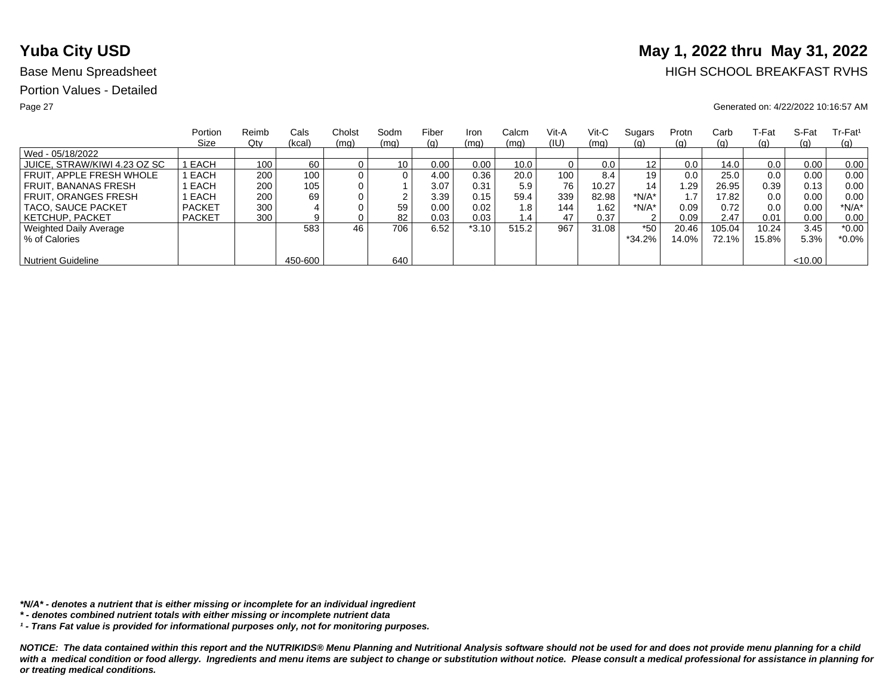# Yuba City USD

**May 1, 2022 thru May 31, 2022**

Base Menu Spreadsheet

HIGH SCHOOL BREAKFAST RVHS

Portion Values - Detailed

Generated on: 4/22/2022 10:16:57 AM

| | Portion Size | Reimb Qty | Cals (kcal) | Cholst (mg) | Sodm (mg) | Fiber (g) | Iron (mg) | Calcm (mg) | Vit-A (IU) | Vit-C (mg) | Sugars (g) | Protn (g) | Carb (g) | T-Fat (g) | S-Fat (g) | Tr-Fat¹ (g) |
|---|---|---|---|---|---|---|---|---|---|---|---|---|---|---|---|---|
| Wed - 05/18/2022 | | | | | | | | | | | | | | | | |
| JUICE, STRAW/KIWI 4.23 OZ SC | 1 EACH | 100 | 60 | 0 | 10 | 0.00 | 0.00 | 10.0 | 0 | 0.0 | 12 | 0.0 | 14.0 | 0.0 | 0.00 | 0.00 |
| FRUIT, APPLE FRESH WHOLE | 1 EACH | 200 | 100 | 0 | 0 | 4.00 | 0.36 | 20.0 | 100 | 8.4 | 19 | 0.0 | 25.0 | 0.0 | 0.00 | 0.00 |
| FRUIT, BANANAS FRESH | 1 EACH | 200 | 105 | 0 | 1 | 3.07 | 0.31 | 5.9 | 76 | 10.27 | 14 | 1.29 | 26.95 | 0.39 | 0.13 | 0.00 |
| FRUIT, ORANGES FRESH | 1 EACH | 200 | 69 | 0 | 2 | 3.39 | 0.15 | 59.4 | 339 | 82.98 | *N/A* | 1.7 | 17.82 | 0.0 | 0.00 | 0.00 |
| TACO, SAUCE PACKET | PACKET | 300 | 4 | 0 | 59 | 0.00 | 0.02 | 1.8 | 144 | 1.62 | *N/A* | 0.09 | 0.72 | 0.0 | 0.00 | *N/A* |
| KETCHUP, PACKET | PACKET | 300 | 9 | 0 | 82 | 0.03 | 0.03 | 1.4 | 47 | 0.37 | 2 | 0.09 | 2.47 | 0.01 | 0.00 | 0.00 |
| Weighted Daily Average | | | 583 | 46 | 706 | 6.52 | *3.10 | 515.2 | 967 | 31.08 | *50 | 20.46 | 105.04 | 10.24 | 3.45 | *0.00 |
| % of Calories | | | | | | | | | | | *34.2% | 14.0% | 72.1% | 15.8% | 5.3% | *0.0% |
| Nutrient Guideline | | | 450-600 | | 640 | | | | | | | | | | <10.00 | |

***N/A* - denotes a nutrient that is either missing or incomplete for an individual ingredient***

***\* - denotes combined nutrient totals with either missing or incomplete nutrient data***

***¹ - Trans Fat value is provided for informational purposes only, not for monitoring purposes.***

***NOTICE: The data contained within this report and the NUTRIKIDS® Menu Planning and Nutritional Analysis software should not be used for and does not provide menu planning for a child with a medical condition or food allergy. Ingredients and menu items are subject to change or substitution without notice. Please consult a medical professional for assistance in planning for or treating medical conditions.***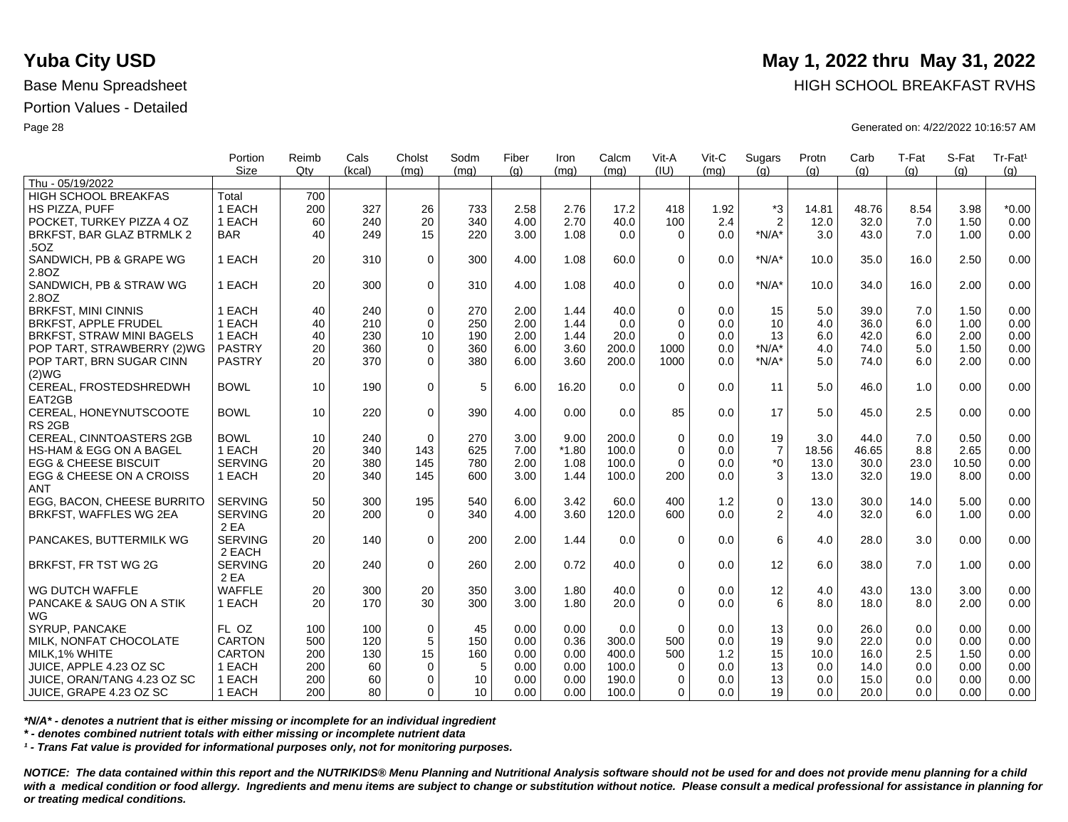# Yuba City USD

# May 1, 2022 thru May 31, 2022

Base Menu Spreadsheet

HIGH SCHOOL BREAKFAST RVHS

Portion Values - Detailed

Generated on: 4/22/2022 10:16:57 AM

| | Portion Size | Reimb Qty | Cals (kcal) | Cholst (mg) | Sodm (mg) | Fiber (g) | Iron (mg) | Calcm (mg) | Vit-A (IU) | Vit-C (mg) | Sugars (g) | Protn (g) | Carb (g) | T-Fat (g) | S-Fat (g) | Tr-Fat¹ (g) |
|---|---|---|---|---|---|---|---|---|---|---|---|---|---|---|---|---|
| Thu - 05/19/2022 | | | | | | | | | | | | | | | | |
| HIGH SCHOOL BREAKFAS | Total | 700 | | | | | | | | | | | | | | |
| HS PIZZA, PUFF | 1 EACH | 200 | 327 | 26 | 733 | 2.58 | 2.76 | 17.2 | 418 | 1.92 | *3 | 14.81 | 48.76 | 8.54 | 3.98 | *0.00 |
| POCKET, TURKEY PIZZA 4 OZ | 1 EACH | 60 | 240 | 20 | 340 | 4.00 | 2.70 | 40.0 | 100 | 2.4 | 2 | 12.0 | 32.0 | 7.0 | 1.50 | 0.00 |
| BRKFST, BAR GLAZ BTRMLK 2 .5OZ | BAR | 40 | 249 | 15 | 220 | 3.00 | 1.08 | 0.0 | 0 | 0.0 | *N/A* | 3.0 | 43.0 | 7.0 | 1.00 | 0.00 |
| SANDWICH, PB & GRAPE WG 2.8OZ | 1 EACH | 20 | 310 | 0 | 300 | 4.00 | 1.08 | 60.0 | 0 | 0.0 | *N/A* | 10.0 | 35.0 | 16.0 | 2.50 | 0.00 |
| SANDWICH, PB & STRAW WG 2.8OZ | 1 EACH | 20 | 300 | 0 | 310 | 4.00 | 1.08 | 40.0 | 0 | 0.0 | *N/A* | 10.0 | 34.0 | 16.0 | 2.00 | 0.00 |
| BRKFST, MINI CINNIS | 1 EACH | 40 | 240 | 0 | 270 | 2.00 | 1.44 | 40.0 | 0 | 0.0 | 15 | 5.0 | 39.0 | 7.0 | 1.50 | 0.00 |
| BRKFST, APPLE FRUDEL | 1 EACH | 40 | 210 | 0 | 250 | 2.00 | 1.44 | 0.0 | 0 | 0.0 | 10 | 4.0 | 36.0 | 6.0 | 1.00 | 0.00 |
| BRKFST, STRAW MINI BAGELS | 1 EACH | 40 | 230 | 10 | 190 | 2.00 | 1.44 | 20.0 | 0 | 0.0 | 13 | 6.0 | 42.0 | 6.0 | 2.00 | 0.00 |
| POP TART, STRAWBERRY (2)WG | PASTRY | 20 | 360 | 0 | 360 | 6.00 | 3.60 | 200.0 | 1000 | 0.0 | *N/A* | 4.0 | 74.0 | 5.0 | 1.50 | 0.00 |
| POP TART, BRN SUGAR CINN (2)WG | PASTRY | 20 | 370 | 0 | 380 | 6.00 | 3.60 | 200.0 | 1000 | 0.0 | *N/A* | 5.0 | 74.0 | 6.0 | 2.00 | 0.00 |
| CEREAL, FROSTEDSHREDWH EAT2GB | BOWL | 10 | 190 | 0 | 5 | 6.00 | 16.20 | 0.0 | 0 | 0.0 | 11 | 5.0 | 46.0 | 1.0 | 0.00 | 0.00 |
| CEREAL, HONEYNUTSCOOTE RS 2GB | BOWL | 10 | 220 | 0 | 390 | 4.00 | 0.00 | 0.0 | 85 | 0.0 | 17 | 5.0 | 45.0 | 2.5 | 0.00 | 0.00 |
| CEREAL, CINNTOASTERS 2GB | BOWL | 10 | 240 | 0 | 270 | 3.00 | 9.00 | 200.0 | 0 | 0.0 | 19 | 3.0 | 44.0 | 7.0 | 0.50 | 0.00 |
| HS-HAM & EGG ON A BAGEL | 1 EACH | 20 | 340 | 143 | 625 | 7.00 | *1.80 | 100.0 | 0 | 0.0 | 7 | 18.56 | 46.65 | 8.8 | 2.65 | 0.00 |
| EGG & CHEESE BISCUIT | SERVING | 20 | 380 | 145 | 780 | 2.00 | 1.08 | 100.0 | 0 | 0.0 | *0 | 13.0 | 30.0 | 23.0 | 10.50 | 0.00 |
| EGG & CHEESE ON A CROISS ANT | 1 EACH | 20 | 340 | 145 | 600 | 3.00 | 1.44 | 100.0 | 200 | 0.0 | 3 | 13.0 | 32.0 | 19.0 | 8.00 | 0.00 |
| EGG, BACON, CHEESE BURRITO | SERVING | 50 | 300 | 195 | 540 | 6.00 | 3.42 | 60.0 | 400 | 1.2 | 0 | 13.0 | 30.0 | 14.0 | 5.00 | 0.00 |
| BRKFST, WAFFLES WG 2EA | SERVING 2 EA | 20 | 200 | 0 | 340 | 4.00 | 3.60 | 120.0 | 600 | 0.0 | 2 | 4.0 | 32.0 | 6.0 | 1.00 | 0.00 |
| PANCAKES, BUTTERMILK WG | SERVING 2 EACH | 20 | 140 | 0 | 200 | 2.00 | 1.44 | 0.0 | 0 | 0.0 | 6 | 4.0 | 28.0 | 3.0 | 0.00 | 0.00 |
| BRKFST, FR TST WG 2G | SERVING 2 EA | 20 | 240 | 0 | 260 | 2.00 | 0.72 | 40.0 | 0 | 0.0 | 12 | 6.0 | 38.0 | 7.0 | 1.00 | 0.00 |
| WG DUTCH WAFFLE | WAFFLE | 20 | 300 | 20 | 350 | 3.00 | 1.80 | 40.0 | 0 | 0.0 | 12 | 4.0 | 43.0 | 13.0 | 3.00 | 0.00 |
| PANCAKE & SAUG ON A STIK WG | 1 EACH | 20 | 170 | 30 | 300 | 3.00 | 1.80 | 20.0 | 0 | 0.0 | 6 | 8.0 | 18.0 | 8.0 | 2.00 | 0.00 |
| SYRUP, PANCAKE | FL OZ | 100 | 100 | 0 | 45 | 0.00 | 0.00 | 0.0 | 0 | 0.0 | 13 | 0.0 | 26.0 | 0.0 | 0.00 | 0.00 |
| MILK, NONFAT CHOCOLATE | CARTON | 500 | 120 | 5 | 150 | 0.00 | 0.36 | 300.0 | 500 | 0.0 | 19 | 9.0 | 22.0 | 0.0 | 0.00 | 0.00 |
| MILK,1% WHITE | CARTON | 200 | 130 | 15 | 160 | 0.00 | 0.00 | 400.0 | 500 | 1.2 | 15 | 10.0 | 16.0 | 2.5 | 1.50 | 0.00 |
| JUICE, APPLE 4.23 OZ SC | 1 EACH | 200 | 60 | 0 | 5 | 0.00 | 0.00 | 100.0 | 0 | 0.0 | 13 | 0.0 | 14.0 | 0.0 | 0.00 | 0.00 |
| JUICE, ORAN/TANG 4.23 OZ SC | 1 EACH | 200 | 60 | 0 | 10 | 0.00 | 0.00 | 190.0 | 0 | 0.0 | 13 | 0.0 | 15.0 | 0.0 | 0.00 | 0.00 |
| JUICE, GRAPE 4.23 OZ SC | 1 EACH | 200 | 80 | 0 | 10 | 0.00 | 0.00 | 100.0 | 0 | 0.0 | 19 | 0.0 | 20.0 | 0.0 | 0.00 | 0.00 |

***N/A* - denotes a nutrient that is either missing or incomplete for an individual ingredient***

*** - denotes combined nutrient totals with either missing or incomplete nutrient data***

***¹ - Trans Fat value is provided for informational purposes only, not for monitoring purposes.***

***NOTICE: The data contained within this report and the NUTRIKIDS® Menu Planning and Nutritional Analysis software should not be used for and does not provide menu planning for a child with a medical condition or food allergy. Ingredients and menu items are subject to change or substitution without notice. Please consult a medical professional for assistance in planning for or treating medical conditions.***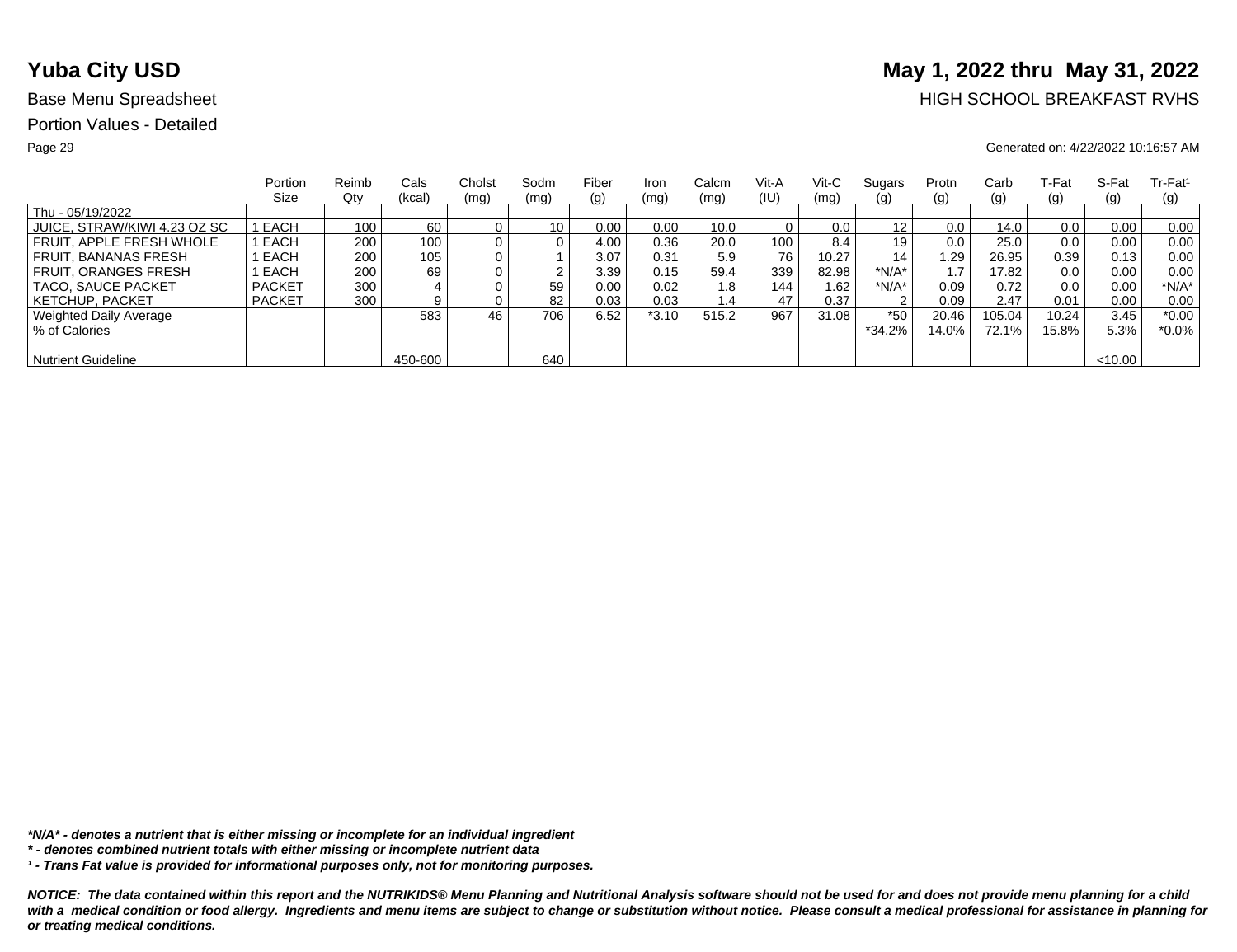# Yuba City USD

**May 1, 2022 thru May 31, 2022**

Base Menu Spreadsheet

HIGH SCHOOL BREAKFAST RVHS

Portion Values - Detailed

Generated on: 4/22/2022 10:16:57 AM

| | Portion Size | Reimb Qty | Cals (kcal) | Cholst (mg) | Sodm (mg) | Fiber (g) | Iron (mg) | Calcm (mg) | Vit-A (IU) | Vit-C (mg) | Sugars (g) | Protn (g) | Carb (g) | T-Fat (g) | S-Fat (g) | Tr-Fat[1] (g) |
|---|---|---|---|---|---|---|---|---|---|---|---|---|---|---|---|---|
| Thu - 05/19/2022 | | | | | | | | | | | | | | | | |
| JUICE, STRAW/KIWI 4.23 OZ SC | 1 EACH | 100 | 60 | 0 | 10 | 0.00 | 0.00 | 10.0 | 0 | 0.0 | 12 | 0.0 | 14.0 | 0.0 | 0.00 | 0.00 |
| FRUIT, APPLE FRESH WHOLE | 1 EACH | 200 | 100 | 0 | 0 | 4.00 | 0.36 | 20.0 | 100 | 8.4 | 19 | 0.0 | 25.0 | 0.0 | 0.00 | 0.00 |
| FRUIT, BANANAS FRESH | 1 EACH | 200 | 105 | 0 | 1 | 3.07 | 0.31 | 5.9 | 76 | 10.27 | 14 | 1.29 | 26.95 | 0.39 | 0.13 | 0.00 |
| FRUIT, ORANGES FRESH | 1 EACH | 200 | 69 | 0 | 2 | 3.39 | 0.15 | 59.4 | 339 | 82.98 | *N/A* | 1.7 | 17.82 | 0.0 | 0.00 | 0.00 |
| TACO, SAUCE PACKET | PACKET | 300 | 4 | 0 | 59 | 0.00 | 0.02 | 1.8 | 144 | 1.62 | *N/A* | 0.09 | 0.72 | 0.0 | 0.00 | *N/A* |
| KETCHUP, PACKET | PACKET | 300 | 9 | 0 | 82 | 0.03 | 0.03 | 1.4 | 47 | 0.37 | 2 | 0.09 | 2.47 | 0.01 | 0.00 | 0.00 |
| Weighted Daily Average | | | 583 | 46 | 706 | 6.52 | *3.10 | 515.2 | 967 | 31.08 | *50 | 20.46 | 105.04 | 10.24 | 3.45 | *0.00 |
| % of Calories | | | | | | | | | | | *34.2% | 14.0% | 72.1% | 15.8% | 5.3% | *0.0% |
| Nutrient Guideline | | | 450-600 | | 640 | | | | | | | | | | <10.00 | |

***N/A* - denotes a nutrient that is either missing or incomplete for an individual ingredient**

***\* - denotes combined nutrient totals with either missing or incomplete nutrient data***

***[1] - Trans Fat value is provided for informational purposes only, not for monitoring purposes.***

***NOTICE: The data contained within this report and the NUTRIKIDS® Menu Planning and Nutritional Analysis software should not be used for and does not provide menu planning for a child with a medical condition or food allergy. Ingredients and menu items are subject to change or substitution without notice. Please consult a medical professional for assistance in planning for or treating medical conditions.***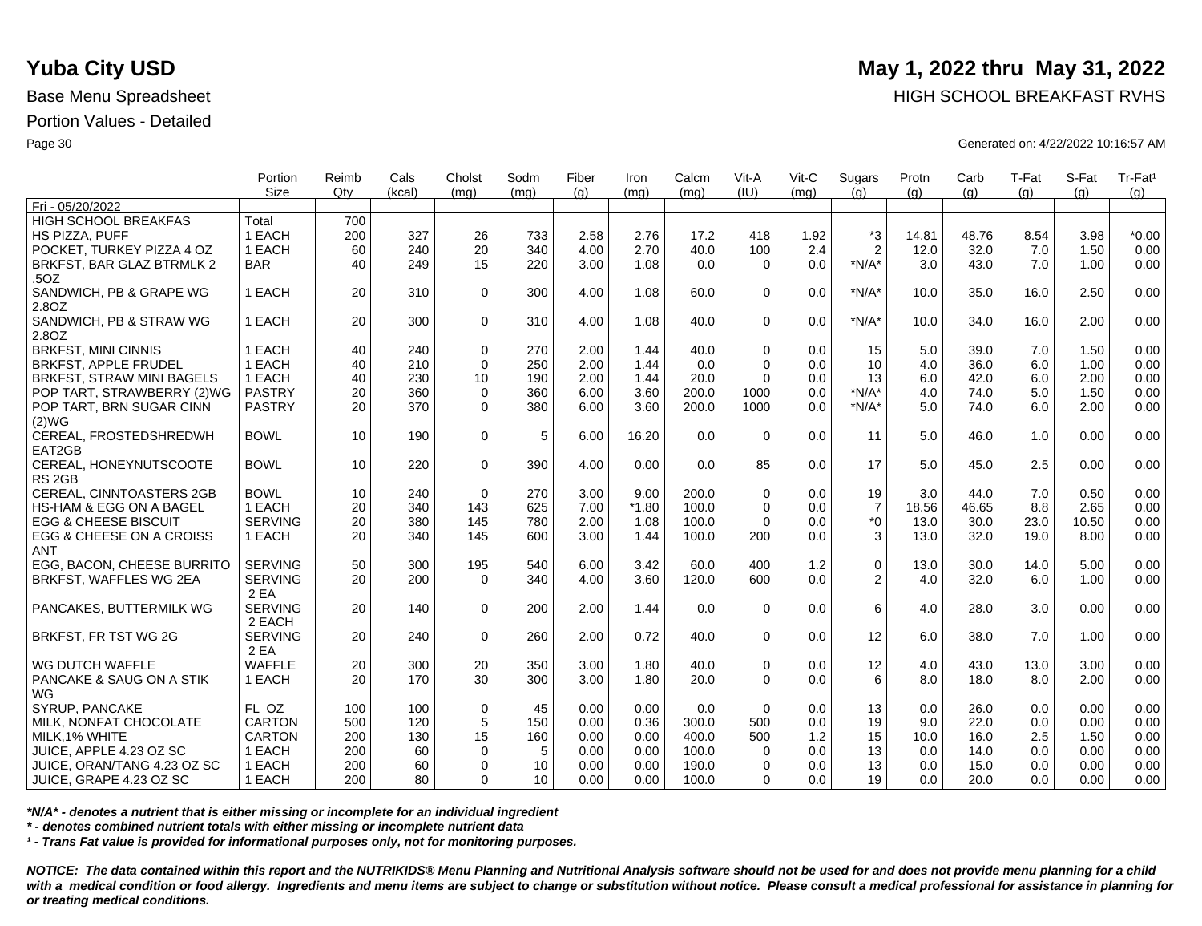# Yuba City USD

**May 1, 2022 thru May 31, 2022**

Base Menu Spreadsheet

HIGH SCHOOL BREAKFAST RVHS

Portion Values - Detailed

Generated on: 4/22/2022 10:16:57 AM

| | Portion Size | Reimb Qty | Cals (kcal) | Cholst (mg) | Sodm (mg) | Fiber (g) | Iron (mg) | Calcm (mg) | Vit-A (IU) | Vit-C (mg) | Sugars (g) | Protn (g) | Carb (g) | T-Fat (g) | S-Fat (g) | Tr-Fat¹ (g) |
|---|---|---|---|---|---|---|---|---|---|---|---|---|---|---|---|---|
| Fri - 05/20/2022 | | | | | | | | | | | | | | | | |
| HIGH SCHOOL BREAKFAS | Total | 700 | | | | | | | | | | | | | | |
| HS PIZZA, PUFF | 1 EACH | 200 | 327 | 26 | 733 | 2.58 | 2.76 | 17.2 | 418 | 1.92 | *3 | 14.81 | 48.76 | 8.54 | 3.98 | *0.00 |
| POCKET, TURKEY PIZZA 4 OZ | 1 EACH | 60 | 240 | 20 | 340 | 4.00 | 2.70 | 40.0 | 100 | 2.4 | 2 | 12.0 | 32.0 | 7.0 | 1.50 | 0.00 |
| BRKFST, BAR GLAZ BTRMLK 2 .5OZ | BAR | 40 | 249 | 15 | 220 | 3.00 | 1.08 | 0.0 | 0 | 0.0 | *N/A* | 3.0 | 43.0 | 7.0 | 1.00 | 0.00 |
| SANDWICH, PB & GRAPE WG 2.8OZ | 1 EACH | 20 | 310 | 0 | 300 | 4.00 | 1.08 | 60.0 | 0 | 0.0 | *N/A* | 10.0 | 35.0 | 16.0 | 2.50 | 0.00 |
| SANDWICH, PB & STRAW WG 2.8OZ | 1 EACH | 20 | 300 | 0 | 310 | 4.00 | 1.08 | 40.0 | 0 | 0.0 | *N/A* | 10.0 | 34.0 | 16.0 | 2.00 | 0.00 |
| BRKFST, MINI CINNIS | 1 EACH | 40 | 240 | 0 | 270 | 2.00 | 1.44 | 40.0 | 0 | 0.0 | 15 | 5.0 | 39.0 | 7.0 | 1.50 | 0.00 |
| BRKFST, APPLE FRUDEL | 1 EACH | 40 | 210 | 0 | 250 | 2.00 | 1.44 | 0.0 | 0 | 0.0 | 10 | 4.0 | 36.0 | 6.0 | 1.00 | 0.00 |
| BRKFST, STRAW MINI BAGELS | 1 EACH | 40 | 230 | 10 | 190 | 2.00 | 1.44 | 20.0 | 0 | 0.0 | 13 | 6.0 | 42.0 | 6.0 | 2.00 | 0.00 |
| POP TART, STRAWBERRY (2)WG | PASTRY | 20 | 360 | 0 | 360 | 6.00 | 3.60 | 200.0 | 1000 | 0.0 | *N/A* | 4.0 | 74.0 | 5.0 | 1.50 | 0.00 |
| POP TART, BRN SUGAR CINN (2)WG | PASTRY | 20 | 370 | 0 | 380 | 6.00 | 3.60 | 200.0 | 1000 | 0.0 | *N/A* | 5.0 | 74.0 | 6.0 | 2.00 | 0.00 |
| CEREAL, FROSTEDSHREDWH EAT2GB | BOWL | 10 | 190 | 0 | 5 | 6.00 | 16.20 | 0.0 | 0 | 0.0 | 11 | 5.0 | 46.0 | 1.0 | 0.00 | 0.00 |
| CEREAL, HONEYNUTSCOOTE RS 2GB | BOWL | 10 | 220 | 0 | 390 | 4.00 | 0.00 | 0.0 | 85 | 0.0 | 17 | 5.0 | 45.0 | 2.5 | 0.00 | 0.00 |
| CEREAL, CINNTOASTERS 2GB | BOWL | 10 | 240 | 0 | 270 | 3.00 | 9.00 | 200.0 | 0 | 0.0 | 19 | 3.0 | 44.0 | 7.0 | 0.50 | 0.00 |
| HS-HAM & EGG ON A BAGEL | 1 EACH | 20 | 340 | 143 | 625 | 7.00 | *1.80 | 100.0 | 0 | 0.0 | 7 | 18.56 | 46.65 | 8.8 | 2.65 | 0.00 |
| EGG & CHEESE BISCUIT | SERVING | 20 | 380 | 145 | 780 | 2.00 | 1.08 | 100.0 | 0 | 0.0 | *0 | 13.0 | 30.0 | 23.0 | 10.50 | 0.00 |
| EGG & CHEESE ON A CROISS ANT | 1 EACH | 20 | 340 | 145 | 600 | 3.00 | 1.44 | 100.0 | 200 | 0.0 | 3 | 13.0 | 32.0 | 19.0 | 8.00 | 0.00 |
| EGG, BACON, CHEESE BURRITO | SERVING | 50 | 300 | 195 | 540 | 6.00 | 3.42 | 60.0 | 400 | 1.2 | 0 | 13.0 | 30.0 | 14.0 | 5.00 | 0.00 |
| BRKFST, WAFFLES WG 2EA | SERVING 2 EA | 20 | 200 | 0 | 340 | 4.00 | 3.60 | 120.0 | 600 | 0.0 | 2 | 4.0 | 32.0 | 6.0 | 1.00 | 0.00 |
| PANCAKES, BUTTERMILK WG | SERVING 2 EACH | 20 | 140 | 0 | 200 | 2.00 | 1.44 | 0.0 | 0 | 0.0 | 6 | 4.0 | 28.0 | 3.0 | 0.00 | 0.00 |
| BRKFST, FR TST WG 2G | SERVING 2 EA | 20 | 240 | 0 | 260 | 2.00 | 0.72 | 40.0 | 0 | 0.0 | 12 | 6.0 | 38.0 | 7.0 | 1.00 | 0.00 |
| WG DUTCH WAFFLE | WAFFLE | 20 | 300 | 20 | 350 | 3.00 | 1.80 | 40.0 | 0 | 0.0 | 12 | 4.0 | 43.0 | 13.0 | 3.00 | 0.00 |
| PANCAKE & SAUG ON A STIK WG | 1 EACH | 20 | 170 | 30 | 300 | 3.00 | 1.80 | 20.0 | 0 | 0.0 | 6 | 8.0 | 18.0 | 8.0 | 2.00 | 0.00 |
| SYRUP, PANCAKE | FL OZ | 100 | 100 | 0 | 45 | 0.00 | 0.00 | 0.0 | 0 | 0.0 | 13 | 0.0 | 26.0 | 0.0 | 0.00 | 0.00 |
| MILK, NONFAT CHOCOLATE | CARTON | 500 | 120 | 5 | 150 | 0.00 | 0.36 | 300.0 | 500 | 0.0 | 19 | 9.0 | 22.0 | 0.0 | 0.00 | 0.00 |
| MILK,1% WHITE | CARTON | 200 | 130 | 15 | 160 | 0.00 | 0.00 | 400.0 | 500 | 1.2 | 15 | 10.0 | 16.0 | 2.5 | 1.50 | 0.00 |
| JUICE, APPLE 4.23 OZ SC | 1 EACH | 200 | 60 | 0 | 5 | 0.00 | 0.00 | 100.0 | 0 | 0.0 | 13 | 0.0 | 14.0 | 0.0 | 0.00 | 0.00 |
| JUICE, ORAN/TANG 4.23 OZ SC | 1 EACH | 200 | 60 | 0 | 10 | 0.00 | 0.00 | 190.0 | 0 | 0.0 | 13 | 0.0 | 15.0 | 0.0 | 0.00 | 0.00 |
| JUICE, GRAPE 4.23 OZ SC | 1 EACH | 200 | 80 | 0 | 10 | 0.00 | 0.00 | 100.0 | 0 | 0.0 | 19 | 0.0 | 20.0 | 0.0 | 0.00 | 0.00 |

***N/A* - denotes a nutrient that is either missing or incomplete for an individual ingredient***

**\* - denotes combined nutrient totals with either missing or incomplete nutrient data**

***¹ - Trans Fat value is provided for informational purposes only, not for monitoring purposes.***

***NOTICE: The data contained within this report and the NUTRIKIDS® Menu Planning and Nutritional Analysis software should not be used for and does not provide menu planning for a child with a medical condition or food allergy. Ingredients and menu items are subject to change or substitution without notice. Please consult a medical professional for assistance in planning for or treating medical conditions.***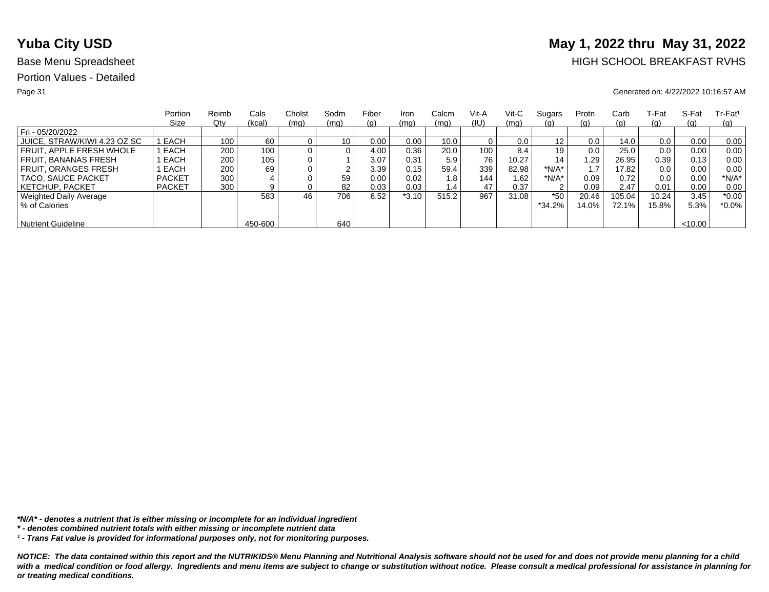# Yuba City USD

**May 1, 2022 thru May 31, 2022**

Base Menu Spreadsheet

HIGH SCHOOL BREAKFAST RVHS

Portion Values - Detailed

Generated on: 4/22/2022 10:16:57 AM

| | Portion Size | Reimb Qty | Cals (kcal) | Cholst (mg) | Sodm (mg) | Fiber (g) | Iron (mg) | Calcm (mg) | Vit-A (IU) | Vit-C (mg) | Sugars (g) | Protn (g) | Carb (g) | T-Fat (g) | S-Fat (g) | Tr-Fat[1] (g) |
|---|---|---|---|---|---|---|---|---|---|---|---|---|---|---|---|---|
| Fri - 05/20/2022 | | | | | | | | | | | | | | | | |
| JUICE, STRAW/KIWI 4.23 OZ SC | 1 EACH | 100 | 60 | 0 | 10 | 0.00 | 0.00 | 10.0 | 0 | 0.0 | 12 | 0.0 | 14.0 | 0.0 | 0.00 | 0.00 |
| FRUIT, APPLE FRESH WHOLE | 1 EACH | 200 | 100 | 0 | 0 | 4.00 | 0.36 | 20.0 | 100 | 8.4 | 19 | 0.0 | 25.0 | 0.0 | 0.00 | 0.00 |
| FRUIT, BANANAS FRESH | 1 EACH | 200 | 105 | 0 | 1 | 3.07 | 0.31 | 5.9 | 76 | 10.27 | 14 | 1.29 | 26.95 | 0.39 | 0.13 | 0.00 |
| FRUIT, ORANGES FRESH | 1 EACH | 200 | 69 | 0 | 2 | 3.39 | 0.15 | 59.4 | 339 | 82.98 | *N/A* | 1.7 | 17.82 | 0.0 | 0.00 | 0.00 |
| TACO, SAUCE PACKET | PACKET | 300 | 4 | 0 | 59 | 0.00 | 0.02 | 1.8 | 144 | 1.62 | *N/A* | 0.09 | 0.72 | 0.0 | 0.00 | *N/A* |
| KETCHUP, PACKET | PACKET | 300 | 9 | 0 | 82 | 0.03 | 0.03 | 1.4 | 47 | 0.37 | 2 | 0.09 | 2.47 | 0.01 | 0.00 | 0.00 |
| Weighted Daily Average | | | 583 | 46 | 706 | 6.52 | *3.10 | 515.2 | 967 | 31.08 | *50 | 20.46 | 105.04 | 10.24 | 3.45 | *0.00 |
| % of Calories | | | | | | | | | | | *34.2% | 14.0% | 72.1% | 15.8% | 5.3% | *0.0% |
| Nutrient Guideline | | | 450-600 | | 640 | | | | | | | | | | <10.00 | |

***N/A* - denotes a nutrient that is either missing or incomplete for an individual ingredient***

***\* - denotes combined nutrient totals with either missing or incomplete nutrient data***

***[1] - Trans Fat value is provided for informational purposes only, not for monitoring purposes.***

***NOTICE: The data contained within this report and the NUTRIKIDS® Menu Planning and Nutritional Analysis software should not be used for and does not provide menu planning for a child with a medical condition or food allergy. Ingredients and menu items are subject to change or substitution without notice. Please consult a medical professional for assistance in planning for or treating medical conditions.***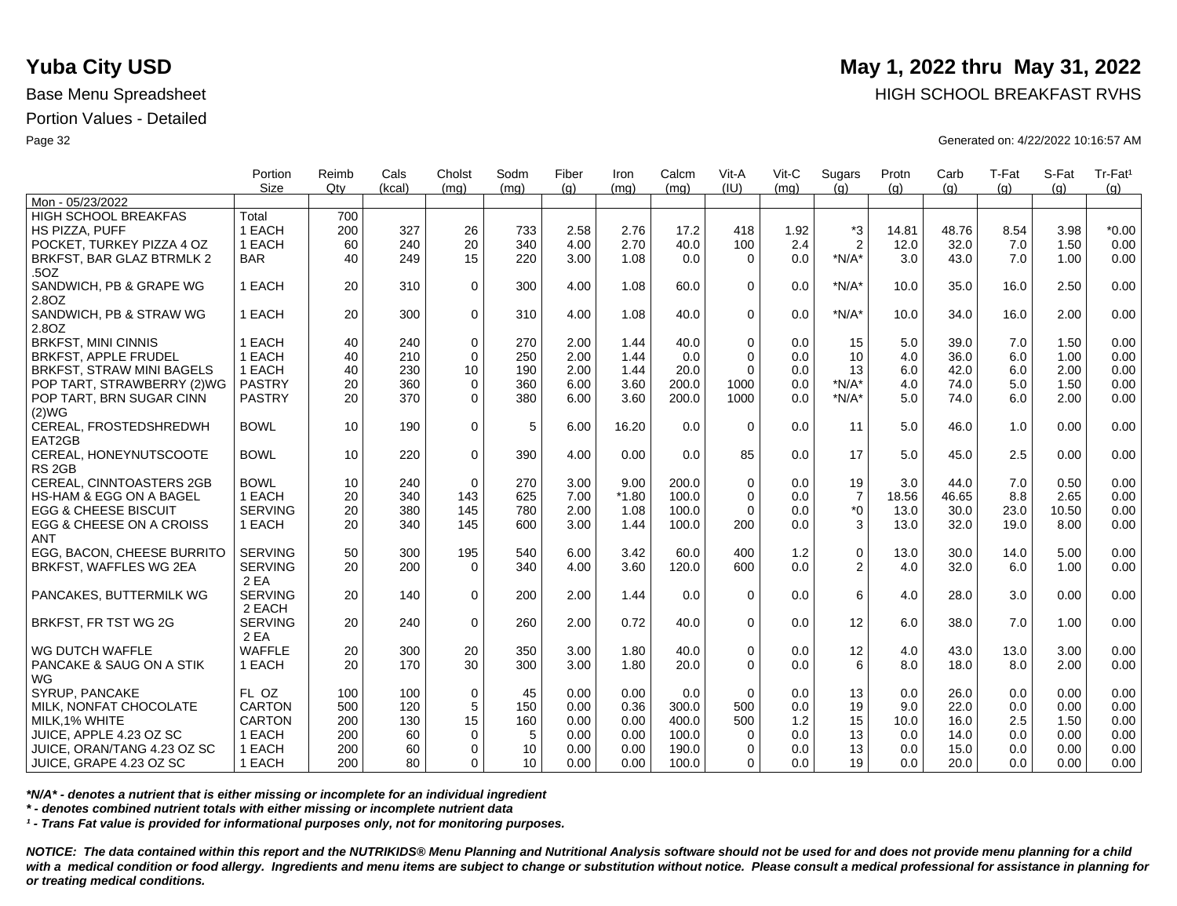# Yuba City USD

**May 1, 2022 thru May 31, 2022**

Base Menu Spreadsheet

HIGH SCHOOL BREAKFAST RVHS

Portion Values - Detailed

Generated on: 4/22/2022 10:16:57 AM

| | Portion Size | Reimb Qty | Cals (kcal) | Cholst (mg) | Sodm (mg) | Fiber (g) | Iron (mg) | Calcm (mg) | Vit-A (IU) | Vit-C (mg) | Sugars (g) | Protn (g) | Carb (g) | T-Fat (g) | S-Fat (g) | Tr-Fat[1] (g) |
|---|---|---|---|---|---|---|---|---|---|---|---|---|---|---|---|---|
| Mon - 05/23/2022 | | | | | | | | | | | | | | | | |
| HIGH SCHOOL BREAKFAS | Total | 700 | | | | | | | | | | | | | | |
| HS PIZZA, PUFF | 1 EACH | 200 | 327 | 26 | 733 | 2.58 | 2.76 | 17.2 | 418 | 1.92 | *3 | 14.81 | 48.76 | 8.54 | 3.98 | *0.00 |
| POCKET, TURKEY PIZZA 4 OZ | 1 EACH | 60 | 240 | 20 | 340 | 4.00 | 2.70 | 40.0 | 100 | 2.4 | 2 | 12.0 | 32.0 | 7.0 | 1.50 | 0.00 |
| BRKFST, BAR GLAZ BTRMLK 2 .5OZ | BAR | 40 | 249 | 15 | 220 | 3.00 | 1.08 | 0.0 | 0 | 0.0 | *N/A* | 3.0 | 43.0 | 7.0 | 1.00 | 0.00 |
| SANDWICH, PB & GRAPE WG 2.8OZ | 1 EACH | 20 | 310 | 0 | 300 | 4.00 | 1.08 | 60.0 | 0 | 0.0 | *N/A* | 10.0 | 35.0 | 16.0 | 2.50 | 0.00 |
| SANDWICH, PB & STRAW WG 2.8OZ | 1 EACH | 20 | 300 | 0 | 310 | 4.00 | 1.08 | 40.0 | 0 | 0.0 | *N/A* | 10.0 | 34.0 | 16.0 | 2.00 | 0.00 |
| BRKFST, MINI CINNIS | 1 EACH | 40 | 240 | 0 | 270 | 2.00 | 1.44 | 40.0 | 0 | 0.0 | 15 | 5.0 | 39.0 | 7.0 | 1.50 | 0.00 |
| BRKFST, APPLE FRUDEL | 1 EACH | 40 | 210 | 0 | 250 | 2.00 | 1.44 | 0.0 | 0 | 0.0 | 10 | 4.0 | 36.0 | 6.0 | 1.00 | 0.00 |
| BRKFST, STRAW MINI BAGELS | 1 EACH | 40 | 230 | 10 | 190 | 2.00 | 1.44 | 20.0 | 0 | 0.0 | 13 | 6.0 | 42.0 | 6.0 | 2.00 | 0.00 |
| POP TART, STRAWBERRY (2)WG | PASTRY | 20 | 360 | 0 | 360 | 6.00 | 3.60 | 200.0 | 1000 | 0.0 | *N/A* | 4.0 | 74.0 | 5.0 | 1.50 | 0.00 |
| POP TART, BRN SUGAR CINN (2)WG | PASTRY | 20 | 370 | 0 | 380 | 6.00 | 3.60 | 200.0 | 1000 | 0.0 | *N/A* | 5.0 | 74.0 | 6.0 | 2.00 | 0.00 |
| CEREAL, FROSTEDSHREDWH EAT2GB | BOWL | 10 | 190 | 0 | 5 | 6.00 | 16.20 | 0.0 | 0 | 0.0 | 11 | 5.0 | 46.0 | 1.0 | 0.00 | 0.00 |
| CEREAL, HONEYNUTSCOOTE RS 2GB | BOWL | 10 | 220 | 0 | 390 | 4.00 | 0.00 | 0.0 | 85 | 0.0 | 17 | 5.0 | 45.0 | 2.5 | 0.00 | 0.00 |
| CEREAL, CINNTOASTERS 2GB | BOWL | 10 | 240 | 0 | 270 | 3.00 | 9.00 | 200.0 | 0 | 0.0 | 19 | 3.0 | 44.0 | 7.0 | 0.50 | 0.00 |
| HS-HAM & EGG ON A BAGEL | 1 EACH | 20 | 340 | 143 | 625 | 7.00 | *1.80 | 100.0 | 0 | 0.0 | 7 | 18.56 | 46.65 | 8.8 | 2.65 | 0.00 |
| EGG & CHEESE BISCUIT | SERVING | 20 | 380 | 145 | 780 | 2.00 | 1.08 | 100.0 | 0 | 0.0 | *0 | 13.0 | 30.0 | 23.0 | 10.50 | 0.00 |
| EGG & CHEESE ON A CROISS ANT | 1 EACH | 20 | 340 | 145 | 600 | 3.00 | 1.44 | 100.0 | 200 | 0.0 | 3 | 13.0 | 32.0 | 19.0 | 8.00 | 0.00 |
| EGG, BACON, CHEESE BURRITO | SERVING | 50 | 300 | 195 | 540 | 6.00 | 3.42 | 60.0 | 400 | 1.2 | 0 | 13.0 | 30.0 | 14.0 | 5.00 | 0.00 |
| BRKFST, WAFFLES WG 2EA | SERVING 2 EA | 20 | 200 | 0 | 340 | 4.00 | 3.60 | 120.0 | 600 | 0.0 | 2 | 4.0 | 32.0 | 6.0 | 1.00 | 0.00 |
| PANCAKES, BUTTERMILK WG | SERVING 2 EACH | 20 | 140 | 0 | 200 | 2.00 | 1.44 | 0.0 | 0 | 0.0 | 6 | 4.0 | 28.0 | 3.0 | 0.00 | 0.00 |
| BRKFST, FR TST WG 2G | SERVING 2 EA | 20 | 240 | 0 | 260 | 2.00 | 0.72 | 40.0 | 0 | 0.0 | 12 | 6.0 | 38.0 | 7.0 | 1.00 | 0.00 |
| WG DUTCH WAFFLE | WAFFLE | 20 | 300 | 20 | 350 | 3.00 | 1.80 | 40.0 | 0 | 0.0 | 12 | 4.0 | 43.0 | 13.0 | 3.00 | 0.00 |
| PANCAKE & SAUG ON A STIK WG | 1 EACH | 20 | 170 | 30 | 300 | 3.00 | 1.80 | 20.0 | 0 | 0.0 | 6 | 8.0 | 18.0 | 8.0 | 2.00 | 0.00 |
| SYRUP, PANCAKE | FL OZ | 100 | 100 | 0 | 45 | 0.00 | 0.00 | 0.0 | 0 | 0.0 | 13 | 0.0 | 26.0 | 0.0 | 0.00 | 0.00 |
| MILK, NONFAT CHOCOLATE | CARTON | 500 | 120 | 5 | 150 | 0.00 | 0.36 | 300.0 | 500 | 0.0 | 19 | 9.0 | 22.0 | 0.0 | 0.00 | 0.00 |
| MILK,1% WHITE | CARTON | 200 | 130 | 15 | 160 | 0.00 | 0.00 | 400.0 | 500 | 1.2 | 15 | 10.0 | 16.0 | 2.5 | 1.50 | 0.00 |
| JUICE, APPLE 4.23 OZ SC | 1 EACH | 200 | 60 | 0 | 5 | 0.00 | 0.00 | 100.0 | 0 | 0.0 | 13 | 0.0 | 14.0 | 0.0 | 0.00 | 0.00 |
| JUICE, ORAN/TANG 4.23 OZ SC | 1 EACH | 200 | 60 | 0 | 10 | 0.00 | 0.00 | 190.0 | 0 | 0.0 | 13 | 0.0 | 15.0 | 0.0 | 0.00 | 0.00 |
| JUICE, GRAPE 4.23 OZ SC | 1 EACH | 200 | 80 | 0 | 10 | 0.00 | 0.00 | 100.0 | 0 | 0.0 | 19 | 0.0 | 20.0 | 0.0 | 0.00 | 0.00 |

***N/A* - denotes a nutrient that is either missing or incomplete for an individual ingredient**

*** - denotes combined nutrient totals with either missing or incomplete nutrient data**

***¹ - Trans Fat value is provided for informational purposes only, not for monitoring purposes.***

***NOTICE: The data contained within this report and the NUTRIKIDS® Menu Planning and Nutritional Analysis software should not be used for and does not provide menu planning for a child with a medical condition or food allergy. Ingredients and menu items are subject to change or substitution without notice. Please consult a medical professional for assistance in planning for or treating medical conditions.***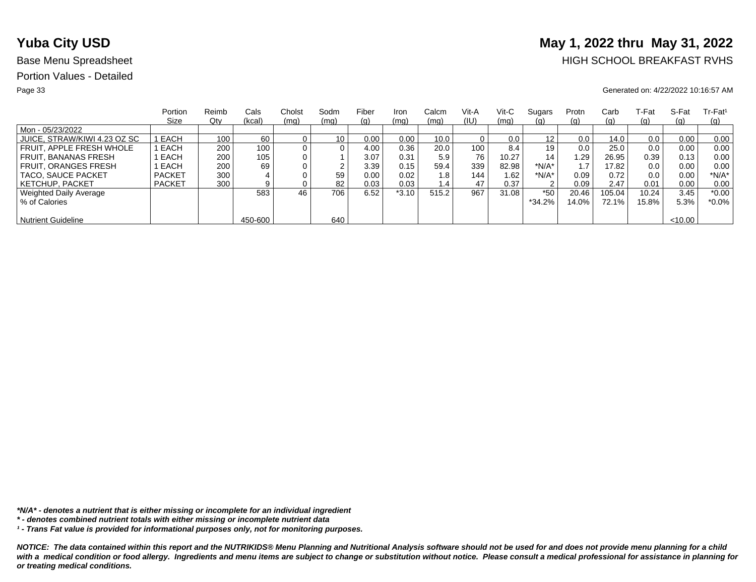# Yuba City USD

## May 1, 2022 thru May 31, 2022

Base Menu Spreadsheet

HIGH SCHOOL BREAKFAST RVHS

Portion Values - Detailed

Generated on: 4/22/2022 10:16:57 AM

| | Portion Size | Reimb Qty | Cals (kcal) | Cholst (mg) | Sodm (mg) | Fiber (g) | Iron (mg) | Calcm (mg) | Vit-A (IU) | Vit-C (mg) | Sugars (g) | Protn (g) | Carb (g) | T-Fat (g) | S-Fat (g) | Tr-Fat[1] (g) |
|---|---|---|---|---|---|---|---|---|---|---|---|---|---|---|---|---|
| Mon - 05/23/2022 | | | | | | | | | | | | | | | | |
| JUICE, STRAW/KIWI 4.23 OZ SC | 1 EACH | 100 | 60 | 0 | 10 | 0.00 | 0.00 | 10.0 | 0 | 0.0 | 12 | 0.0 | 14.0 | 0.0 | 0.00 | 0.00 |
| FRUIT, APPLE FRESH WHOLE | 1 EACH | 200 | 100 | 0 | 0 | 4.00 | 0.36 | 20.0 | 100 | 8.4 | 19 | 0.0 | 25.0 | 0.0 | 0.00 | 0.00 |
| FRUIT, BANANAS FRESH | 1 EACH | 200 | 105 | 0 | 1 | 3.07 | 0.31 | 5.9 | 76 | 10.27 | 14 | 1.29 | 26.95 | 0.39 | 0.13 | 0.00 |
| FRUIT, ORANGES FRESH | 1 EACH | 200 | 69 | 0 | 2 | 3.39 | 0.15 | 59.4 | 339 | 82.98 | *N/A* | 1.7 | 17.82 | 0.0 | 0.00 | 0.00 |
| TACO, SAUCE PACKET | PACKET | 300 | 4 | 0 | 59 | 0.00 | 0.02 | 1.8 | 144 | 1.62 | *N/A* | 0.09 | 0.72 | 0.0 | 0.00 | *N/A* |
| KETCHUP, PACKET | PACKET | 300 | 9 | 0 | 82 | 0.03 | 0.03 | 1.4 | 47 | 0.37 | 2 | 0.09 | 2.47 | 0.01 | 0.00 | 0.00 |
| Weighted Daily Average | | | 583 | 46 | 706 | 6.52 | *3.10 | 515.2 | 967 | 31.08 | *50 | 20.46 | 105.04 | 10.24 | 3.45 | *0.00 |
| % of Calories | | | | | | | | | | | *34.2% | 14.0% | 72.1% | 15.8% | 5.3% | *0.0% |
| Nutrient Guideline | | | 450-600 | | 640 | | | | | | | | | | <10.00 | |

***N/A* - denotes a nutrient that is either missing or incomplete for an individual ingredient***

***\* - denotes combined nutrient totals with either missing or incomplete nutrient data***

***[1] - Trans Fat value is provided for informational purposes only, not for monitoring purposes.***

***NOTICE: The data contained within this report and the NUTRIKIDS® Menu Planning and Nutritional Analysis software should not be used for and does not provide menu planning for a child with a medical condition or food allergy. Ingredients and menu items are subject to change or substitution without notice. Please consult a medical professional for assistance in planning for or treating medical conditions.***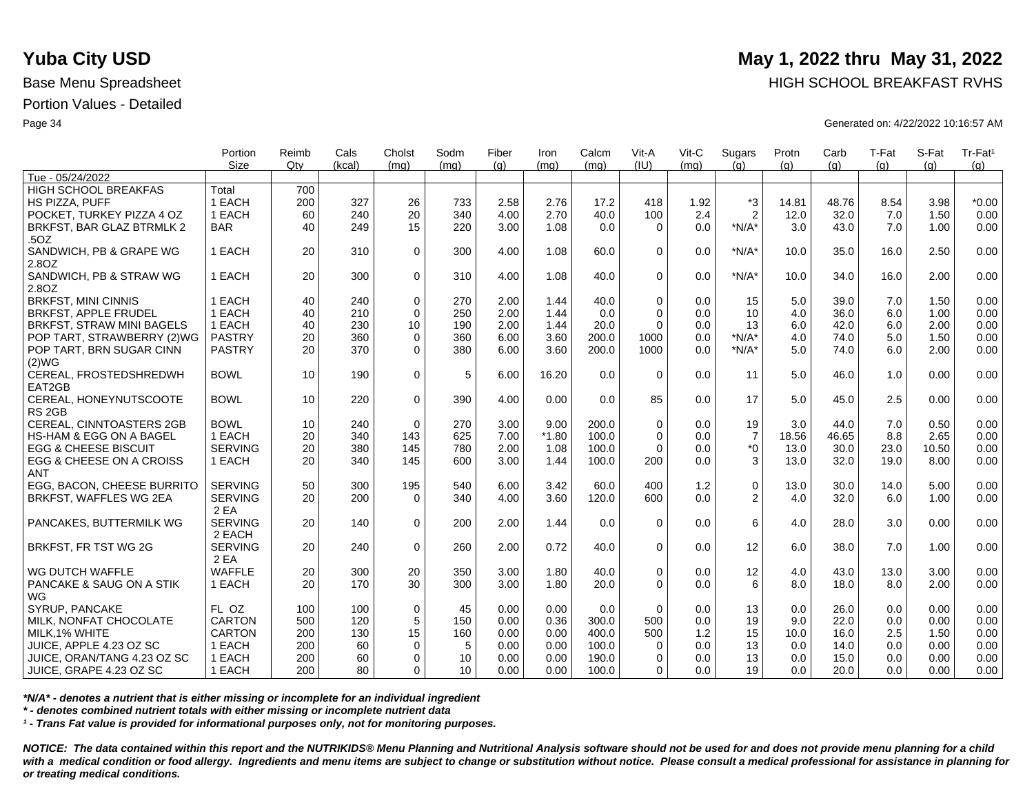# Yuba City USD

**May 1, 2022 thru May 31, 2022**

Base Menu Spreadsheet

HIGH SCHOOL BREAKFAST RVHS

Portion Values - Detailed

Generated on: 4/22/2022 10:16:57 AM

| | Portion Size | Reimb Qty | Cals (kcal) | Cholst (mg) | Sodm (mg) | Fiber (g) | Iron (mg) | Calcm (mg) | Vit-A (IU) | Vit-C (mg) | Sugars (g) | Protn (g) | Carb (g) | T-Fat (g) | S-Fat (g) | Tr-Fat¹ (g) |
|---|---|---|---|---|---|---|---|---|---|---|---|---|---|---|---|---|
| Tue - 05/24/2022 | | | | | | | | | | | | | | | | |
| HIGH SCHOOL BREAKFAS | Total | 700 | | | | | | | | | | | | | | |
| HS PIZZA, PUFF | 1 EACH | 200 | 327 | 26 | 733 | 2.58 | 2.76 | 17.2 | 418 | 1.92 | *3 | 14.81 | 48.76 | 8.54 | 3.98 | *0.00 |
| POCKET, TURKEY PIZZA 4 OZ | 1 EACH | 60 | 240 | 20 | 340 | 4.00 | 2.70 | 40.0 | 100 | 2.4 | 2 | 12.0 | 32.0 | 7.0 | 1.50 | 0.00 |
| BRKFST, BAR GLAZ BTRMLK 2 .5OZ | BAR | 40 | 249 | 15 | 220 | 3.00 | 1.08 | 0.0 | 0 | 0.0 | *N/A* | 3.0 | 43.0 | 7.0 | 1.00 | 0.00 |
| SANDWICH, PB & GRAPE WG 2.8OZ | 1 EACH | 20 | 310 | 0 | 300 | 4.00 | 1.08 | 60.0 | 0 | 0.0 | *N/A* | 10.0 | 35.0 | 16.0 | 2.50 | 0.00 |
| SANDWICH, PB & STRAW WG 2.8OZ | 1 EACH | 20 | 300 | 0 | 310 | 4.00 | 1.08 | 40.0 | 0 | 0.0 | *N/A* | 10.0 | 34.0 | 16.0 | 2.00 | 0.00 |
| BRKFST, MINI CINNIS | 1 EACH | 40 | 240 | 0 | 270 | 2.00 | 1.44 | 40.0 | 0 | 0.0 | 15 | 5.0 | 39.0 | 7.0 | 1.50 | 0.00 |
| BRKFST, APPLE FRUDEL | 1 EACH | 40 | 210 | 0 | 250 | 2.00 | 1.44 | 0.0 | 0 | 0.0 | 10 | 4.0 | 36.0 | 6.0 | 1.00 | 0.00 |
| BRKFST, STRAW MINI BAGELS | 1 EACH | 40 | 230 | 10 | 190 | 2.00 | 1.44 | 20.0 | 0 | 0.0 | 13 | 6.0 | 42.0 | 6.0 | 2.00 | 0.00 |
| POP TART, STRAWBERRY (2)WG | PASTRY | 20 | 360 | 0 | 360 | 6.00 | 3.60 | 200.0 | 1000 | 0.0 | *N/A* | 4.0 | 74.0 | 5.0 | 1.50 | 0.00 |
| POP TART, BRN SUGAR CINN (2)WG | PASTRY | 20 | 370 | 0 | 380 | 6.00 | 3.60 | 200.0 | 1000 | 0.0 | *N/A* | 5.0 | 74.0 | 6.0 | 2.00 | 0.00 |
| CEREAL, FROSTEDSHREDWH EAT2GB | BOWL | 10 | 190 | 0 | 5 | 6.00 | 16.20 | 0.0 | 0 | 0.0 | 11 | 5.0 | 46.0 | 1.0 | 0.00 | 0.00 |
| CEREAL, HONEYNUTSCOOTE RS 2GB | BOWL | 10 | 220 | 0 | 390 | 4.00 | 0.00 | 0.0 | 85 | 0.0 | 17 | 5.0 | 45.0 | 2.5 | 0.00 | 0.00 |
| CEREAL, CINNTOASTERS 2GB | BOWL | 10 | 240 | 0 | 270 | 3.00 | 9.00 | 200.0 | 0 | 0.0 | 19 | 3.0 | 44.0 | 7.0 | 0.50 | 0.00 |
| HS-HAM & EGG ON A BAGEL | 1 EACH | 20 | 340 | 143 | 625 | 7.00 | *1.80 | 100.0 | 0 | 0.0 | 7 | 18.56 | 46.65 | 8.8 | 2.65 | 0.00 |
| EGG & CHEESE BISCUIT | SERVING | 20 | 380 | 145 | 780 | 2.00 | 1.08 | 100.0 | 0 | 0.0 | *0 | 13.0 | 30.0 | 23.0 | 10.50 | 0.00 |
| EGG & CHEESE ON A CROISS ANT | 1 EACH | 20 | 340 | 145 | 600 | 3.00 | 1.44 | 100.0 | 200 | 0.0 | 3 | 13.0 | 32.0 | 19.0 | 8.00 | 0.00 |
| EGG, BACON, CHEESE BURRITO | SERVING | 50 | 300 | 195 | 540 | 6.00 | 3.42 | 60.0 | 400 | 1.2 | 0 | 13.0 | 30.0 | 14.0 | 5.00 | 0.00 |
| BRKFST, WAFFLES WG 2EA | SERVING 2 EA | 20 | 200 | 0 | 340 | 4.00 | 3.60 | 120.0 | 600 | 0.0 | 2 | 4.0 | 32.0 | 6.0 | 1.00 | 0.00 |
| PANCAKES, BUTTERMILK WG | SERVING 2 EACH | 20 | 140 | 0 | 200 | 2.00 | 1.44 | 0.0 | 0 | 0.0 | 6 | 4.0 | 28.0 | 3.0 | 0.00 | 0.00 |
| BRKFST, FR TST WG 2G | SERVING 2 EA | 20 | 240 | 0 | 260 | 2.00 | 0.72 | 40.0 | 0 | 0.0 | 12 | 6.0 | 38.0 | 7.0 | 1.00 | 0.00 |
| WG DUTCH WAFFLE | WAFFLE | 20 | 300 | 20 | 350 | 3.00 | 1.80 | 40.0 | 0 | 0.0 | 12 | 4.0 | 43.0 | 13.0 | 3.00 | 0.00 |
| PANCAKE & SAUG ON A STIK WG | 1 EACH | 20 | 170 | 30 | 300 | 3.00 | 1.80 | 20.0 | 0 | 0.0 | 6 | 8.0 | 18.0 | 8.0 | 2.00 | 0.00 |
| SYRUP, PANCAKE | FL OZ | 100 | 100 | 0 | 45 | 0.00 | 0.00 | 0.0 | 0 | 0.0 | 13 | 0.0 | 26.0 | 0.0 | 0.00 | 0.00 |
| MILK, NONFAT CHOCOLATE | CARTON | 500 | 120 | 5 | 150 | 0.00 | 0.36 | 300.0 | 500 | 0.0 | 19 | 9.0 | 22.0 | 0.0 | 0.00 | 0.00 |
| MILK,1% WHITE | CARTON | 200 | 130 | 15 | 160 | 0.00 | 0.00 | 400.0 | 500 | 1.2 | 15 | 10.0 | 16.0 | 2.5 | 1.50 | 0.00 |
| JUICE, APPLE 4.23 OZ SC | 1 EACH | 200 | 60 | 0 | 5 | 0.00 | 0.00 | 100.0 | 0 | 0.0 | 13 | 0.0 | 14.0 | 0.0 | 0.00 | 0.00 |
| JUICE, ORAN/TANG 4.23 OZ SC | 1 EACH | 200 | 60 | 0 | 10 | 0.00 | 0.00 | 190.0 | 0 | 0.0 | 13 | 0.0 | 15.0 | 0.0 | 0.00 | 0.00 |
| JUICE, GRAPE 4.23 OZ SC | 1 EACH | 200 | 80 | 0 | 10 | 0.00 | 0.00 | 100.0 | 0 | 0.0 | 19 | 0.0 | 20.0 | 0.0 | 0.00 | 0.00 |

***N/A* - denotes a nutrient that is either missing or incomplete for an individual ingredient***

*** - denotes combined nutrient totals with either missing or incomplete nutrient data***

***¹ - Trans Fat value is provided for informational purposes only, not for monitoring purposes.***

***NOTICE: The data contained within this report and the NUTRIKIDS® Menu Planning and Nutritional Analysis software should not be used for and does not provide menu planning for a child with a medical condition or food allergy. Ingredients and menu items are subject to change or substitution without notice. Please consult a medical professional for assistance in planning for or treating medical conditions.***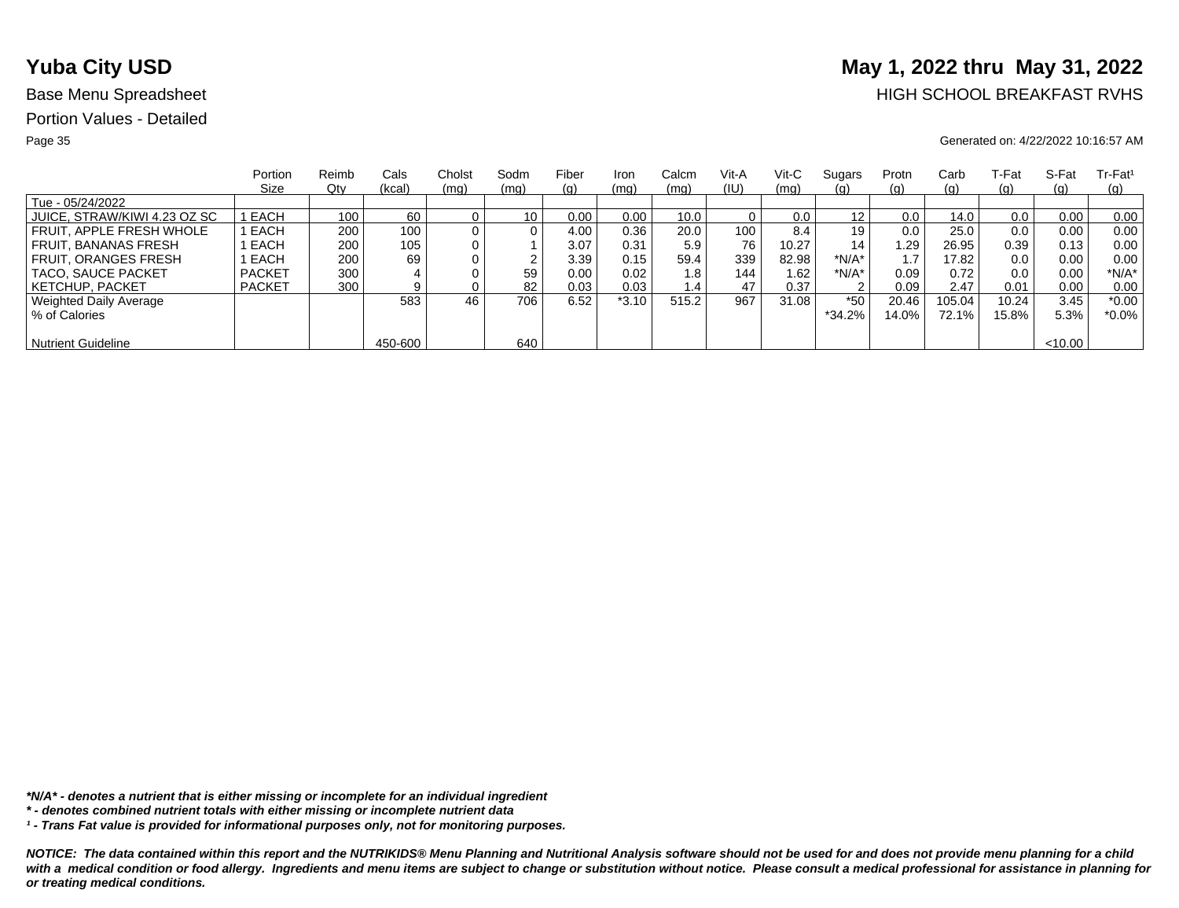# Yuba City USD

## May 1, 2022 thru May 31, 2022

Base Menu Spreadsheet

HIGH SCHOOL BREAKFAST RVHS

Portion Values - Detailed

Generated on: 4/22/2022 10:16:57 AM

| | Portion Size | Reimb Qty | Cals (kcal) | Cholst (mg) | Sodm (mg) | Fiber (g) | Iron (mg) | Calcm (mg) | Vit-A (IU) | Vit-C (mg) | Sugars (g) | Protn (g) | Carb (g) | T-Fat (g) | S-Fat (g) | Tr-Fat¹ (g) |
|---|---|---|---|---|---|---|---|---|---|---|---|---|---|---|---|---|
| Tue - 05/24/2022 | | | | | | | | | | | | | | | | |
| JUICE, STRAW/KIWI 4.23 OZ SC | 1 EACH | 100 | 60 | 0 | 10 | 0.00 | 0.00 | 10.0 | 0 | 0.0 | 12 | 0.0 | 14.0 | 0.0 | 0.00 | 0.00 |
| FRUIT, APPLE FRESH WHOLE | 1 EACH | 200 | 100 | 0 | 0 | 4.00 | 0.36 | 20.0 | 100 | 8.4 | 19 | 0.0 | 25.0 | 0.0 | 0.00 | 0.00 |
| FRUIT, BANANAS FRESH | 1 EACH | 200 | 105 | 0 | 1 | 3.07 | 0.31 | 5.9 | 76 | 10.27 | 14 | 1.29 | 26.95 | 0.39 | 0.13 | 0.00 |
| FRUIT, ORANGES FRESH | 1 EACH | 200 | 69 | 0 | 2 | 3.39 | 0.15 | 59.4 | 339 | 82.98 | *N/A* | 1.7 | 17.82 | 0.0 | 0.00 | 0.00 |
| TACO, SAUCE PACKET | PACKET | 300 | 4 | 0 | 59 | 0.00 | 0.02 | 1.8 | 144 | 1.62 | *N/A* | 0.09 | 0.72 | 0.0 | 0.00 | *N/A* |
| KETCHUP, PACKET | PACKET | 300 | 9 | 0 | 82 | 0.03 | 0.03 | 1.4 | 47 | 0.37 | 2 | 0.09 | 2.47 | 0.01 | 0.00 | 0.00 |
| Weighted Daily Average | | | 583 | 46 | 706 | 6.52 | *3.10 | 515.2 | 967 | 31.08 | *50 | 20.46 | 105.04 | 10.24 | 3.45 | *0.00 |
| % of Calories | | | | | | | | | | | *34.2% | 14.0% | 72.1% | 15.8% | 5.3% | *0.0% |
| Nutrient Guideline | | | 450-600 | | 640 | | | | | | | | | | <10.00 | |

***N/A* - denotes a nutrient that is either missing or incomplete for an individual ingredient**

***\* - denotes combined nutrient totals with either missing or incomplete nutrient data***

***¹ - Trans Fat value is provided for informational purposes only, not for monitoring purposes.***

***NOTICE: The data contained within this report and the NUTRIKIDS® Menu Planning and Nutritional Analysis software should not be used for and does not provide menu planning for a child with a medical condition or food allergy. Ingredients and menu items are subject to change or substitution without notice. Please consult a medical professional for assistance in planning for or treating medical conditions.***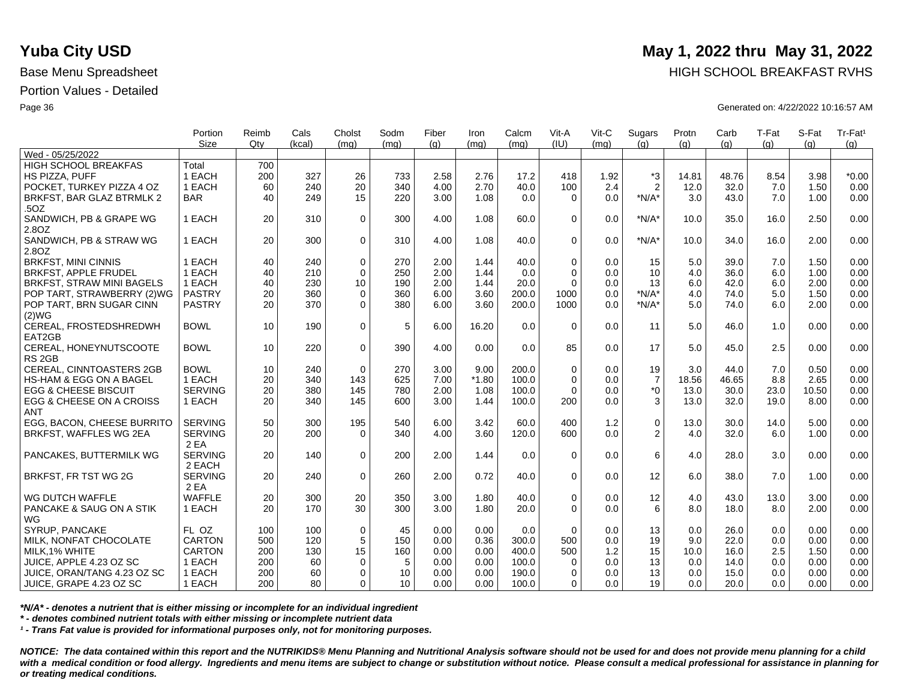# Yuba City USD

**May 1, 2022 thru May 31, 2022**

Base Menu Spreadsheet

HIGH SCHOOL BREAKFAST RVHS

Portion Values - Detailed

Generated on: 4/22/2022 10:16:57 AM

| | Portion Size | Reimb Qty | Cals (kcal) | Cholst (mg) | Sodm (mg) | Fiber (g) | Iron (mg) | Calcm (mg) | Vit-A (IU) | Vit-C (mg) | Sugars (g) | Protn (g) | Carb (g) | T-Fat (g) | S-Fat (g) | Tr-Fat[1] (g) |
|---|---|---|---|---|---|---|---|---|---|---|---|---|---|---|---|---|
| Wed - 05/25/2022 | | | | | | | | | | | | | | | | |
| HIGH SCHOOL BREAKFAS | Total | 700 | | | | | | | | | | | | | | |
| HS PIZZA, PUFF | 1 EACH | 200 | 327 | 26 | 733 | 2.58 | 2.76 | 17.2 | 418 | 1.92 | *3 | 14.81 | 48.76 | 8.54 | 3.98 | *0.00 |
| POCKET, TURKEY PIZZA 4 OZ | 1 EACH | 60 | 240 | 20 | 340 | 4.00 | 2.70 | 40.0 | 100 | 2.4 | 2 | 12.0 | 32.0 | 7.0 | 1.50 | 0.00 |
| BRKFST, BAR GLAZ BTRMLK 2 .5OZ | BAR | 40 | 249 | 15 | 220 | 3.00 | 1.08 | 0.0 | 0 | 0.0 | *N/A* | 3.0 | 43.0 | 7.0 | 1.00 | 0.00 |
| SANDWICH, PB & GRAPE WG 2.8OZ | 1 EACH | 20 | 310 | 0 | 300 | 4.00 | 1.08 | 60.0 | 0 | 0.0 | *N/A* | 10.0 | 35.0 | 16.0 | 2.50 | 0.00 |
| SANDWICH, PB & STRAW WG 2.8OZ | 1 EACH | 20 | 300 | 0 | 310 | 4.00 | 1.08 | 40.0 | 0 | 0.0 | *N/A* | 10.0 | 34.0 | 16.0 | 2.00 | 0.00 |
| BRKFST, MINI CINNIS | 1 EACH | 40 | 240 | 0 | 270 | 2.00 | 1.44 | 40.0 | 0 | 0.0 | 15 | 5.0 | 39.0 | 7.0 | 1.50 | 0.00 |
| BRKFST, APPLE FRUDEL | 1 EACH | 40 | 210 | 0 | 250 | 2.00 | 1.44 | 0.0 | 0 | 0.0 | 10 | 4.0 | 36.0 | 6.0 | 1.00 | 0.00 |
| BRKFST, STRAW MINI BAGELS | 1 EACH | 40 | 230 | 10 | 190 | 2.00 | 1.44 | 20.0 | 0 | 0.0 | 13 | 6.0 | 42.0 | 6.0 | 2.00 | 0.00 |
| POP TART, STRAWBERRY (2)WG | PASTRY | 20 | 360 | 0 | 360 | 6.00 | 3.60 | 200.0 | 1000 | 0.0 | *N/A* | 4.0 | 74.0 | 5.0 | 1.50 | 0.00 |
| POP TART, BRN SUGAR CINN (2)WG | PASTRY | 20 | 370 | 0 | 380 | 6.00 | 3.60 | 200.0 | 1000 | 0.0 | *N/A* | 5.0 | 74.0 | 6.0 | 2.00 | 0.00 |
| CEREAL, FROSTEDSHREDWH EAT2GB | BOWL | 10 | 190 | 0 | 5 | 6.00 | 16.20 | 0.0 | 0 | 0.0 | 11 | 5.0 | 46.0 | 1.0 | 0.00 | 0.00 |
| CEREAL, HONEYNUTSCOOTE RS 2GB | BOWL | 10 | 220 | 0 | 390 | 4.00 | 0.00 | 0.0 | 85 | 0.0 | 17 | 5.0 | 45.0 | 2.5 | 0.00 | 0.00 |
| CEREAL, CINNTOASTERS 2GB | BOWL | 10 | 240 | 0 | 270 | 3.00 | 9.00 | 200.0 | 0 | 0.0 | 19 | 3.0 | 44.0 | 7.0 | 0.50 | 0.00 |
| HS-HAM & EGG ON A BAGEL | 1 EACH | 20 | 340 | 143 | 625 | 7.00 | *1.80 | 100.0 | 0 | 0.0 | 7 | 18.56 | 46.65 | 8.8 | 2.65 | 0.00 |
| EGG & CHEESE BISCUIT | SERVING | 20 | 380 | 145 | 780 | 2.00 | 1.08 | 100.0 | 0 | 0.0 | *0 | 13.0 | 30.0 | 23.0 | 10.50 | 0.00 |
| EGG & CHEESE ON A CROISS ANT | 1 EACH | 20 | 340 | 145 | 600 | 3.00 | 1.44 | 100.0 | 200 | 0.0 | 3 | 13.0 | 32.0 | 19.0 | 8.00 | 0.00 |
| EGG, BACON, CHEESE BURRITO | SERVING | 50 | 300 | 195 | 540 | 6.00 | 3.42 | 60.0 | 400 | 1.2 | 0 | 13.0 | 30.0 | 14.0 | 5.00 | 0.00 |
| BRKFST, WAFFLES WG 2EA | SERVING 2 EA | 20 | 200 | 0 | 340 | 4.00 | 3.60 | 120.0 | 600 | 0.0 | 2 | 4.0 | 32.0 | 6.0 | 1.00 | 0.00 |
| PANCAKES, BUTTERMILK WG | SERVING 2 EACH | 20 | 140 | 0 | 200 | 2.00 | 1.44 | 0.0 | 0 | 0.0 | 6 | 4.0 | 28.0 | 3.0 | 0.00 | 0.00 |
| BRKFST, FR TST WG 2G | SERVING 2 EA | 20 | 240 | 0 | 260 | 2.00 | 0.72 | 40.0 | 0 | 0.0 | 12 | 6.0 | 38.0 | 7.0 | 1.00 | 0.00 |
| WG DUTCH WAFFLE | WAFFLE | 20 | 300 | 20 | 350 | 3.00 | 1.80 | 40.0 | 0 | 0.0 | 12 | 4.0 | 43.0 | 13.0 | 3.00 | 0.00 |
| PANCAKE & SAUG ON A STIK WG | 1 EACH | 20 | 170 | 30 | 300 | 3.00 | 1.80 | 20.0 | 0 | 0.0 | 6 | 8.0 | 18.0 | 8.0 | 2.00 | 0.00 |
| SYRUP, PANCAKE | FL OZ | 100 | 100 | 0 | 45 | 0.00 | 0.00 | 0.0 | 0 | 0.0 | 13 | 0.0 | 26.0 | 0.0 | 0.00 | 0.00 |
| MILK, NONFAT CHOCOLATE | CARTON | 500 | 120 | 5 | 150 | 0.00 | 0.36 | 300.0 | 500 | 0.0 | 19 | 9.0 | 22.0 | 0.0 | 0.00 | 0.00 |
| MILK,1% WHITE | CARTON | 200 | 130 | 15 | 160 | 0.00 | 0.00 | 400.0 | 500 | 1.2 | 15 | 10.0 | 16.0 | 2.5 | 1.50 | 0.00 |
| JUICE, APPLE 4.23 OZ SC | 1 EACH | 200 | 60 | 0 | 5 | 0.00 | 0.00 | 100.0 | 0 | 0.0 | 13 | 0.0 | 14.0 | 0.0 | 0.00 | 0.00 |
| JUICE, ORAN/TANG 4.23 OZ SC | 1 EACH | 200 | 60 | 0 | 10 | 0.00 | 0.00 | 190.0 | 0 | 0.0 | 13 | 0.0 | 15.0 | 0.0 | 0.00 | 0.00 |
| JUICE, GRAPE 4.23 OZ SC | 1 EACH | 200 | 80 | 0 | 10 | 0.00 | 0.00 | 100.0 | 0 | 0.0 | 19 | 0.0 | 20.0 | 0.0 | 0.00 | 0.00 |

***N/A* - denotes a nutrient that is either missing or incomplete for an individual ingredient***

*** - denotes combined nutrient totals with either missing or incomplete nutrient data***

***[1] - Trans Fat value is provided for informational purposes only, not for monitoring purposes.***

***NOTICE: The data contained within this report and the NUTRIKIDS® Menu Planning and Nutritional Analysis software should not be used for and does not provide menu planning for a child with a medical condition or food allergy. Ingredients and menu items are subject to change or substitution without notice. Please consult a medical professional for assistance in planning for or treating medical conditions.***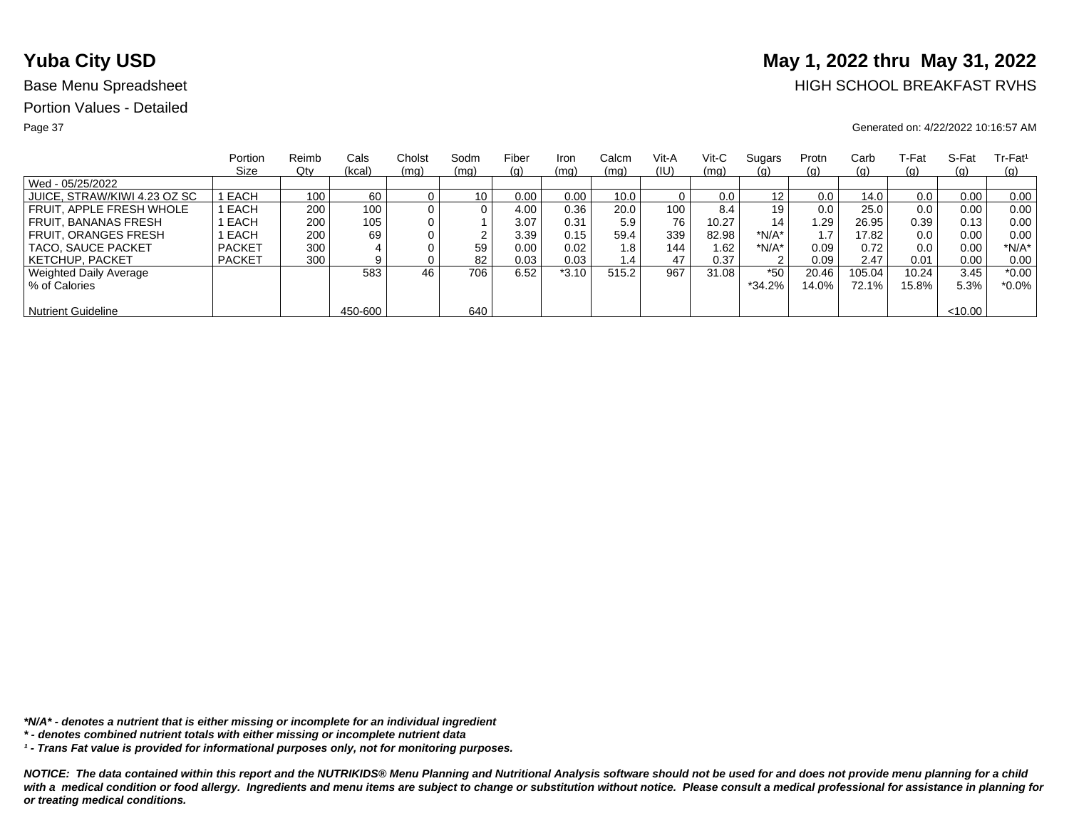# Yuba City USD

**May 1, 2022 thru May 31, 2022**

Base Menu Spreadsheet

HIGH SCHOOL BREAKFAST RVHS

Portion Values - Detailed

Generated on: 4/22/2022 10:16:57 AM

| | Portion Size | Reimb Qty | Cals (kcal) | Cholst (mg) | Sodm (mg) | Fiber (g) | Iron (mg) | Calcm (mg) | Vit-A (IU) | Vit-C (mg) | Sugars (g) | Protn (g) | Carb (g) | T-Fat (g) | S-Fat (g) | Tr-Fat¹ (g) |
|---|---|---|---|---|---|---|---|---|---|---|---|---|---|---|---|---|
| Wed - 05/25/2022 | | | | | | | | | | | | | | | | |
| JUICE, STRAW/KIWI 4.23 OZ SC | 1 EACH | 100 | 60 | 0 | 10 | 0.00 | 0.00 | 10.0 | 0 | 0.0 | 12 | 0.0 | 14.0 | 0.0 | 0.00 | 0.00 |
| FRUIT, APPLE FRESH WHOLE | 1 EACH | 200 | 100 | 0 | 0 | 4.00 | 0.36 | 20.0 | 100 | 8.4 | 19 | 0.0 | 25.0 | 0.0 | 0.00 | 0.00 |
| FRUIT, BANANAS FRESH | 1 EACH | 200 | 105 | 0 | 1 | 3.07 | 0.31 | 5.9 | 76 | 10.27 | 14 | 1.29 | 26.95 | 0.39 | 0.13 | 0.00 |
| FRUIT, ORANGES FRESH | 1 EACH | 200 | 69 | 0 | 2 | 3.39 | 0.15 | 59.4 | 339 | 82.98 | *N/A* | 1.7 | 17.82 | 0.0 | 0.00 | 0.00 |
| TACO, SAUCE PACKET | PACKET | 300 | 4 | 0 | 59 | 0.00 | 0.02 | 1.8 | 144 | 1.62 | *N/A* | 0.09 | 0.72 | 0.0 | 0.00 | *N/A* |
| KETCHUP, PACKET | PACKET | 300 | 9 | 0 | 82 | 0.03 | 0.03 | 1.4 | 47 | 0.37 | 2 | 0.09 | 2.47 | 0.01 | 0.00 | 0.00 |
| Weighted Daily Average | | | 583 | 46 | 706 | 6.52 | *3.10 | 515.2 | 967 | 31.08 | *50 | 20.46 | 105.04 | 10.24 | 3.45 | *0.00 |
| % of Calories | | | | | | | | | | | *34.2% | 14.0% | 72.1% | 15.8% | 5.3% | *0.0% |
| Nutrient Guideline | | | 450-600 | | 640 | | | | | | | | | | <10.00 | |

***N/A* - denotes a nutrient that is either missing or incomplete for an individual ingredient**

***\* - denotes combined nutrient totals with either missing or incomplete nutrient data***

***¹ - Trans Fat value is provided for informational purposes only, not for monitoring purposes.***

***NOTICE: The data contained within this report and the NUTRIKIDS® Menu Planning and Nutritional Analysis software should not be used for and does not provide menu planning for a child with a medical condition or food allergy. Ingredients and menu items are subject to change or substitution without notice. Please consult a medical professional for assistance in planning for or treating medical conditions.***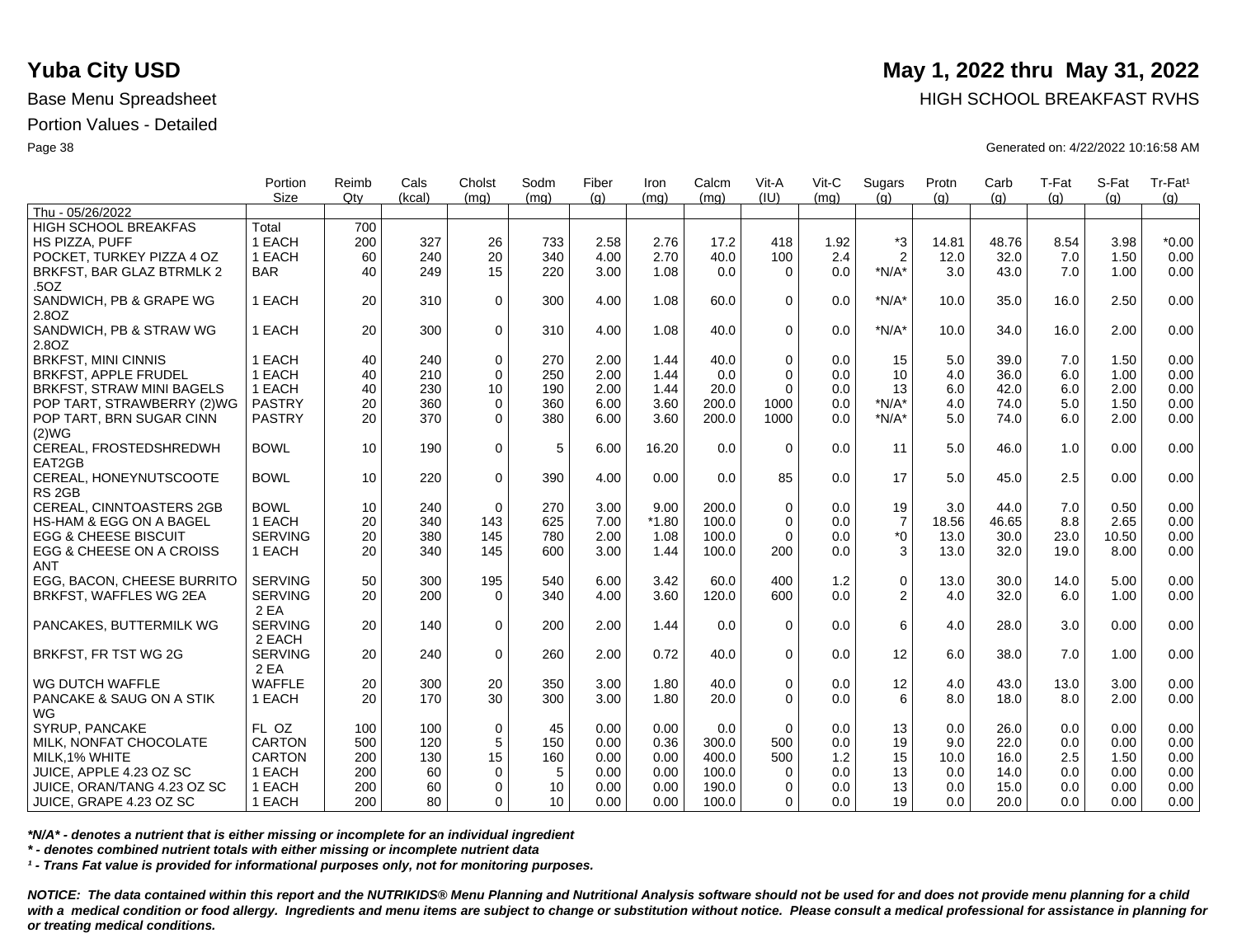# Yuba City USD

**May 1, 2022 thru May 31, 2022**

Base Menu Spreadsheet

HIGH SCHOOL BREAKFAST RVHS

Portion Values - Detailed

Generated on: 4/22/2022 10:16:58 AM

| | Portion Size | Reimb Qty | Cals (kcal) | Cholst (mg) | Sodm (mg) | Fiber (g) | Iron (mg) | Calcm (mg) | Vit-A (IU) | Vit-C (mg) | Sugars (g) | Protn (g) | Carb (g) | T-Fat (g) | S-Fat (g) | Tr-Fat¹ (g) |
|---|---|---|---|---|---|---|---|---|---|---|---|---|---|---|---|---|
| Thu - 05/26/2022 | | | | | | | | | | | | | | | | |
| HIGH SCHOOL BREAKFAS | Total | 700 | | | | | | | | | | | | | | |
| HS PIZZA, PUFF | 1 EACH | 200 | 327 | 26 | 733 | 2.58 | 2.76 | 17.2 | 418 | 1.92 | *3 | 14.81 | 48.76 | 8.54 | 3.98 | *0.00 |
| POCKET, TURKEY PIZZA 4 OZ | 1 EACH | 60 | 240 | 20 | 340 | 4.00 | 2.70 | 40.0 | 100 | 2.4 | 2 | 12.0 | 32.0 | 7.0 | 1.50 | 0.00 |
| BRKFST, BAR GLAZ BTRMLK 2 .5OZ | BAR | 40 | 249 | 15 | 220 | 3.00 | 1.08 | 0.0 | 0 | 0.0 | *N/A* | 3.0 | 43.0 | 7.0 | 1.00 | 0.00 |
| SANDWICH, PB & GRAPE WG 2.8OZ | 1 EACH | 20 | 310 | 0 | 300 | 4.00 | 1.08 | 60.0 | 0 | 0.0 | *N/A* | 10.0 | 35.0 | 16.0 | 2.50 | 0.00 |
| SANDWICH, PB & STRAW WG 2.8OZ | 1 EACH | 20 | 300 | 0 | 310 | 4.00 | 1.08 | 40.0 | 0 | 0.0 | *N/A* | 10.0 | 34.0 | 16.0 | 2.00 | 0.00 |
| BRKFST, MINI CINNIS | 1 EACH | 40 | 240 | 0 | 270 | 2.00 | 1.44 | 40.0 | 0 | 0.0 | 15 | 5.0 | 39.0 | 7.0 | 1.50 | 0.00 |
| BRKFST, APPLE FRUDEL | 1 EACH | 40 | 210 | 0 | 250 | 2.00 | 1.44 | 0.0 | 0 | 0.0 | 10 | 4.0 | 36.0 | 6.0 | 1.00 | 0.00 |
| BRKFST, STRAW MINI BAGELS | 1 EACH | 40 | 230 | 10 | 190 | 2.00 | 1.44 | 20.0 | 0 | 0.0 | 13 | 6.0 | 42.0 | 6.0 | 2.00 | 0.00 |
| POP TART, STRAWBERRY (2)WG | PASTRY | 20 | 360 | 0 | 360 | 6.00 | 3.60 | 200.0 | 1000 | 0.0 | *N/A* | 4.0 | 74.0 | 5.0 | 1.50 | 0.00 |
| POP TART, BRN SUGAR CINN (2)WG | PASTRY | 20 | 370 | 0 | 380 | 6.00 | 3.60 | 200.0 | 1000 | 0.0 | *N/A* | 5.0 | 74.0 | 6.0 | 2.00 | 0.00 |
| CEREAL, FROSTEDSHREDWH EAT2GB | BOWL | 10 | 190 | 0 | 5 | 6.00 | 16.20 | 0.0 | 0 | 0.0 | 11 | 5.0 | 46.0 | 1.0 | 0.00 | 0.00 |
| CEREAL, HONEYNUTSCOOTE RS 2GB | BOWL | 10 | 220 | 0 | 390 | 4.00 | 0.00 | 0.0 | 85 | 0.0 | 17 | 5.0 | 45.0 | 2.5 | 0.00 | 0.00 |
| CEREAL, CINNTOASTERS 2GB | BOWL | 10 | 240 | 0 | 270 | 3.00 | 9.00 | 200.0 | 0 | 0.0 | 19 | 3.0 | 44.0 | 7.0 | 0.50 | 0.00 |
| HS-HAM & EGG ON A BAGEL | 1 EACH | 20 | 340 | 143 | 625 | 7.00 | *1.80 | 100.0 | 0 | 0.0 | 7 | 18.56 | 46.65 | 8.8 | 2.65 | 0.00 |
| EGG & CHEESE BISCUIT | SERVING | 20 | 380 | 145 | 780 | 2.00 | 1.08 | 100.0 | 0 | 0.0 | *0 | 13.0 | 30.0 | 23.0 | 10.50 | 0.00 |
| EGG & CHEESE ON A CROISS ANT | 1 EACH | 20 | 340 | 145 | 600 | 3.00 | 1.44 | 100.0 | 200 | 0.0 | 3 | 13.0 | 32.0 | 19.0 | 8.00 | 0.00 |
| EGG, BACON, CHEESE BURRITO | SERVING | 50 | 300 | 195 | 540 | 6.00 | 3.42 | 60.0 | 400 | 1.2 | 0 | 13.0 | 30.0 | 14.0 | 5.00 | 0.00 |
| BRKFST, WAFFLES WG 2EA | SERVING 2 EA | 20 | 200 | 0 | 340 | 4.00 | 3.60 | 120.0 | 600 | 0.0 | 2 | 4.0 | 32.0 | 6.0 | 1.00 | 0.00 |
| PANCAKES, BUTTERMILK WG | SERVING 2 EACH | 20 | 140 | 0 | 200 | 2.00 | 1.44 | 0.0 | 0 | 0.0 | 6 | 4.0 | 28.0 | 3.0 | 0.00 | 0.00 |
| BRKFST, FR TST WG 2G | SERVING 2 EA | 20 | 240 | 0 | 260 | 2.00 | 0.72 | 40.0 | 0 | 0.0 | 12 | 6.0 | 38.0 | 7.0 | 1.00 | 0.00 |
| WG DUTCH WAFFLE | WAFFLE | 20 | 300 | 20 | 350 | 3.00 | 1.80 | 40.0 | 0 | 0.0 | 12 | 4.0 | 43.0 | 13.0 | 3.00 | 0.00 |
| PANCAKE & SAUG ON A STIK WG | 1 EACH | 20 | 170 | 30 | 300 | 3.00 | 1.80 | 20.0 | 0 | 0.0 | 6 | 8.0 | 18.0 | 8.0 | 2.00 | 0.00 |
| SYRUP, PANCAKE | FL OZ | 100 | 100 | 0 | 45 | 0.00 | 0.00 | 0.0 | 0 | 0.0 | 13 | 0.0 | 26.0 | 0.0 | 0.00 | 0.00 |
| MILK, NONFAT CHOCOLATE | CARTON | 500 | 120 | 5 | 150 | 0.00 | 0.36 | 300.0 | 500 | 0.0 | 19 | 9.0 | 22.0 | 0.0 | 0.00 | 0.00 |
| MILK,1% WHITE | CARTON | 200 | 130 | 15 | 160 | 0.00 | 0.00 | 400.0 | 500 | 1.2 | 15 | 10.0 | 16.0 | 2.5 | 1.50 | 0.00 |
| JUICE, APPLE 4.23 OZ SC | 1 EACH | 200 | 60 | 0 | 5 | 0.00 | 0.00 | 100.0 | 0 | 0.0 | 13 | 0.0 | 14.0 | 0.0 | 0.00 | 0.00 |
| JUICE, ORAN/TANG 4.23 OZ SC | 1 EACH | 200 | 60 | 0 | 10 | 0.00 | 0.00 | 190.0 | 0 | 0.0 | 13 | 0.0 | 15.0 | 0.0 | 0.00 | 0.00 |
| JUICE, GRAPE 4.23 OZ SC | 1 EACH | 200 | 80 | 0 | 10 | 0.00 | 0.00 | 100.0 | 0 | 0.0 | 19 | 0.0 | 20.0 | 0.0 | 0.00 | 0.00 |

***N/A* - denotes a nutrient that is either missing or incomplete for an individual ingredient***

***\* - denotes combined nutrient totals with either missing or incomplete nutrient data***

***¹ - Trans Fat value is provided for informational purposes only, not for monitoring purposes.***

***NOTICE: The data contained within this report and the NUTRIKIDS® Menu Planning and Nutritional Analysis software should not be used for and does not provide menu planning for a child with a medical condition or food allergy. Ingredients and menu items are subject to change or substitution without notice. Please consult a medical professional for assistance in planning for or treating medical conditions.***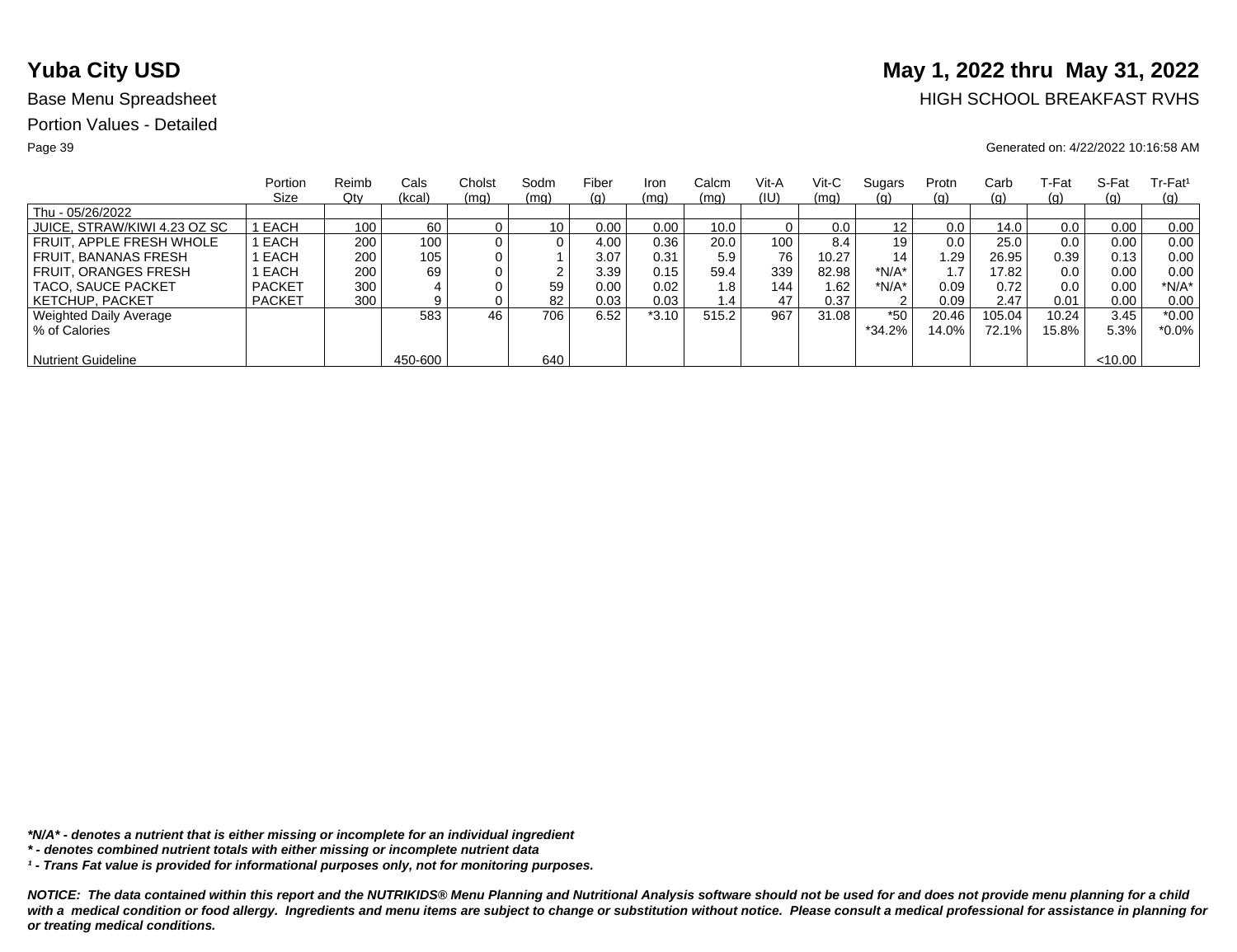# Yuba City USD

**May 1, 2022 thru May 31, 2022**

Base Menu Spreadsheet

HIGH SCHOOL BREAKFAST RVHS

Portion Values - Detailed

Generated on: 4/22/2022 10:16:58 AM

| | Portion Size | Reimb Qty | Cals (kcal) | Cholst (mg) | Sodm (mg) | Fiber (g) | Iron (mg) | Calcm (mg) | Vit-A (IU) | Vit-C (mg) | Sugars (g) | Protn (g) | Carb (g) | T-Fat (g) | S-Fat (g) | Tr-Fat¹ (g) |
|---|---|---|---|---|---|---|---|---|---|---|---|---|---|---|---|---|
| Thu - 05/26/2022 | | | | | | | | | | | | | | | | |
| JUICE, STRAW/KIWI 4.23 OZ SC | 1 EACH | 100 | 60 | 0 | 10 | 0.00 | 0.00 | 10.0 | 0 | 0.0 | 12 | 0.0 | 14.0 | 0.0 | 0.00 | 0.00 |
| FRUIT, APPLE FRESH WHOLE | 1 EACH | 200 | 100 | 0 | 0 | 4.00 | 0.36 | 20.0 | 100 | 8.4 | 19 | 0.0 | 25.0 | 0.0 | 0.00 | 0.00 |
| FRUIT, BANANAS FRESH | 1 EACH | 200 | 105 | 0 | 1 | 3.07 | 0.31 | 5.9 | 76 | 10.27 | 14 | 1.29 | 26.95 | 0.39 | 0.13 | 0.00 |
| FRUIT, ORANGES FRESH | 1 EACH | 200 | 69 | 0 | 2 | 3.39 | 0.15 | 59.4 | 339 | 82.98 | *N/A* | 1.7 | 17.82 | 0.0 | 0.00 | 0.00 |
| TACO, SAUCE PACKET | PACKET | 300 | 4 | 0 | 59 | 0.00 | 0.02 | 1.8 | 144 | 1.62 | *N/A* | 0.09 | 0.72 | 0.0 | 0.00 | *N/A* |
| KETCHUP, PACKET | PACKET | 300 | 9 | 0 | 82 | 0.03 | 0.03 | 1.4 | 47 | 0.37 | 2 | 0.09 | 2.47 | 0.01 | 0.00 | 0.00 |
| Weighted Daily Average | | | 583 | 46 | 706 | 6.52 | *3.10 | 515.2 | 967 | 31.08 | *50 | 20.46 | 105.04 | 10.24 | 3.45 | *0.00 |
| % of Calories | | | | | | | | | | | *34.2% | 14.0% | 72.1% | 15.8% | 5.3% | *0.0% |
| Nutrient Guideline | | | 450-600 | | 640 | | | | | | | | | | <10.00 | |

***N/A* - denotes a nutrient that is either missing or incomplete for an individual ingredient**

***\* - denotes combined nutrient totals with either missing or incomplete nutrient data***

***¹ - Trans Fat value is provided for informational purposes only, not for monitoring purposes.***

***NOTICE: The data contained within this report and the NUTRIKIDS® Menu Planning and Nutritional Analysis software should not be used for and does not provide menu planning for a child with a medical condition or food allergy. Ingredients and menu items are subject to change or substitution without notice. Please consult a medical professional for assistance in planning for or treating medical conditions.***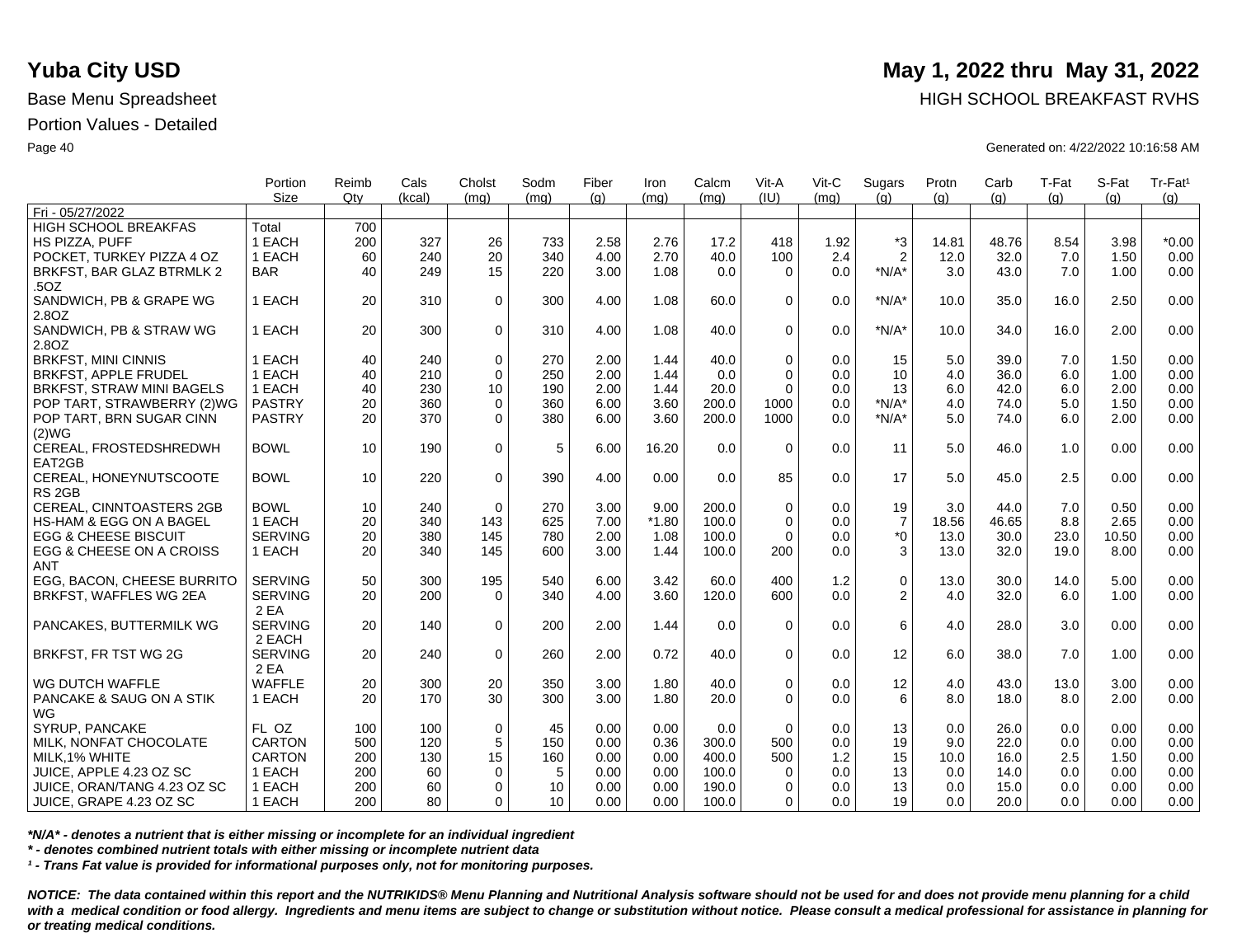# Yuba City USD

**May 1, 2022 thru May 31, 2022**

Base Menu Spreadsheet

HIGH SCHOOL BREAKFAST RVHS

Portion Values - Detailed

Generated on: 4/22/2022 10:16:58 AM

| | Portion Size | Reimb Qty | Cals (kcal) | Cholst (mg) | Sodm (mg) | Fiber (g) | Iron (mg) | Calcm (mg) | Vit-A (IU) | Vit-C (mg) | Sugars (g) | Protn (g) | Carb (g) | T-Fat (g) | S-Fat (g) | Tr-Fat¹ (g) |
|---|---|---|---|---|---|---|---|---|---|---|---|---|---|---|---|---|
| Fri - 05/27/2022 | | | | | | | | | | | | | | | | |
| HIGH SCHOOL BREAKFAS | Total | 700 | | | | | | | | | | | | | | |
| HS PIZZA, PUFF | 1 EACH | 200 | 327 | 26 | 733 | 2.58 | 2.76 | 17.2 | 418 | 1.92 | *3 | 14.81 | 48.76 | 8.54 | 3.98 | *0.00 |
| POCKET, TURKEY PIZZA 4 OZ | 1 EACH | 60 | 240 | 20 | 340 | 4.00 | 2.70 | 40.0 | 100 | 2.4 | 2 | 12.0 | 32.0 | 7.0 | 1.50 | 0.00 |
| BRKFST, BAR GLAZ BTRMLK 2 .5OZ | BAR | 40 | 249 | 15 | 220 | 3.00 | 1.08 | 0.0 | 0 | 0.0 | *N/A* | 3.0 | 43.0 | 7.0 | 1.00 | 0.00 |
| SANDWICH, PB & GRAPE WG 2.8OZ | 1 EACH | 20 | 310 | 0 | 300 | 4.00 | 1.08 | 60.0 | 0 | 0.0 | *N/A* | 10.0 | 35.0 | 16.0 | 2.50 | 0.00 |
| SANDWICH, PB & STRAW WG 2.8OZ | 1 EACH | 20 | 300 | 0 | 310 | 4.00 | 1.08 | 40.0 | 0 | 0.0 | *N/A* | 10.0 | 34.0 | 16.0 | 2.00 | 0.00 |
| BRKFST, MINI CINNIS | 1 EACH | 40 | 240 | 0 | 270 | 2.00 | 1.44 | 40.0 | 0 | 0.0 | 15 | 5.0 | 39.0 | 7.0 | 1.50 | 0.00 |
| BRKFST, APPLE FRUDEL | 1 EACH | 40 | 210 | 0 | 250 | 2.00 | 1.44 | 0.0 | 0 | 0.0 | 10 | 4.0 | 36.0 | 6.0 | 1.00 | 0.00 |
| BRKFST, STRAW MINI BAGELS | 1 EACH | 40 | 230 | 10 | 190 | 2.00 | 1.44 | 20.0 | 0 | 0.0 | 13 | 6.0 | 42.0 | 6.0 | 2.00 | 0.00 |
| POP TART, STRAWBERRY (2)WG | PASTRY | 20 | 360 | 0 | 360 | 6.00 | 3.60 | 200.0 | 1000 | 0.0 | *N/A* | 4.0 | 74.0 | 5.0 | 1.50 | 0.00 |
| POP TART, BRN SUGAR CINN (2)WG | PASTRY | 20 | 370 | 0 | 380 | 6.00 | 3.60 | 200.0 | 1000 | 0.0 | *N/A* | 5.0 | 74.0 | 6.0 | 2.00 | 0.00 |
| CEREAL, FROSTEDSHREDWH EAT2GB | BOWL | 10 | 190 | 0 | 5 | 6.00 | 16.20 | 0.0 | 0 | 0.0 | 11 | 5.0 | 46.0 | 1.0 | 0.00 | 0.00 |
| CEREAL, HONEYNUTSCOOTE RS 2GB | BOWL | 10 | 220 | 0 | 390 | 4.00 | 0.00 | 0.0 | 85 | 0.0 | 17 | 5.0 | 45.0 | 2.5 | 0.00 | 0.00 |
| CEREAL, CINNTOASTERS 2GB | BOWL | 10 | 240 | 0 | 270 | 3.00 | 9.00 | 200.0 | 0 | 0.0 | 19 | 3.0 | 44.0 | 7.0 | 0.50 | 0.00 |
| HS-HAM & EGG ON A BAGEL | 1 EACH | 20 | 340 | 143 | 625 | 7.00 | *1.80 | 100.0 | 0 | 0.0 | 7 | 18.56 | 46.65 | 8.8 | 2.65 | 0.00 |
| EGG & CHEESE BISCUIT | SERVING | 20 | 380 | 145 | 780 | 2.00 | 1.08 | 100.0 | 0 | 0.0 | *0 | 13.0 | 30.0 | 23.0 | 10.50 | 0.00 |
| EGG & CHEESE ON A CROISS ANT | 1 EACH | 20 | 340 | 145 | 600 | 3.00 | 1.44 | 100.0 | 200 | 0.0 | 3 | 13.0 | 32.0 | 19.0 | 8.00 | 0.00 |
| EGG, BACON, CHEESE BURRITO | SERVING | 50 | 300 | 195 | 540 | 6.00 | 3.42 | 60.0 | 400 | 1.2 | 0 | 13.0 | 30.0 | 14.0 | 5.00 | 0.00 |
| BRKFST, WAFFLES WG 2EA | SERVING 2 EA | 20 | 200 | 0 | 340 | 4.00 | 3.60 | 120.0 | 600 | 0.0 | 2 | 4.0 | 32.0 | 6.0 | 1.00 | 0.00 |
| PANCAKES, BUTTERMILK WG | SERVING 2 EACH | 20 | 140 | 0 | 200 | 2.00 | 1.44 | 0.0 | 0 | 0.0 | 6 | 4.0 | 28.0 | 3.0 | 0.00 | 0.00 |
| BRKFST, FR TST WG 2G | SERVING 2 EA | 20 | 240 | 0 | 260 | 2.00 | 0.72 | 40.0 | 0 | 0.0 | 12 | 6.0 | 38.0 | 7.0 | 1.00 | 0.00 |
| WG DUTCH WAFFLE | WAFFLE | 20 | 300 | 20 | 350 | 3.00 | 1.80 | 40.0 | 0 | 0.0 | 12 | 4.0 | 43.0 | 13.0 | 3.00 | 0.00 |
| PANCAKE & SAUG ON A STIK WG | 1 EACH | 20 | 170 | 30 | 300 | 3.00 | 1.80 | 20.0 | 0 | 0.0 | 6 | 8.0 | 18.0 | 8.0 | 2.00 | 0.00 |
| SYRUP, PANCAKE | FL OZ | 100 | 100 | 0 | 45 | 0.00 | 0.00 | 0.0 | 0 | 0.0 | 13 | 0.0 | 26.0 | 0.0 | 0.00 | 0.00 |
| MILK, NONFAT CHOCOLATE | CARTON | 500 | 120 | 5 | 150 | 0.00 | 0.36 | 300.0 | 500 | 0.0 | 19 | 9.0 | 22.0 | 0.0 | 0.00 | 0.00 |
| MILK,1% WHITE | CARTON | 200 | 130 | 15 | 160 | 0.00 | 0.00 | 400.0 | 500 | 1.2 | 15 | 10.0 | 16.0 | 2.5 | 1.50 | 0.00 |
| JUICE, APPLE 4.23 OZ SC | 1 EACH | 200 | 60 | 0 | 5 | 0.00 | 0.00 | 100.0 | 0 | 0.0 | 13 | 0.0 | 14.0 | 0.0 | 0.00 | 0.00 |
| JUICE, ORAN/TANG 4.23 OZ SC | 1 EACH | 200 | 60 | 0 | 10 | 0.00 | 0.00 | 190.0 | 0 | 0.0 | 13 | 0.0 | 15.0 | 0.0 | 0.00 | 0.00 |
| JUICE, GRAPE 4.23 OZ SC | 1 EACH | 200 | 80 | 0 | 10 | 0.00 | 0.00 | 100.0 | 0 | 0.0 | 19 | 0.0 | 20.0 | 0.0 | 0.00 | 0.00 |

***N/A* - denotes a nutrient that is either missing or incomplete for an individual ingredient***

*** - denotes combined nutrient totals with either missing or incomplete nutrient data***

***¹ - Trans Fat value is provided for informational purposes only, not for monitoring purposes.***

***NOTICE: The data contained within this report and the NUTRIKIDS® Menu Planning and Nutritional Analysis software should not be used for and does not provide menu planning for a child with a medical condition or food allergy. Ingredients and menu items are subject to change or substitution without notice. Please consult a medical professional for assistance in planning for or treating medical conditions.***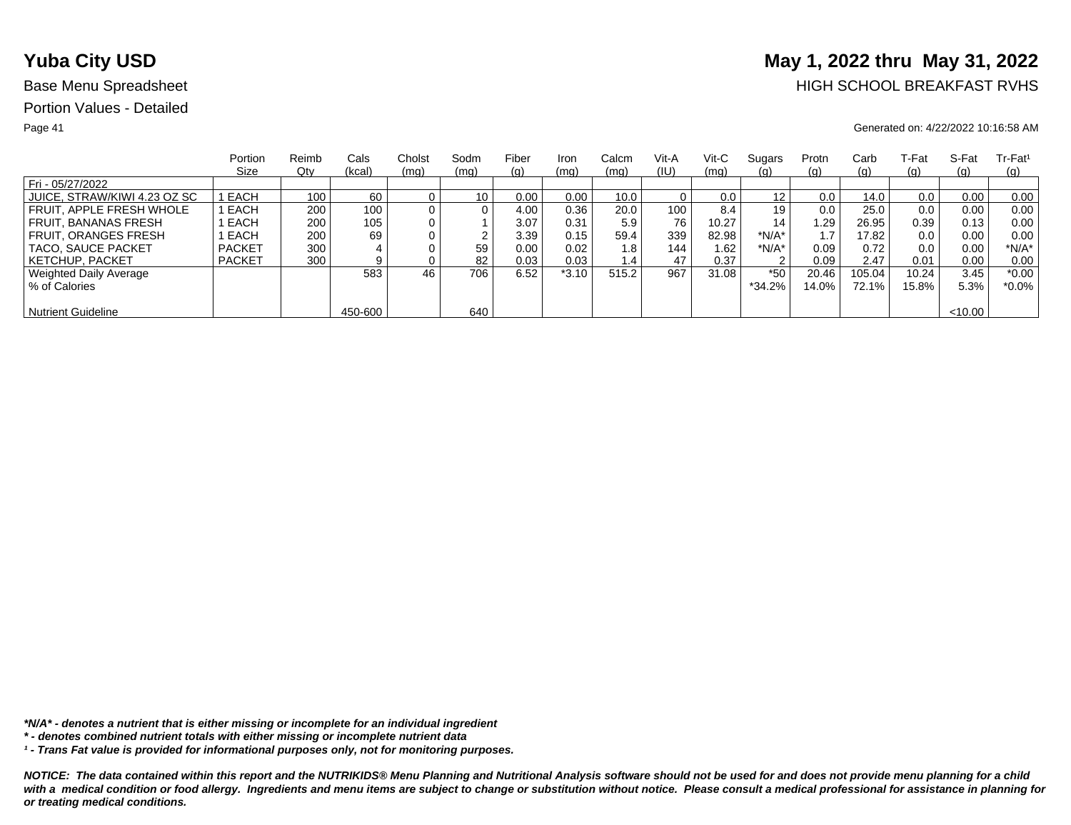# Yuba City USD

**May 1, 2022 thru May 31, 2022**

Base Menu Spreadsheet

HIGH SCHOOL BREAKFAST RVHS

Portion Values - Detailed

Generated on: 4/22/2022 10:16:58 AM

| | Portion Size | Reimb Qty | Cals (kcal) | Cholst (mg) | Sodm (mg) | Fiber (g) | Iron (mg) | Calcm (mg) | Vit-A (IU) | Vit-C (mg) | Sugars (g) | Protn (g) | Carb (g) | T-Fat (g) | S-Fat (g) | Tr-Fat[1] (g) |
|---|---|---|---|---|---|---|---|---|---|---|---|---|---|---|---|---|
| Fri - 05/27/2022 | | | | | | | | | | | | | | | | |
| JUICE, STRAW/KIWI 4.23 OZ SC | 1 EACH | 100 | 60 | 0 | 10 | 0.00 | 0.00 | 10.0 | 0 | 0.0 | 12 | 0.0 | 14.0 | 0.0 | 0.00 | 0.00 |
| FRUIT, APPLE FRESH WHOLE | 1 EACH | 200 | 100 | 0 | 0 | 4.00 | 0.36 | 20.0 | 100 | 8.4 | 19 | 0.0 | 25.0 | 0.0 | 0.00 | 0.00 |
| FRUIT, BANANAS FRESH | 1 EACH | 200 | 105 | 0 | 1 | 3.07 | 0.31 | 5.9 | 76 | 10.27 | 14 | 1.29 | 26.95 | 0.39 | 0.13 | 0.00 |
| FRUIT, ORANGES FRESH | 1 EACH | 200 | 69 | 0 | 2 | 3.39 | 0.15 | 59.4 | 339 | 82.98 | *N/A* | 1.7 | 17.82 | 0.0 | 0.00 | 0.00 |
| TACO, SAUCE PACKET | PACKET | 300 | 4 | 0 | 59 | 0.00 | 0.02 | 1.8 | 144 | 1.62 | *N/A* | 0.09 | 0.72 | 0.0 | 0.00 | *N/A* |
| KETCHUP, PACKET | PACKET | 300 | 9 | 0 | 82 | 0.03 | 0.03 | 1.4 | 47 | 0.37 | 2 | 0.09 | 2.47 | 0.01 | 0.00 | 0.00 |
| Weighted Daily Average | | | 583 | 46 | 706 | 6.52 | *3.10 | 515.2 | 967 | 31.08 | *50 | 20.46 | 105.04 | 10.24 | 3.45 | *0.00 |
| % of Calories | | | | | | | | | | | *34.2% | 14.0% | 72.1% | 15.8% | 5.3% | *0.0% |
| Nutrient Guideline | | | 450-600 | | 640 | | | | | | | | | | <10.00 | |

***N/A* - denotes a nutrient that is either missing or incomplete for an individual ingredient**

***\* - denotes combined nutrient totals with either missing or incomplete nutrient data***

***[1] - Trans Fat value is provided for informational purposes only, not for monitoring purposes.***

***NOTICE: The data contained within this report and the NUTRIKIDS® Menu Planning and Nutritional Analysis software should not be used for and does not provide menu planning for a child with a medical condition or food allergy. Ingredients and menu items are subject to change or substitution without notice. Please consult a medical professional for assistance in planning for or treating medical conditions.***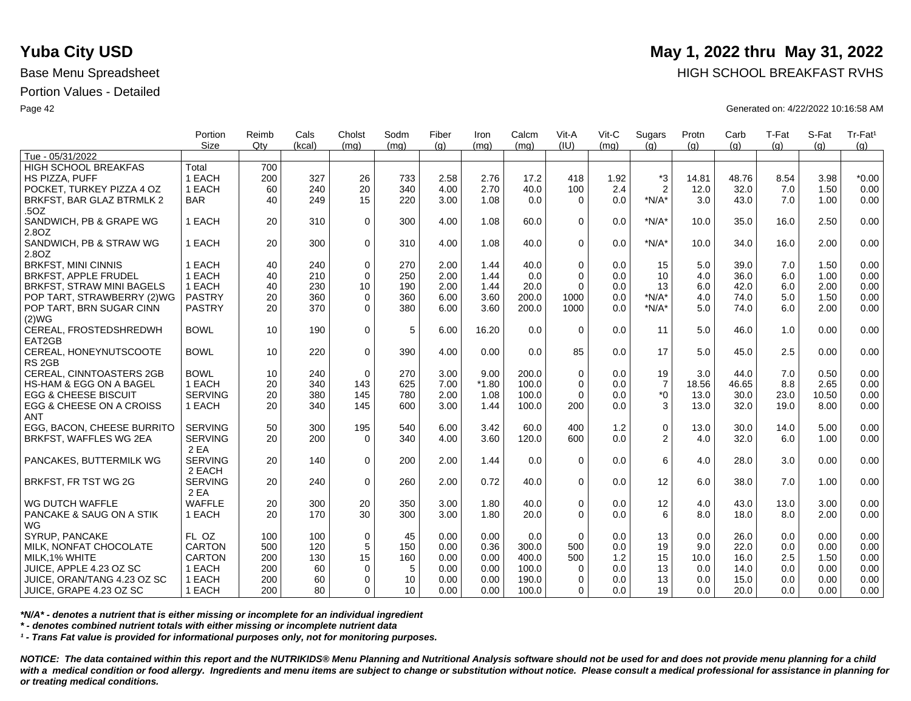# Yuba City USD

**May 1, 2022 thru May 31, 2022**

Base Menu Spreadsheet

HIGH SCHOOL BREAKFAST RVHS

Portion Values - Detailed

Generated on: 4/22/2022 10:16:58 AM

| | Portion Size | Reimb Qty | Cals (kcal) | Cholst (mg) | Sodm (mg) | Fiber (g) | Iron (mg) | Calcm (mg) | Vit-A (IU) | Vit-C (mg) | Sugars (g) | Protn (g) | Carb (g) | T-Fat (g) | S-Fat (g) | Tr-Fat¹ (g) |
|---|---|---|---|---|---|---|---|---|---|---|---|---|---|---|---|---|
| Tue - 05/31/2022 | | | | | | | | | | | | | | | | |
| HIGH SCHOOL BREAKFAS | Total | 700 | | | | | | | | | | | | | | |
| HS PIZZA, PUFF | 1 EACH | 200 | 327 | 26 | 733 | 2.58 | 2.76 | 17.2 | 418 | 1.92 | *3 | 14.81 | 48.76 | 8.54 | 3.98 | *0.00 |
| POCKET, TURKEY PIZZA 4 OZ | 1 EACH | 60 | 240 | 20 | 340 | 4.00 | 2.70 | 40.0 | 100 | 2.4 | 2 | 12.0 | 32.0 | 7.0 | 1.50 | 0.00 |
| BRKFST, BAR GLAZ BTRMLK 2 .5OZ | BAR | 40 | 249 | 15 | 220 | 3.00 | 1.08 | 0.0 | 0 | 0.0 | *N/A* | 3.0 | 43.0 | 7.0 | 1.00 | 0.00 |
| SANDWICH, PB & GRAPE WG 2.8OZ | 1 EACH | 20 | 310 | 0 | 300 | 4.00 | 1.08 | 60.0 | 0 | 0.0 | *N/A* | 10.0 | 35.0 | 16.0 | 2.50 | 0.00 |
| SANDWICH, PB & STRAW WG 2.8OZ | 1 EACH | 20 | 300 | 0 | 310 | 4.00 | 1.08 | 40.0 | 0 | 0.0 | *N/A* | 10.0 | 34.0 | 16.0 | 2.00 | 0.00 |
| BRKFST, MINI CINNIS | 1 EACH | 40 | 240 | 0 | 270 | 2.00 | 1.44 | 40.0 | 0 | 0.0 | 15 | 5.0 | 39.0 | 7.0 | 1.50 | 0.00 |
| BRKFST, APPLE FRUDEL | 1 EACH | 40 | 210 | 0 | 250 | 2.00 | 1.44 | 0.0 | 0 | 0.0 | 10 | 4.0 | 36.0 | 6.0 | 1.00 | 0.00 |
| BRKFST, STRAW MINI BAGELS | 1 EACH | 40 | 230 | 10 | 190 | 2.00 | 1.44 | 20.0 | 0 | 0.0 | 13 | 6.0 | 42.0 | 6.0 | 2.00 | 0.00 |
| POP TART, STRAWBERRY (2)WG | PASTRY | 20 | 360 | 0 | 360 | 6.00 | 3.60 | 200.0 | 1000 | 0.0 | *N/A* | 4.0 | 74.0 | 5.0 | 1.50 | 0.00 |
| POP TART, BRN SUGAR CINN (2)WG | PASTRY | 20 | 370 | 0 | 380 | 6.00 | 3.60 | 200.0 | 1000 | 0.0 | *N/A* | 5.0 | 74.0 | 6.0 | 2.00 | 0.00 |
| CEREAL, FROSTEDSHREDWH EAT2GB | BOWL | 10 | 190 | 0 | 5 | 6.00 | 16.20 | 0.0 | 0 | 0.0 | 11 | 5.0 | 46.0 | 1.0 | 0.00 | 0.00 |
| CEREAL, HONEYNUTSCOOTE RS 2GB | BOWL | 10 | 220 | 0 | 390 | 4.00 | 0.00 | 0.0 | 85 | 0.0 | 17 | 5.0 | 45.0 | 2.5 | 0.00 | 0.00 |
| CEREAL, CINNTOASTERS 2GB | BOWL | 10 | 240 | 0 | 270 | 3.00 | 9.00 | 200.0 | 0 | 0.0 | 19 | 3.0 | 44.0 | 7.0 | 0.50 | 0.00 |
| HS-HAM & EGG ON A BAGEL | 1 EACH | 20 | 340 | 143 | 625 | 7.00 | *1.80 | 100.0 | 0 | 0.0 | 7 | 18.56 | 46.65 | 8.8 | 2.65 | 0.00 |
| EGG & CHEESE BISCUIT | SERVING | 20 | 380 | 145 | 780 | 2.00 | 1.08 | 100.0 | 0 | 0.0 | *0 | 13.0 | 30.0 | 23.0 | 10.50 | 0.00 |
| EGG & CHEESE ON A CROISS ANT | 1 EACH | 20 | 340 | 145 | 600 | 3.00 | 1.44 | 100.0 | 200 | 0.0 | 3 | 13.0 | 32.0 | 19.0 | 8.00 | 0.00 |
| EGG, BACON, CHEESE BURRITO | SERVING | 50 | 300 | 195 | 540 | 6.00 | 3.42 | 60.0 | 400 | 1.2 | 0 | 13.0 | 30.0 | 14.0 | 5.00 | 0.00 |
| BRKFST, WAFFLES WG 2EA | SERVING 2 EA | 20 | 200 | 0 | 340 | 4.00 | 3.60 | 120.0 | 600 | 0.0 | 2 | 4.0 | 32.0 | 6.0 | 1.00 | 0.00 |
| PANCAKES, BUTTERMILK WG | SERVING 2 EACH | 20 | 140 | 0 | 200 | 2.00 | 1.44 | 0.0 | 0 | 0.0 | 6 | 4.0 | 28.0 | 3.0 | 0.00 | 0.00 |
| BRKFST, FR TST WG 2G | SERVING 2 EA | 20 | 240 | 0 | 260 | 2.00 | 0.72 | 40.0 | 0 | 0.0 | 12 | 6.0 | 38.0 | 7.0 | 1.00 | 0.00 |
| WG DUTCH WAFFLE | WAFFLE | 20 | 300 | 20 | 350 | 3.00 | 1.80 | 40.0 | 0 | 0.0 | 12 | 4.0 | 43.0 | 13.0 | 3.00 | 0.00 |
| PANCAKE & SAUG ON A STIK WG | 1 EACH | 20 | 170 | 30 | 300 | 3.00 | 1.80 | 20.0 | 0 | 0.0 | 6 | 8.0 | 18.0 | 8.0 | 2.00 | 0.00 |
| SYRUP, PANCAKE | FL OZ | 100 | 100 | 0 | 45 | 0.00 | 0.00 | 0.0 | 0 | 0.0 | 13 | 0.0 | 26.0 | 0.0 | 0.00 | 0.00 |
| MILK, NONFAT CHOCOLATE | CARTON | 500 | 120 | 5 | 150 | 0.00 | 0.36 | 300.0 | 500 | 0.0 | 19 | 9.0 | 22.0 | 0.0 | 0.00 | 0.00 |
| MILK,1% WHITE | CARTON | 200 | 130 | 15 | 160 | 0.00 | 0.00 | 400.0 | 500 | 1.2 | 15 | 10.0 | 16.0 | 2.5 | 1.50 | 0.00 |
| JUICE, APPLE 4.23 OZ SC | 1 EACH | 200 | 60 | 0 | 5 | 0.00 | 0.00 | 100.0 | 0 | 0.0 | 13 | 0.0 | 14.0 | 0.0 | 0.00 | 0.00 |
| JUICE, ORAN/TANG 4.23 OZ SC | 1 EACH | 200 | 60 | 0 | 10 | 0.00 | 0.00 | 190.0 | 0 | 0.0 | 13 | 0.0 | 15.0 | 0.0 | 0.00 | 0.00 |
| JUICE, GRAPE 4.23 OZ SC | 1 EACH | 200 | 80 | 0 | 10 | 0.00 | 0.00 | 100.0 | 0 | 0.0 | 19 | 0.0 | 20.0 | 0.0 | 0.00 | 0.00 |

***N/A* - denotes a nutrient that is either missing or incomplete for an individual ingredient***

*** - denotes combined nutrient totals with either missing or incomplete nutrient data***

***¹ - Trans Fat value is provided for informational purposes only, not for monitoring purposes.***

***NOTICE: The data contained within this report and the NUTRIKIDS® Menu Planning and Nutritional Analysis software should not be used for and does not provide menu planning for a child with a medical condition or food allergy. Ingredients and menu items are subject to change or substitution without notice. Please consult a medical professional for assistance in planning for or treating medical conditions.***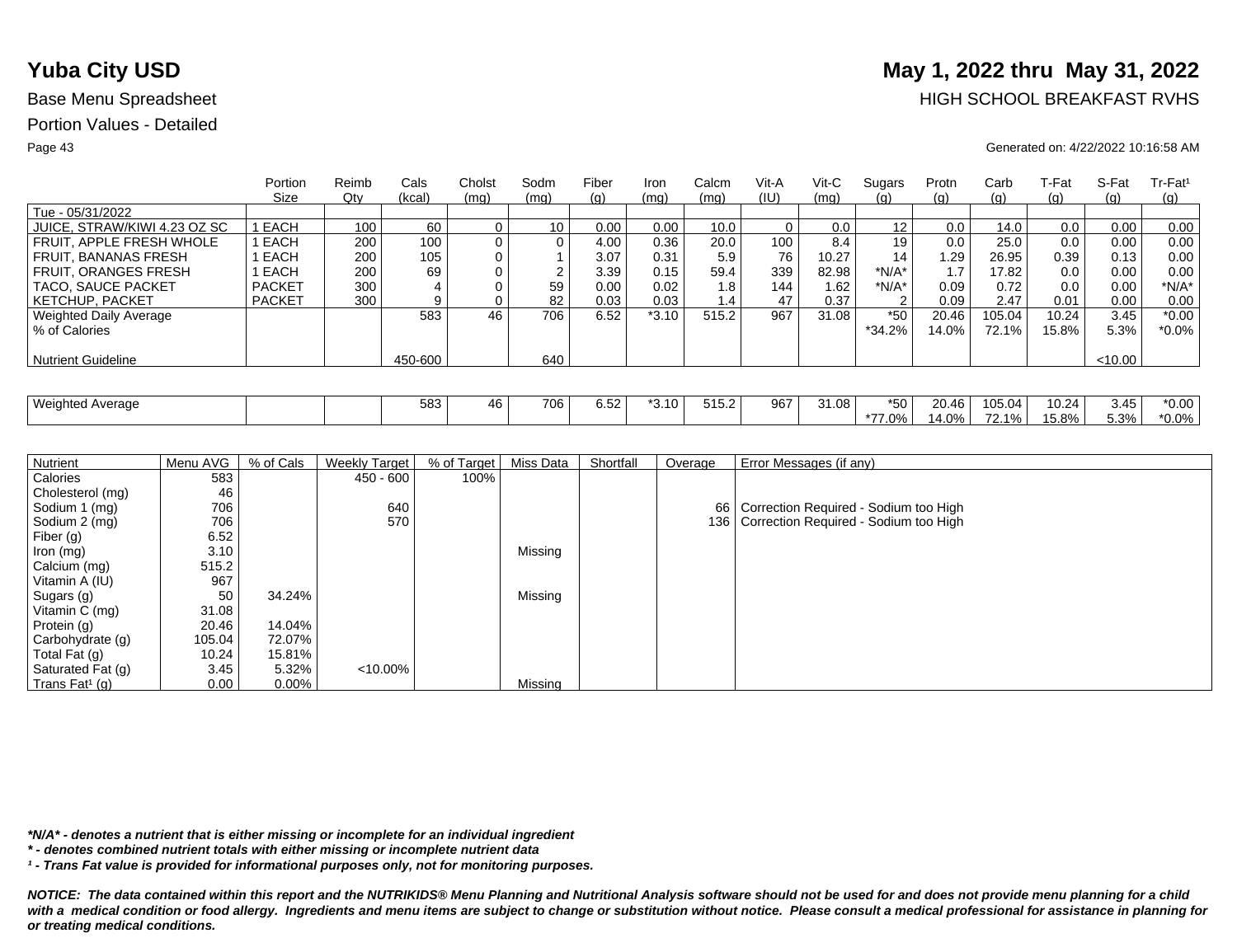# Yuba City USD

**May 1, 2022 thru May 31, 2022**

Base Menu Spreadsheet

HIGH SCHOOL BREAKFAST RVHS

Portion Values - Detailed

Generated on: 4/22/2022 10:16:58 AM

| | Portion Size | Reimb Qty | Cals (kcal) | Cholst (mg) | Sodm (mg) | Fiber (g) | Iron (mg) | Calcm (mg) | Vit-A (IU) | Vit-C (mg) | Sugars (g) | Protn (g) | Carb (g) | T-Fat (g) | S-Fat (g) | Tr-Fat[1] (g) |
|---|---|---|---|---|---|---|---|---|---|---|---|---|---|---|---|---|
| Tue - 05/31/2022 | | | | | | | | | | | | | | | | |
| JUICE, STRAW/KIWI 4.23 OZ SC | 1 EACH | 100 | 60 | 0 | 10 | 0.00 | 0.00 | 10.0 | 0 | 0.0 | 12 | 0.0 | 14.0 | 0.0 | 0.00 | 0.00 |
| FRUIT, APPLE FRESH WHOLE | 1 EACH | 200 | 100 | 0 | 0 | 4.00 | 0.36 | 20.0 | 100 | 8.4 | 19 | 0.0 | 25.0 | 0.0 | 0.00 | 0.00 |
| FRUIT, BANANAS FRESH | 1 EACH | 200 | 105 | 0 | 1 | 3.07 | 0.31 | 5.9 | 76 | 10.27 | 14 | 1.29 | 26.95 | 0.39 | 0.13 | 0.00 |
| FRUIT, ORANGES FRESH | 1 EACH | 200 | 69 | 0 | 2 | 3.39 | 0.15 | 59.4 | 339 | 82.98 | *N/A* | 1.7 | 17.82 | 0.0 | 0.00 | 0.00 |
| TACO, SAUCE PACKET | PACKET | 300 | 4 | 0 | 59 | 0.00 | 0.02 | 1.8 | 144 | 1.62 | *N/A* | 0.09 | 0.72 | 0.0 | 0.00 | *N/A* |
| KETCHUP, PACKET | PACKET | 300 | 9 | 0 | 82 | 0.03 | 0.03 | 1.4 | 47 | 0.37 | 2 | 0.09 | 2.47 | 0.01 | 0.00 | 0.00 |
| Weighted Daily Average | | | 583 | 46 | 706 | 6.52 | *3.10 | 515.2 | 967 | 31.08 | *50 | 20.46 | 105.04 | 10.24 | 3.45 | *0.00 |
| % of Calories | | | | | | | | | | | *34.2% | 14.0% | 72.1% | 15.8% | 5.3% | *0.0% |
| Nutrient Guideline | | | 450-600 | | 640 | | | | | | | | | | <10.00 | |

| | | | Cals | Cholst | Sodm | Fiber | Iron | Calcm | Vit-A | Vit-C | Sugars | Protn | Carb | T-Fat | S-Fat | Tr-Fat |
|---|---|---|---|---|---|---|---|---|---|---|---|---|---|---|---|---|
| Weighted Average | | | 583 | 46 | 706 | 6.52 | *3.10 | 515.2 | 967 | 31.08 | *50 | 20.46 | 105.04 | 10.24 | 3.45 | *0.00 |
| | | | | | | | | | | | *77.0% | 14.0% | 72.1% | 15.8% | 5.3% | *0.0% |

| Nutrient | Menu AVG | % of Cals | Weekly Target | % of Target | Miss Data | Shortfall | Overage | Error Messages (if any) |
|---|---|---|---|---|---|---|---|---|
| Calories | 583 | | 450 - 600 | 100% | | | | |
| Cholesterol (mg) | 46 | | | | | | | |
| Sodium 1 (mg) | 706 | | 640 | | | | 66 | Correction Required - Sodium too High |
| Sodium 2 (mg) | 706 | | 570 | | | | 136 | Correction Required - Sodium too High |
| Fiber (g) | 6.52 | | | | | | | |
| Iron (mg) | 3.10 | | | | Missing | | | |
| Calcium (mg) | 515.2 | | | | | | | |
| Vitamin A (IU) | 967 | | | | | | | |
| Sugars (g) | 50 | 34.24% | | | Missing | | | |
| Vitamin C (mg) | 31.08 | | | | | | | |
| Protein (g) | 20.46 | 14.04% | | | | | | |
| Carbohydrate (g) | 105.04 | 72.07% | | | | | | |
| Total Fat (g) | 10.24 | 15.81% | | | | | | |
| Saturated Fat (g) | 3.45 | 5.32% | <10.00% | | | | | |
| Trans Fat[1] (g) | 0.00 | 0.00% | | | Missing | | | |

***N/A* - denotes a nutrient that is either missing or incomplete for an individual ingredient***

***\* - denotes combined nutrient totals with either missing or incomplete nutrient data***

***[1] - Trans Fat value is provided for informational purposes only, not for monitoring purposes.***

***NOTICE: The data contained within this report and the NUTRIKIDS® Menu Planning and Nutritional Analysis software should not be used for and does not provide menu planning for a child with a medical condition or food allergy. Ingredients and menu items are subject to change or substitution without notice. Please consult a medical professional for assistance in planning for or treating medical conditions.***